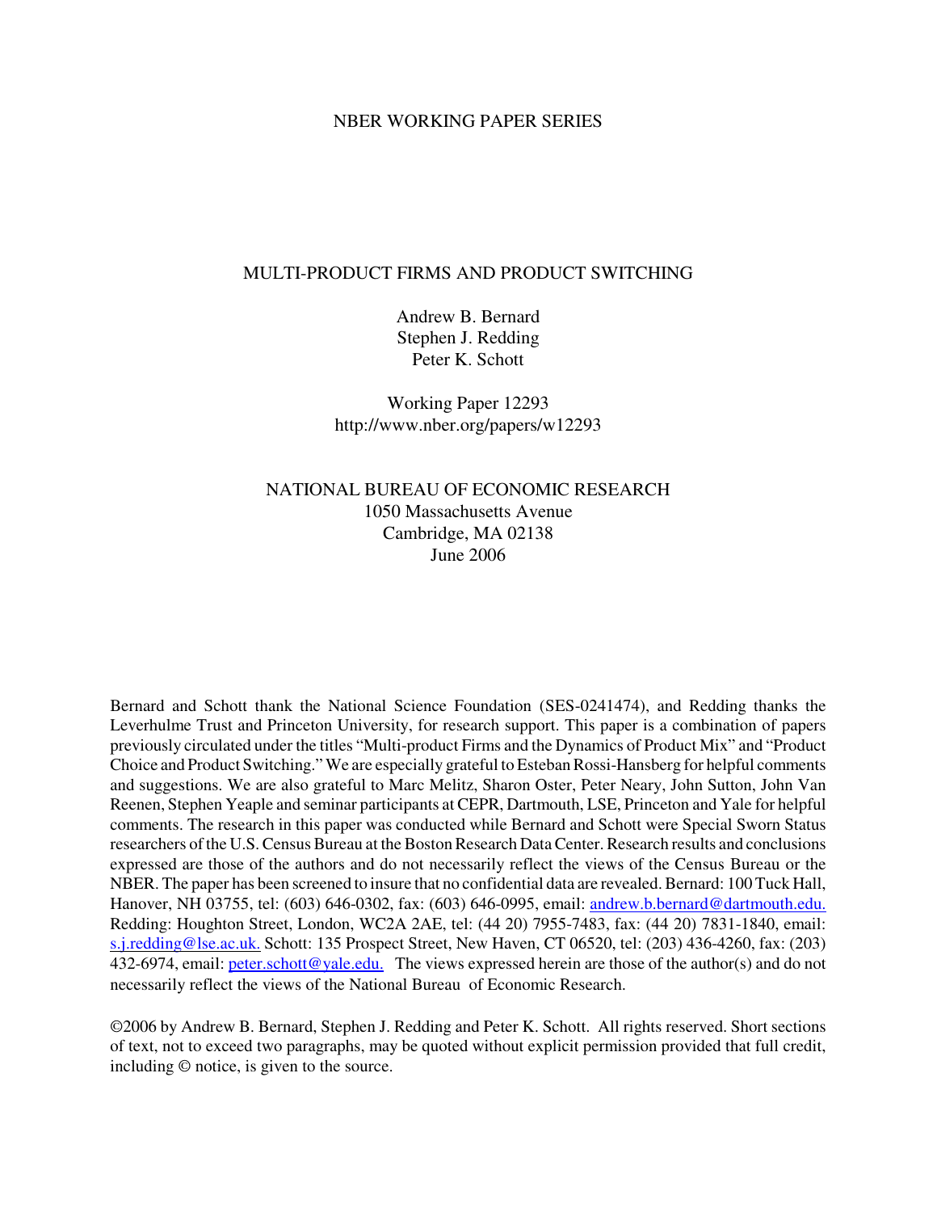NBER WORKING PAPER SERIES

# MULTI-PRODUCT FIRMS AND PRODUCT SWITCHING

Andrew B. Bernard
Stephen J. Redding
Peter K. Schott

Working Paper 12293
http://www.nber.org/papers/w12293

NATIONAL BUREAU OF ECONOMIC RESEARCH
1050 Massachusetts Avenue
Cambridge, MA 02138
June 2006

Bernard and Schott thank the National Science Foundation (SES-0241474), and Redding thanks the Leverhulme Trust and Princeton University, for research support. This paper is a combination of papers previously circulated under the titles "Multi-product Firms and the Dynamics of Product Mix" and "Product Choice and Product Switching." We are especially grateful to Esteban Rossi-Hansberg for helpful comments and suggestions. We are also grateful to Marc Melitz, Sharon Oster, Peter Neary, John Sutton, John Van Reenen, Stephen Yeaple and seminar participants at CEPR, Dartmouth, LSE, Princeton and Yale for helpful comments. The research in this paper was conducted while Bernard and Schott were Special Sworn Status researchers of the U.S. Census Bureau at the Boston Research Data Center. Research results and conclusions expressed are those of the authors and do not necessarily reflect the views of the Census Bureau or the NBER. The paper has been screened to insure that no confidential data are revealed. Bernard: 100 Tuck Hall, Hanover, NH 03755, tel: (603) 646-0302, fax: (603) 646-0995, email: andrew.b.bernard@dartmouth.edu. Redding: Houghton Street, London, WC2A 2AE, tel: (44 20) 7955-7483, fax: (44 20) 7831-1840, email: s.j.redding@lse.ac.uk. Schott: 135 Prospect Street, New Haven, CT 06520, tel: (203) 436-4260, fax: (203) 432-6974, email: peter.schott@yale.edu. The views expressed herein are those of the author(s) and do not necessarily reflect the views of the National Bureau of Economic Research.

©2006 by Andrew B. Bernard, Stephen J. Redding and Peter K. Schott. All rights reserved. Short sections of text, not to exceed two paragraphs, may be quoted without explicit permission provided that full credit, including © notice, is given to the source.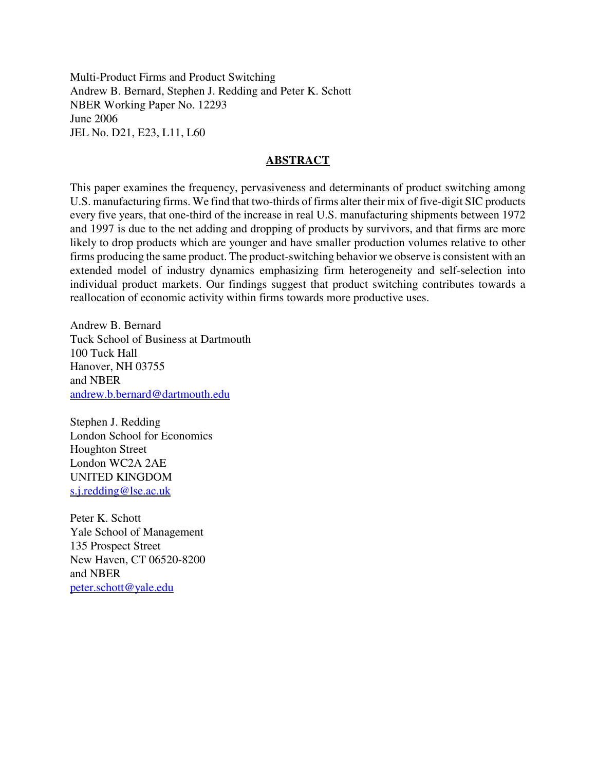Multi-Product Firms and Product Switching
Andrew B. Bernard, Stephen J. Redding and Peter K. Schott
NBER Working Paper No. 12293
June 2006
JEL No. D21, E23, L11, L60

## ABSTRACT

This paper examines the frequency, pervasiveness and determinants of product switching among U.S. manufacturing firms. We find that two-thirds of firms alter their mix of five-digit SIC products every five years, that one-third of the increase in real U.S. manufacturing shipments between 1972 and 1997 is due to the net adding and dropping of products by survivors, and that firms are more likely to drop products which are younger and have smaller production volumes relative to other firms producing the same product. The product-switching behavior we observe is consistent with an extended model of industry dynamics emphasizing firm heterogeneity and self-selection into individual product markets. Our findings suggest that product switching contributes towards a reallocation of economic activity within firms towards more productive uses.

Andrew B. Bernard
Tuck School of Business at Dartmouth
100 Tuck Hall
Hanover, NH 03755
and NBER
andrew.b.bernard@dartmouth.edu

Stephen J. Redding
London School for Economics
Houghton Street
London WC2A 2AE
UNITED KINGDOM
s.j.redding@lse.ac.uk

Peter K. Schott
Yale School of Management
135 Prospect Street
New Haven, CT 06520-8200
and NBER
peter.schott@yale.edu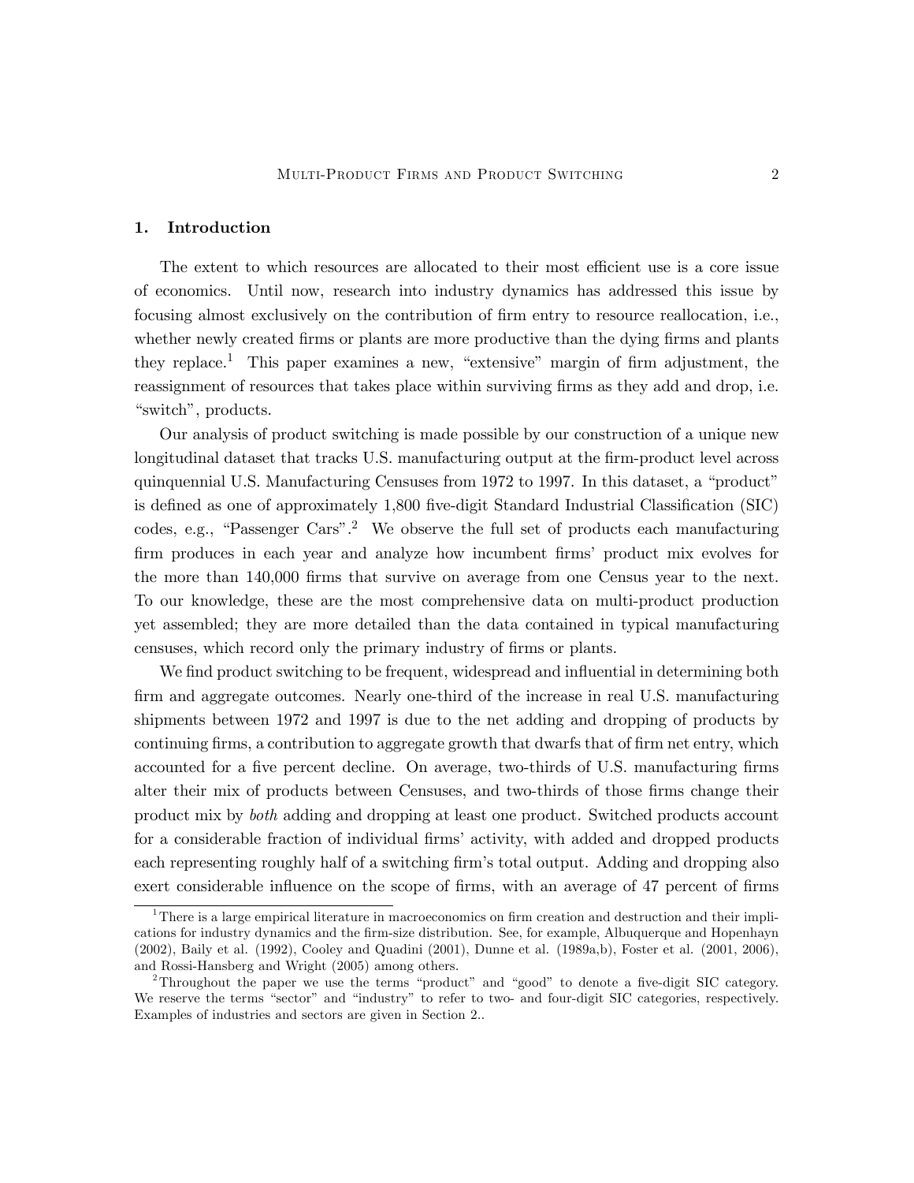## 1. Introduction

The extent to which resources are allocated to their most efficient use is a core issue of economics. Until now, research into industry dynamics has addressed this issue by focusing almost exclusively on the contribution of firm entry to resource reallocation, i.e., whether newly created firms or plants are more productive than the dying firms and plants they replace.[1] This paper examines a new, "extensive" margin of firm adjustment, the reassignment of resources that takes place within surviving firms as they add and drop, i.e. "switch", products.

Our analysis of product switching is made possible by our construction of a unique new longitudinal dataset that tracks U.S. manufacturing output at the firm-product level across quinquennial U.S. Manufacturing Censuses from 1972 to 1997. In this dataset, a "product" is defined as one of approximately 1,800 five-digit Standard Industrial Classification (SIC) codes, e.g., "Passenger Cars".[2] We observe the full set of products each manufacturing firm produces in each year and analyze how incumbent firms' product mix evolves for the more than 140,000 firms that survive on average from one Census year to the next. To our knowledge, these are the most comprehensive data on multi-product production yet assembled; they are more detailed than the data contained in typical manufacturing censuses, which record only the primary industry of firms or plants.

We find product switching to be frequent, widespread and influential in determining both firm and aggregate outcomes. Nearly one-third of the increase in real U.S. manufacturing shipments between 1972 and 1997 is due to the net adding and dropping of products by continuing firms, a contribution to aggregate growth that dwarfs that of firm net entry, which accounted for a five percent decline. On average, two-thirds of U.S. manufacturing firms alter their mix of products between Censuses, and two-thirds of those firms change their product mix by *both* adding and dropping at least one product. Switched products account for a considerable fraction of individual firms' activity, with added and dropped products each representing roughly half of a switching firm's total output. Adding and dropping also exert considerable influence on the scope of firms, with an average of 47 percent of firms

[1] There is a large empirical literature in macroeconomics on firm creation and destruction and their implications for industry dynamics and the firm-size distribution. See, for example, Albuquerque and Hopenhayn (2002), Baily et al. (1992), Cooley and Quadini (2001), Dunne et al. (1989a,b), Foster et al. (2001, 2006), and Rossi-Hansberg and Wright (2005) among others.

[2] Throughout the paper we use the terms "product" and "good" to denote a five-digit SIC category. We reserve the terms "sector" and "industry" to refer to two- and four-digit SIC categories, respectively. Examples of industries and sectors are given in Section 2..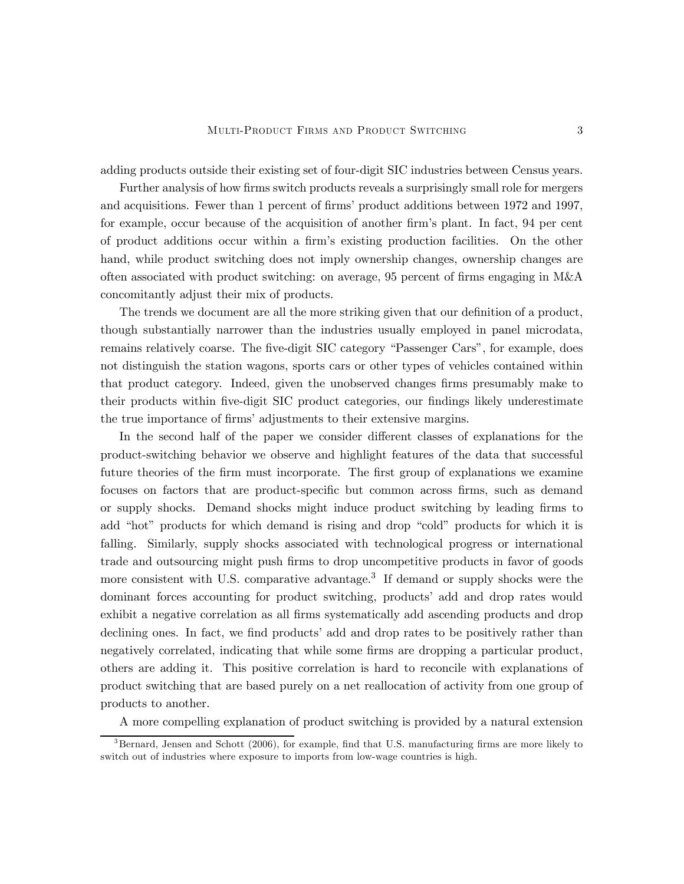adding products outside their existing set of four-digit SIC industries between Census years.

Further analysis of how firms switch products reveals a surprisingly small role for mergers and acquisitions. Fewer than 1 percent of firms' product additions between 1972 and 1997, for example, occur because of the acquisition of another firm's plant. In fact, 94 per cent of product additions occur within a firm's existing production facilities. On the other hand, while product switching does not imply ownership changes, ownership changes are often associated with product switching: on average, 95 percent of firms engaging in M&A concomitantly adjust their mix of products.

The trends we document are all the more striking given that our definition of a product, though substantially narrower than the industries usually employed in panel microdata, remains relatively coarse. The five-digit SIC category "Passenger Cars", for example, does not distinguish the station wagons, sports cars or other types of vehicles contained within that product category. Indeed, given the unobserved changes firms presumably make to their products within five-digit SIC product categories, our findings likely underestimate the true importance of firms' adjustments to their extensive margins.

In the second half of the paper we consider different classes of explanations for the product-switching behavior we observe and highlight features of the data that successful future theories of the firm must incorporate. The first group of explanations we examine focuses on factors that are product-specific but common across firms, such as demand or supply shocks. Demand shocks might induce product switching by leading firms to add "hot" products for which demand is rising and drop "cold" products for which it is falling. Similarly, supply shocks associated with technological progress or international trade and outsourcing might push firms to drop uncompetitive products in favor of goods more consistent with U.S. comparative advantage.[3] If demand or supply shocks were the dominant forces accounting for product switching, products' add and drop rates would exhibit a negative correlation as all firms systematically add ascending products and drop declining ones. In fact, we find products' add and drop rates to be positively rather than negatively correlated, indicating that while some firms are dropping a particular product, others are adding it. This positive correlation is hard to reconcile with explanations of product switching that are based purely on a net reallocation of activity from one group of products to another.

A more compelling explanation of product switching is provided by a natural extension

[3] Bernard, Jensen and Schott (2006), for example, find that U.S. manufacturing firms are more likely to switch out of industries where exposure to imports from low-wage countries is high.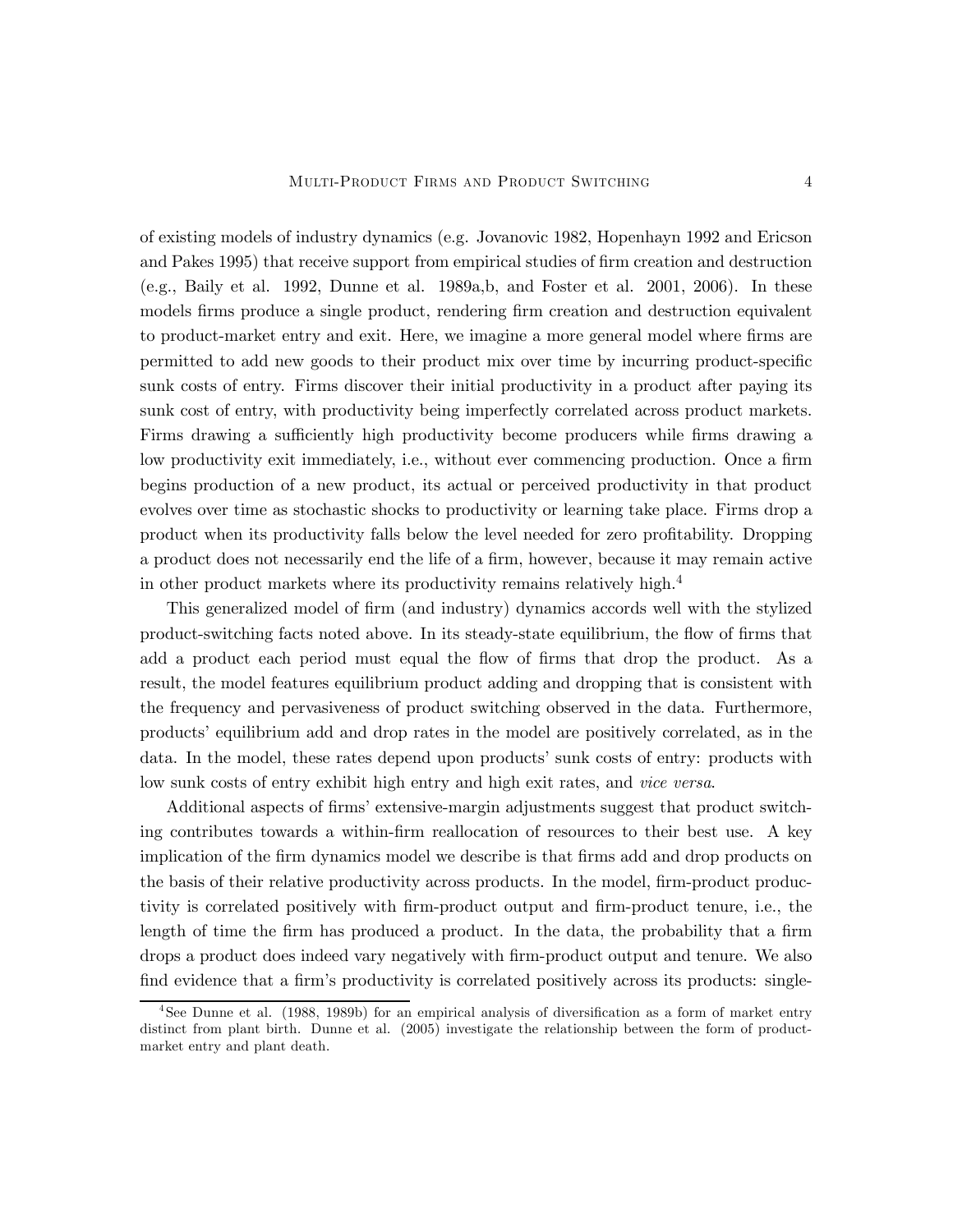of existing models of industry dynamics (e.g. Jovanovic 1982, Hopenhayn 1992 and Ericson and Pakes 1995) that receive support from empirical studies of firm creation and destruction (e.g., Baily et al. 1992, Dunne et al. 1989a,b, and Foster et al. 2001, 2006). In these models firms produce a single product, rendering firm creation and destruction equivalent to product-market entry and exit. Here, we imagine a more general model where firms are permitted to add new goods to their product mix over time by incurring product-specific sunk costs of entry. Firms discover their initial productivity in a product after paying its sunk cost of entry, with productivity being imperfectly correlated across product markets. Firms drawing a sufficiently high productivity become producers while firms drawing a low productivity exit immediately, i.e., without ever commencing production. Once a firm begins production of a new product, its actual or perceived productivity in that product evolves over time as stochastic shocks to productivity or learning take place. Firms drop a product when its productivity falls below the level needed for zero profitability. Dropping a product does not necessarily end the life of a firm, however, because it may remain active in other product markets where its productivity remains relatively high.[4]

This generalized model of firm (and industry) dynamics accords well with the stylized product-switching facts noted above. In its steady-state equilibrium, the flow of firms that add a product each period must equal the flow of firms that drop the product. As a result, the model features equilibrium product adding and dropping that is consistent with the frequency and pervasiveness of product switching observed in the data. Furthermore, products' equilibrium add and drop rates in the model are positively correlated, as in the data. In the model, these rates depend upon products' sunk costs of entry: products with low sunk costs of entry exhibit high entry and high exit rates, and *vice versa*.

Additional aspects of firms' extensive-margin adjustments suggest that product switching contributes towards a within-firm reallocation of resources to their best use. A key implication of the firm dynamics model we describe is that firms add and drop products on the basis of their relative productivity across products. In the model, firm-product productivity is correlated positively with firm-product output and firm-product tenure, i.e., the length of time the firm has produced a product. In the data, the probability that a firm drops a product does indeed vary negatively with firm-product output and tenure. We also find evidence that a firm's productivity is correlated positively across its products: single-

[4] See Dunne et al. (1988, 1989b) for an empirical analysis of diversification as a form of market entry distinct from plant birth. Dunne et al. (2005) investigate the relationship between the form of product-market entry and plant death.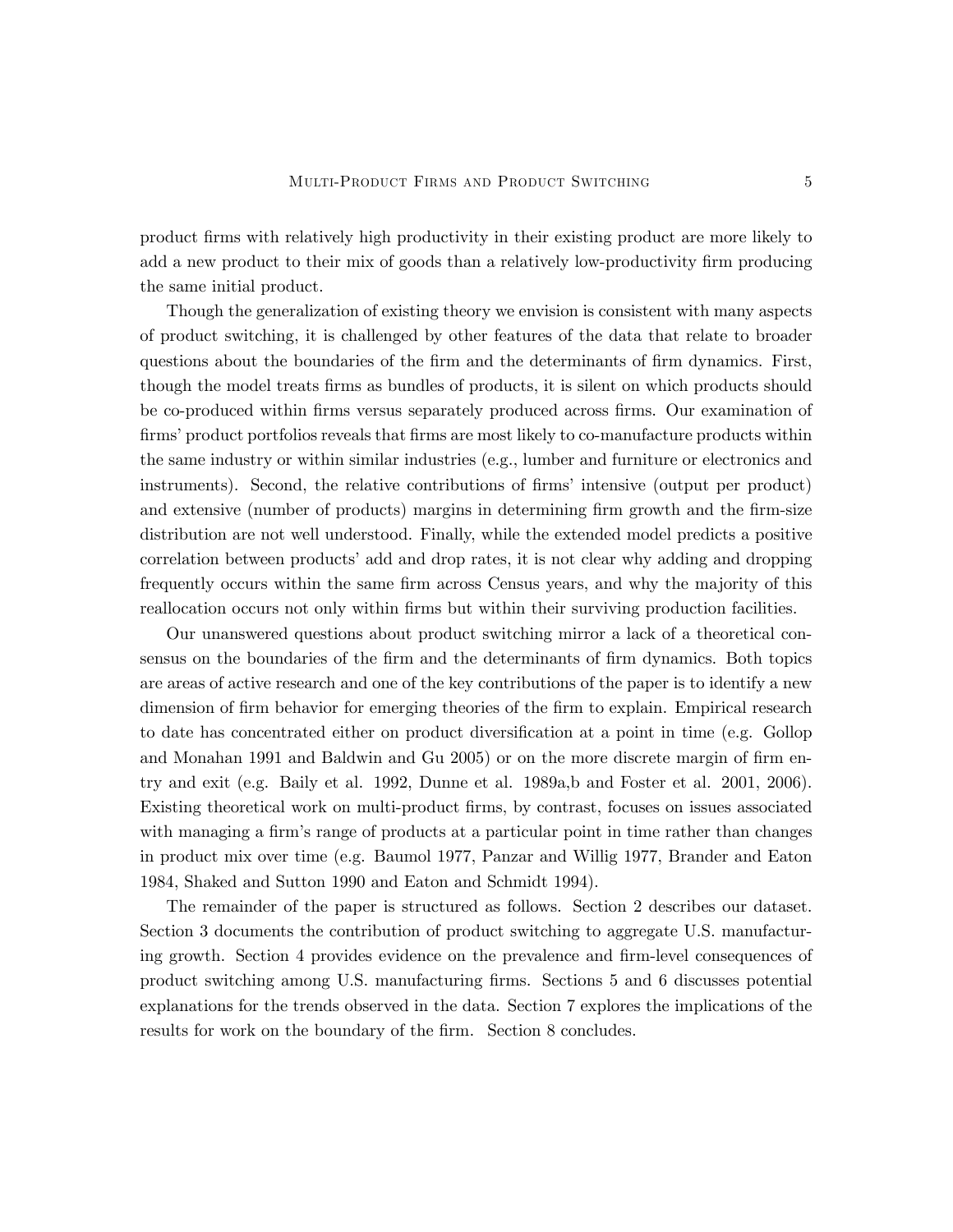product firms with relatively high productivity in their existing product are more likely to add a new product to their mix of goods than a relatively low-productivity firm producing the same initial product.

Though the generalization of existing theory we envision is consistent with many aspects of product switching, it is challenged by other features of the data that relate to broader questions about the boundaries of the firm and the determinants of firm dynamics. First, though the model treats firms as bundles of products, it is silent on which products should be co-produced within firms versus separately produced across firms. Our examination of firms' product portfolios reveals that firms are most likely to co-manufacture products within the same industry or within similar industries (e.g., lumber and furniture or electronics and instruments). Second, the relative contributions of firms' intensive (output per product) and extensive (number of products) margins in determining firm growth and the firm-size distribution are not well understood. Finally, while the extended model predicts a positive correlation between products' add and drop rates, it is not clear why adding and dropping frequently occurs within the same firm across Census years, and why the majority of this reallocation occurs not only within firms but within their surviving production facilities.

Our unanswered questions about product switching mirror a lack of a theoretical consensus on the boundaries of the firm and the determinants of firm dynamics. Both topics are areas of active research and one of the key contributions of the paper is to identify a new dimension of firm behavior for emerging theories of the firm to explain. Empirical research to date has concentrated either on product diversification at a point in time (e.g. Gollop and Monahan 1991 and Baldwin and Gu 2005) or on the more discrete margin of firm entry and exit (e.g. Baily et al. 1992, Dunne et al. 1989a,b and Foster et al. 2001, 2006). Existing theoretical work on multi-product firms, by contrast, focuses on issues associated with managing a firm's range of products at a particular point in time rather than changes in product mix over time (e.g. Baumol 1977, Panzar and Willig 1977, Brander and Eaton 1984, Shaked and Sutton 1990 and Eaton and Schmidt 1994).

The remainder of the paper is structured as follows. Section 2 describes our dataset. Section 3 documents the contribution of product switching to aggregate U.S. manufacturing growth. Section 4 provides evidence on the prevalence and firm-level consequences of product switching among U.S. manufacturing firms. Sections 5 and 6 discusses potential explanations for the trends observed in the data. Section 7 explores the implications of the results for work on the boundary of the firm. Section 8 concludes.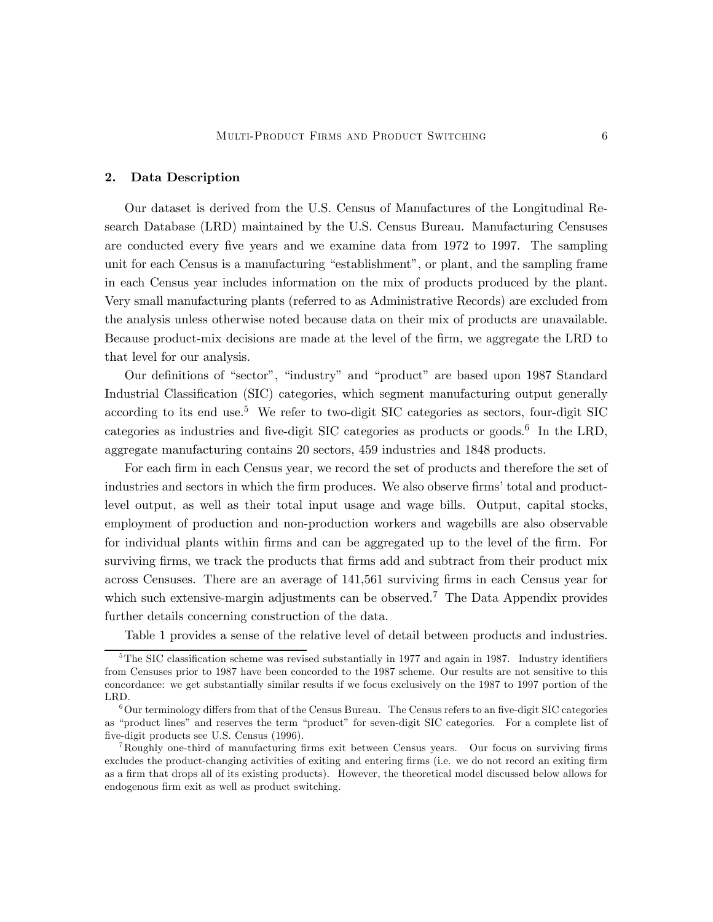## 2. Data Description

Our dataset is derived from the U.S. Census of Manufactures of the Longitudinal Research Database (LRD) maintained by the U.S. Census Bureau. Manufacturing Censuses are conducted every five years and we examine data from 1972 to 1997. The sampling unit for each Census is a manufacturing "establishment", or plant, and the sampling frame in each Census year includes information on the mix of products produced by the plant. Very small manufacturing plants (referred to as Administrative Records) are excluded from the analysis unless otherwise noted because data on their mix of products are unavailable. Because product-mix decisions are made at the level of the firm, we aggregate the LRD to that level for our analysis.

Our definitions of "sector", "industry" and "product" are based upon 1987 Standard Industrial Classification (SIC) categories, which segment manufacturing output generally according to its end use.[5] We refer to two-digit SIC categories as sectors, four-digit SIC categories as industries and five-digit SIC categories as products or goods.[6] In the LRD, aggregate manufacturing contains 20 sectors, 459 industries and 1848 products.

For each firm in each Census year, we record the set of products and therefore the set of industries and sectors in which the firm produces. We also observe firms' total and product-level output, as well as their total input usage and wage bills. Output, capital stocks, employment of production and non-production workers and wagebills are also observable for individual plants within firms and can be aggregated up to the level of the firm. For surviving firms, we track the products that firms add and subtract from their product mix across Censuses. There are an average of 141,561 surviving firms in each Census year for which such extensive-margin adjustments can be observed.[7] The Data Appendix provides further details concerning construction of the data.

Table 1 provides a sense of the relative level of detail between products and industries.

---

[5] The SIC classification scheme was revised substantially in 1977 and again in 1987. Industry identifiers from Censuses prior to 1987 have been concorded to the 1987 scheme. Our results are not sensitive to this concordance: we get substantially similar results if we focus exclusively on the 1987 to 1997 portion of the LRD.

[6] Our terminology differs from that of the Census Bureau. The Census refers to an five-digit SIC categories as "product lines" and reserves the term "product" for seven-digit SIC categories. For a complete list of five-digit products see U.S. Census (1996).

[7] Roughly one-third of manufacturing firms exit between Census years. Our focus on surviving firms excludes the product-changing activities of exiting and entering firms (i.e. we do not record an exiting firm as a firm that drops all of its existing products). However, the theoretical model discussed below allows for endogenous firm exit as well as product switching.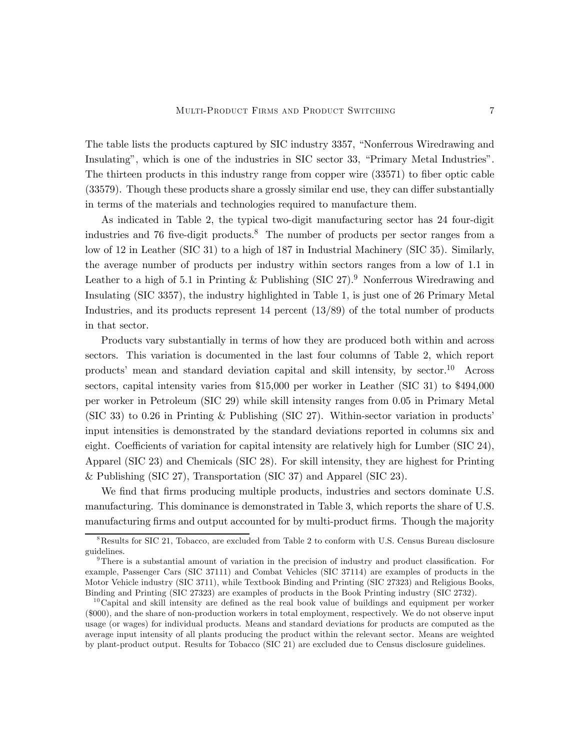The table lists the products captured by SIC industry 3357, "Nonferrous Wiredrawing and Insulating", which is one of the industries in SIC sector 33, "Primary Metal Industries". The thirteen products in this industry range from copper wire (33571) to fiber optic cable (33579). Though these products share a grossly similar end use, they can differ substantially in terms of the materials and technologies required to manufacture them.

As indicated in Table 2, the typical two-digit manufacturing sector has 24 four-digit industries and 76 five-digit products.[8] The number of products per sector ranges from a low of 12 in Leather (SIC 31) to a high of 187 in Industrial Machinery (SIC 35). Similarly, the average number of products per industry within sectors ranges from a low of 1.1 in Leather to a high of 5.1 in Printing & Publishing (SIC 27).[9] Nonferrous Wiredrawing and Insulating (SIC 3357), the industry highlighted in Table 1, is just one of 26 Primary Metal Industries, and its products represent 14 percent (13/89) of the total number of products in that sector.

Products vary substantially in terms of how they are produced both within and across sectors. This variation is documented in the last four columns of Table 2, which report products' mean and standard deviation capital and skill intensity, by sector.[10] Across sectors, capital intensity varies from $15,000 per worker in Leather (SIC 31) to $494,000 per worker in Petroleum (SIC 29) while skill intensity ranges from 0.05 in Primary Metal (SIC 33) to 0.26 in Printing & Publishing (SIC 27). Within-sector variation in products' input intensities is demonstrated by the standard deviations reported in columns six and eight. Coefficients of variation for capital intensity are relatively high for Lumber (SIC 24), Apparel (SIC 23) and Chemicals (SIC 28). For skill intensity, they are highest for Printing & Publishing (SIC 27), Transportation (SIC 37) and Apparel (SIC 23).

We find that firms producing multiple products, industries and sectors dominate U.S. manufacturing. This dominance is demonstrated in Table 3, which reports the share of U.S. manufacturing firms and output accounted for by multi-product firms. Though the majority

---

[8] Results for SIC 21, Tobacco, are excluded from Table 2 to conform with U.S. Census Bureau disclosure guidelines.

[9] There is a substantial amount of variation in the precision of industry and product classification. For example, Passenger Cars (SIC 37111) and Combat Vehicles (SIC 37114) are examples of products in the Motor Vehicle industry (SIC 3711), while Textbook Binding and Printing (SIC 27323) and Religious Books, Binding and Printing (SIC 27323) are examples of products in the Book Printing industry (SIC 2732).

[10] Capital and skill intensity are defined as the real book value of buildings and equipment per worker ($000), and the share of non-production workers in total employment, respectively. We do not observe input usage (or wages) for individual products. Means and standard deviations for products are computed as the average input intensity of all plants producing the product within the relevant sector. Means are weighted by plant-product output. Results for Tobacco (SIC 21) are excluded due to Census disclosure guidelines.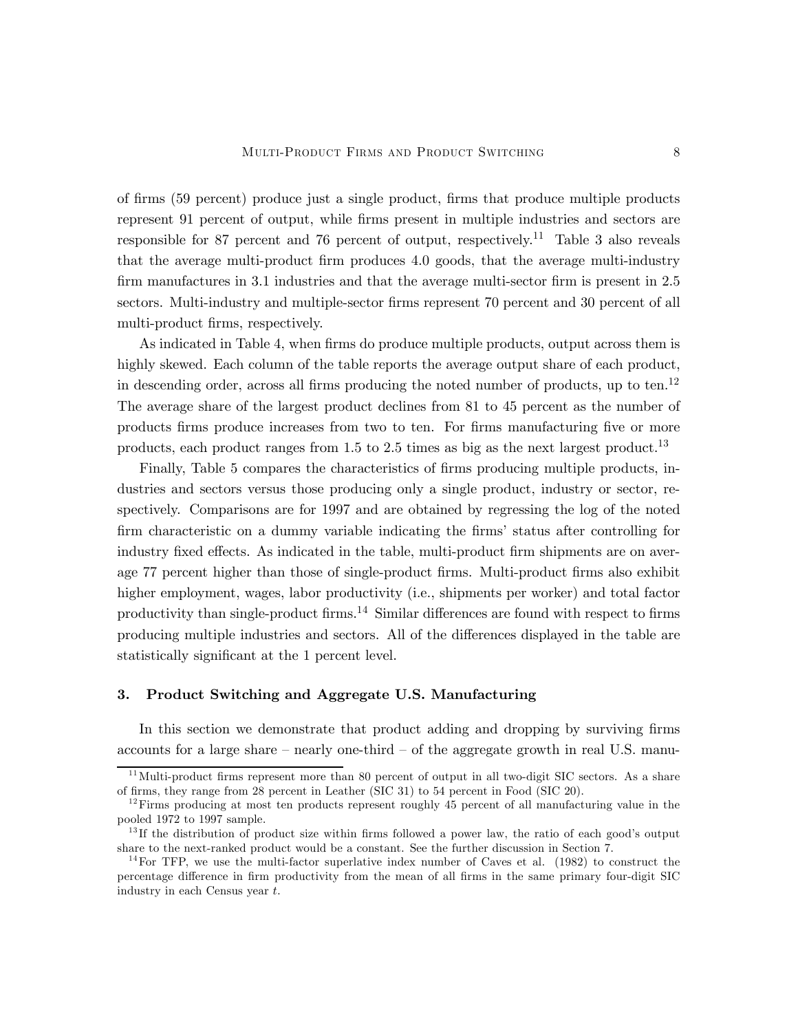of firms (59 percent) produce just a single product, firms that produce multiple products represent 91 percent of output, while firms present in multiple industries and sectors are responsible for 87 percent and 76 percent of output, respectively.[11] Table 3 also reveals that the average multi-product firm produces 4.0 goods, that the average multi-industry firm manufactures in 3.1 industries and that the average multi-sector firm is present in 2.5 sectors. Multi-industry and multiple-sector firms represent 70 percent and 30 percent of all multi-product firms, respectively.

As indicated in Table 4, when firms do produce multiple products, output across them is highly skewed. Each column of the table reports the average output share of each product, in descending order, across all firms producing the noted number of products, up to ten.[12] The average share of the largest product declines from 81 to 45 percent as the number of products firms produce increases from two to ten. For firms manufacturing five or more products, each product ranges from 1.5 to 2.5 times as big as the next largest product.[13]

Finally, Table 5 compares the characteristics of firms producing multiple products, industries and sectors versus those producing only a single product, industry or sector, respectively. Comparisons are for 1997 and are obtained by regressing the log of the noted firm characteristic on a dummy variable indicating the firms' status after controlling for industry fixed effects. As indicated in the table, multi-product firm shipments are on average 77 percent higher than those of single-product firms. Multi-product firms also exhibit higher employment, wages, labor productivity (i.e., shipments per worker) and total factor productivity than single-product firms.[14] Similar differences are found with respect to firms producing multiple industries and sectors. All of the differences displayed in the table are statistically significant at the 1 percent level.

## 3. Product Switching and Aggregate U.S. Manufacturing

In this section we demonstrate that product adding and dropping by surviving firms accounts for a large share – nearly one-third – of the aggregate growth in real U.S. manu-

---

[11] Multi-product firms represent more than 80 percent of output in all two-digit SIC sectors. As a share of firms, they range from 28 percent in Leather (SIC 31) to 54 percent in Food (SIC 20).

[12] Firms producing at most ten products represent roughly 45 percent of all manufacturing value in the pooled 1972 to 1997 sample.

[13] If the distribution of product size within firms followed a power law, the ratio of each good's output share to the next-ranked product would be a constant. See the further discussion in Section 7.

[14] For TFP, we use the multi-factor superlative index number of Caves et al. (1982) to construct the percentage difference in firm productivity from the mean of all firms in the same primary four-digit SIC industry in each Census year $t$.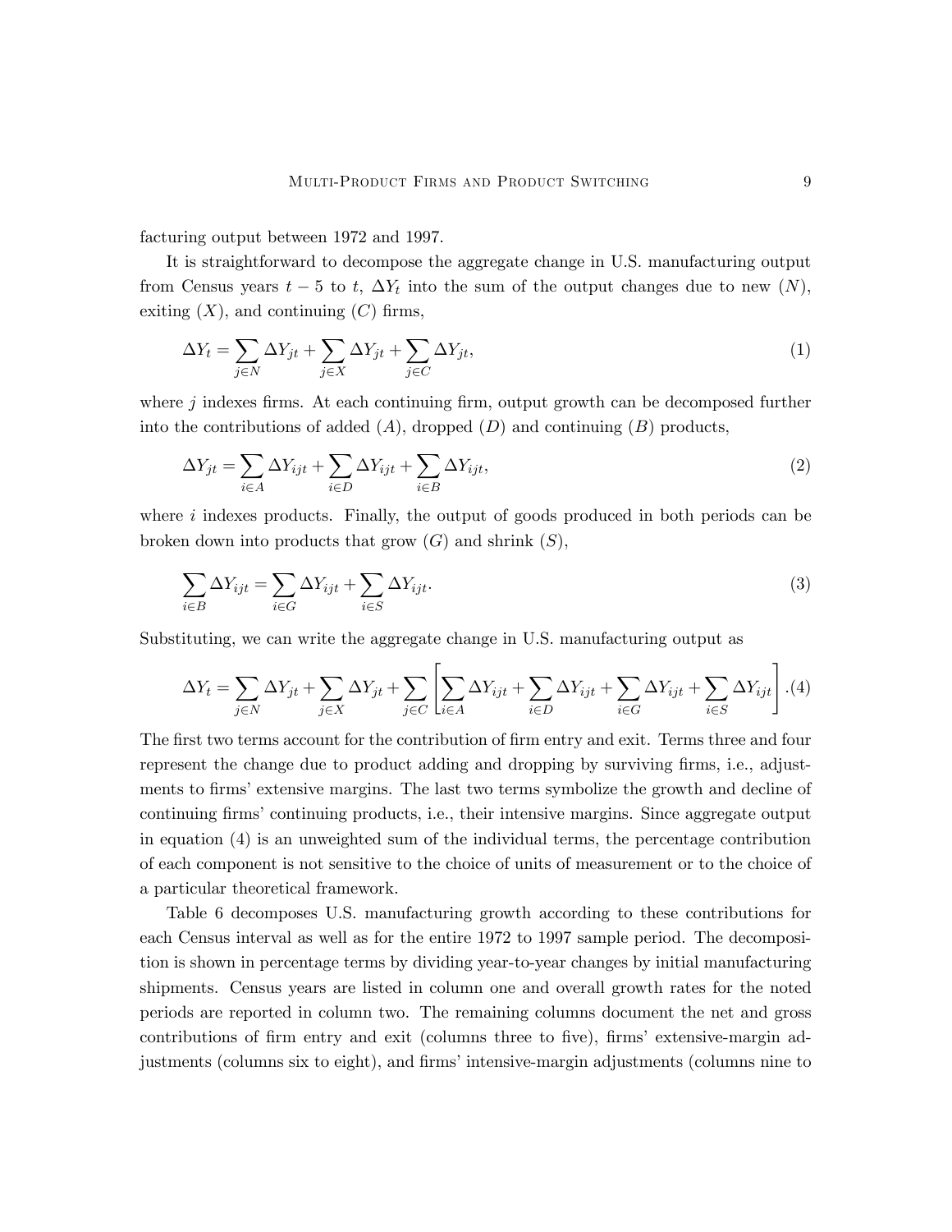facturing output between 1972 and 1997.

It is straightforward to decompose the aggregate change in U.S. manufacturing output from Census years $t-5$ to $t$, $\Delta Y_t$ into the sum of the output changes due to new ($N$), exiting ($X$), and continuing ($C$) firms,

$$\Delta Y_t = \sum_{j \in N} \Delta Y_{jt} + \sum_{j \in X} \Delta Y_{jt} + \sum_{j \in C} \Delta Y_{jt}, \tag{1}$$

where $j$ indexes firms. At each continuing firm, output growth can be decomposed further into the contributions of added ($A$), dropped ($D$) and continuing ($B$) products,

$$\Delta Y_{jt} = \sum_{i \in A} \Delta Y_{ijt} + \sum_{i \in D} \Delta Y_{ijt} + \sum_{i \in B} \Delta Y_{ijt}, \tag{2}$$

where $i$ indexes products. Finally, the output of goods produced in both periods can be broken down into products that grow ($G$) and shrink ($S$),

$$\sum_{i \in B} \Delta Y_{ijt} = \sum_{i \in G} \Delta Y_{ijt} + \sum_{i \in S} \Delta Y_{ijt}. \tag{3}$$

Substituting, we can write the aggregate change in U.S. manufacturing output as

$$\Delta Y_t = \sum_{j \in N} \Delta Y_{jt} + \sum_{j \in X} \Delta Y_{jt} + \sum_{j \in C} \left[ \sum_{i \in A} \Delta Y_{ijt} + \sum_{i \in D} \Delta Y_{ijt} + \sum_{i \in G} \Delta Y_{ijt} + \sum_{i \in S} \Delta Y_{ijt} \right]. \tag{4}$$

The first two terms account for the contribution of firm entry and exit. Terms three and four represent the change due to product adding and dropping by surviving firms, i.e., adjustments to firms' extensive margins. The last two terms symbolize the growth and decline of continuing firms' continuing products, i.e., their intensive margins. Since aggregate output in equation (4) is an unweighted sum of the individual terms, the percentage contribution of each component is not sensitive to the choice of units of measurement or to the choice of a particular theoretical framework.

Table 6 decomposes U.S. manufacturing growth according to these contributions for each Census interval as well as for the entire 1972 to 1997 sample period. The decomposition is shown in percentage terms by dividing year-to-year changes by initial manufacturing shipments. Census years are listed in column one and overall growth rates for the noted periods are reported in column two. The remaining columns document the net and gross contributions of firm entry and exit (columns three to five), firms' extensive-margin adjustments (columns six to eight), and firms' intensive-margin adjustments (columns nine to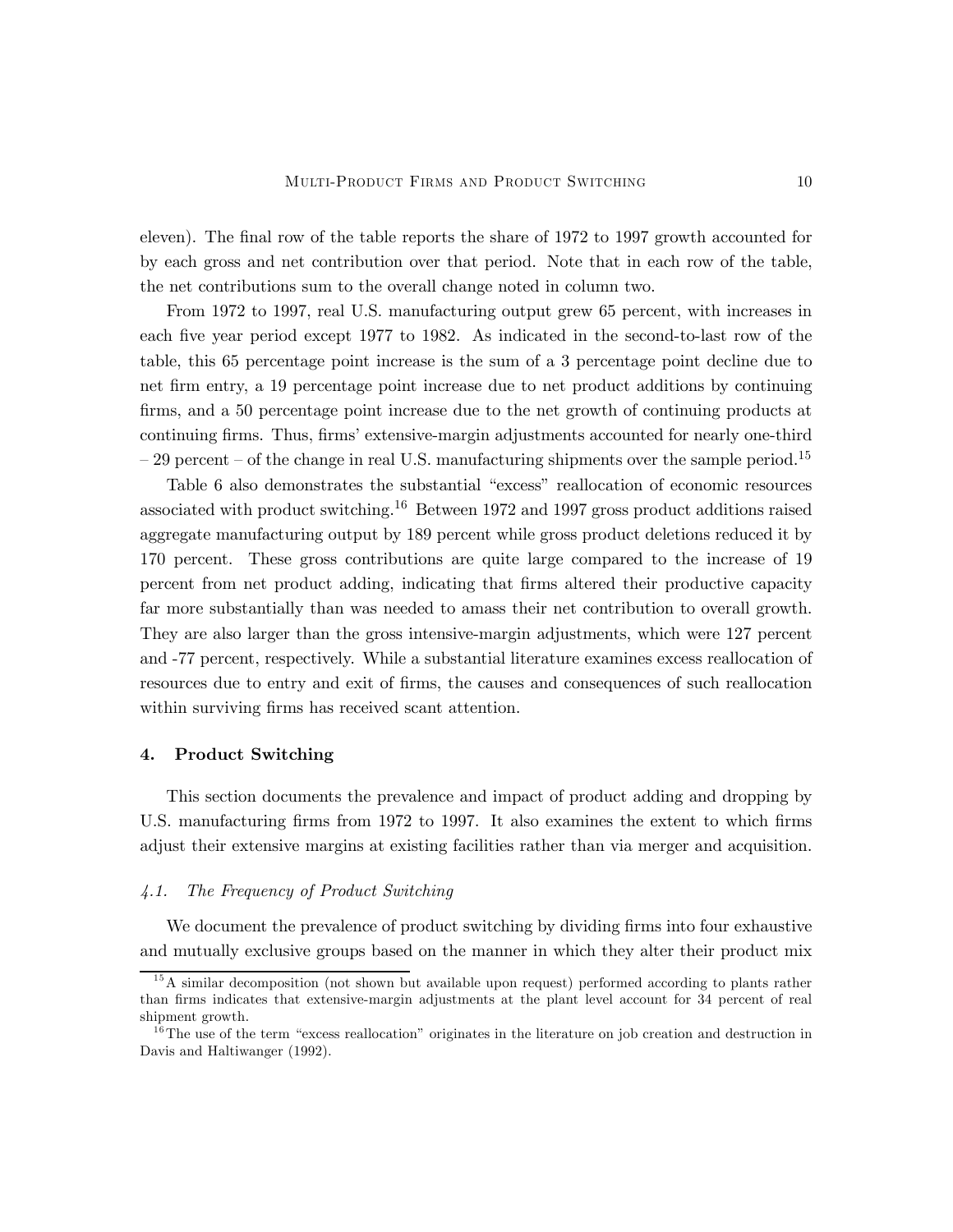eleven). The final row of the table reports the share of 1972 to 1997 growth accounted for by each gross and net contribution over that period. Note that in each row of the table, the net contributions sum to the overall change noted in column two.

From 1972 to 1997, real U.S. manufacturing output grew 65 percent, with increases in each five year period except 1977 to 1982. As indicated in the second-to-last row of the table, this 65 percentage point increase is the sum of a 3 percentage point decline due to net firm entry, a 19 percentage point increase due to net product additions by continuing firms, and a 50 percentage point increase due to the net growth of continuing products at continuing firms. Thus, firms' extensive-margin adjustments accounted for nearly one-third – 29 percent – of the change in real U.S. manufacturing shipments over the sample period.[15]

Table 6 also demonstrates the substantial "excess" reallocation of economic resources associated with product switching.[16] Between 1972 and 1997 gross product additions raised aggregate manufacturing output by 189 percent while gross product deletions reduced it by 170 percent. These gross contributions are quite large compared to the increase of 19 percent from net product adding, indicating that firms altered their productive capacity far more substantially than was needed to amass their net contribution to overall growth. They are also larger than the gross intensive-margin adjustments, which were 127 percent and -77 percent, respectively. While a substantial literature examines excess reallocation of resources due to entry and exit of firms, the causes and consequences of such reallocation within surviving firms has received scant attention.

## 4. Product Switching

This section documents the prevalence and impact of product adding and dropping by U.S. manufacturing firms from 1972 to 1997. It also examines the extent to which firms adjust their extensive margins at existing facilities rather than via merger and acquisition.

### *4.1. The Frequency of Product Switching*

We document the prevalence of product switching by dividing firms into four exhaustive and mutually exclusive groups based on the manner in which they alter their product mix

[15] A similar decomposition (not shown but available upon request) performed according to plants rather than firms indicates that extensive-margin adjustments at the plant level account for 34 percent of real shipment growth.

[16] The use of the term "excess reallocation" originates in the literature on job creation and destruction in Davis and Haltiwanger (1992).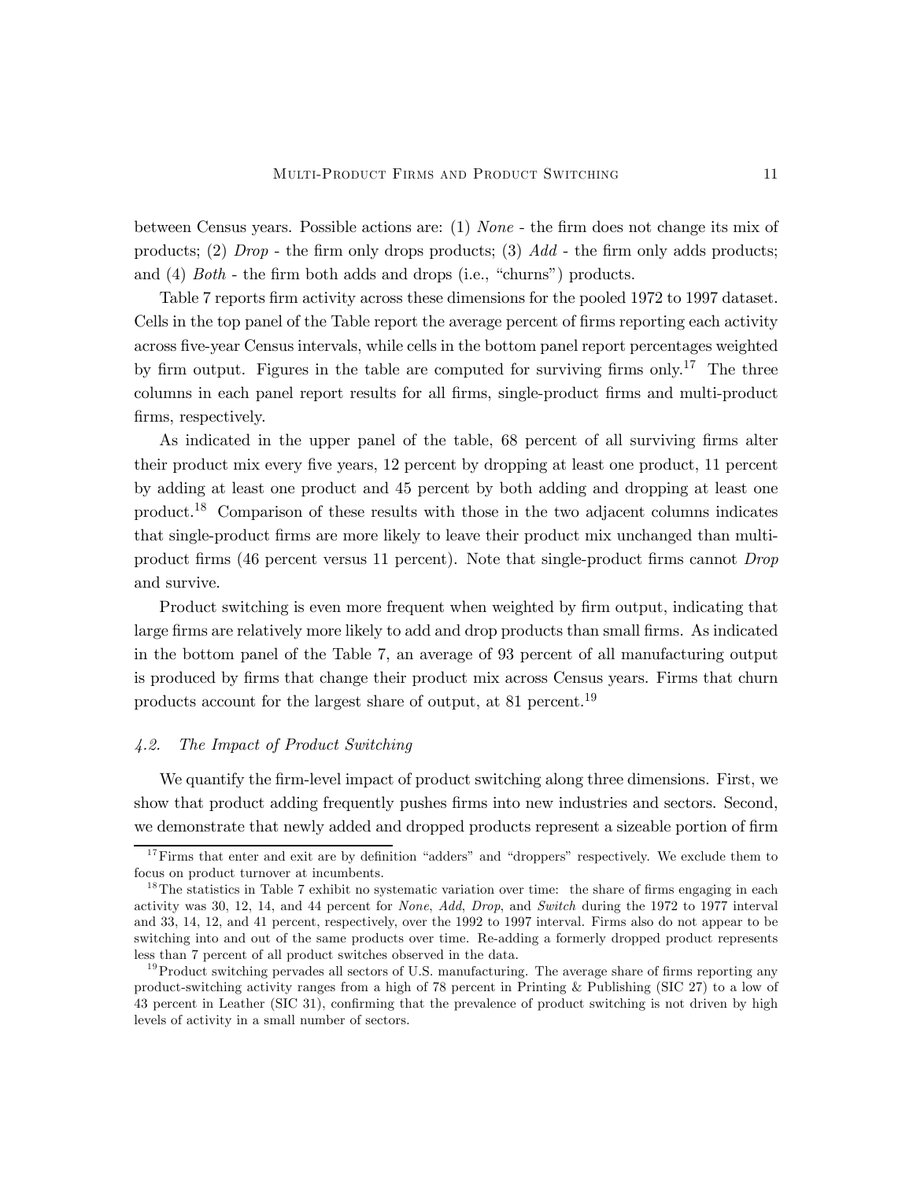between Census years. Possible actions are: (1) *None* - the firm does not change its mix of products; (2) *Drop* - the firm only drops products; (3) *Add* - the firm only adds products; and (4) *Both* - the firm both adds and drops (i.e., "churns") products.

Table 7 reports firm activity across these dimensions for the pooled 1972 to 1997 dataset. Cells in the top panel of the Table report the average percent of firms reporting each activity across five-year Census intervals, while cells in the bottom panel report percentages weighted by firm output. Figures in the table are computed for surviving firms only.[17] The three columns in each panel report results for all firms, single-product firms and multi-product firms, respectively.

As indicated in the upper panel of the table, 68 percent of all surviving firms alter their product mix every five years, 12 percent by dropping at least one product, 11 percent by adding at least one product and 45 percent by both adding and dropping at least one product.[18] Comparison of these results with those in the two adjacent columns indicates that single-product firms are more likely to leave their product mix unchanged than multi-product firms (46 percent versus 11 percent). Note that single-product firms cannot *Drop* and survive.

Product switching is even more frequent when weighted by firm output, indicating that large firms are relatively more likely to add and drop products than small firms. As indicated in the bottom panel of the Table 7, an average of 93 percent of all manufacturing output is produced by firms that change their product mix across Census years. Firms that churn products account for the largest share of output, at 81 percent.[19]

### *4.2. The Impact of Product Switching*

We quantify the firm-level impact of product switching along three dimensions. First, we show that product adding frequently pushes firms into new industries and sectors. Second, we demonstrate that newly added and dropped products represent a sizeable portion of firm

[17] Firms that enter and exit are by definition "adders" and "droppers" respectively. We exclude them to focus on product turnover at incumbents.

[18] The statistics in Table 7 exhibit no systematic variation over time: the share of firms engaging in each activity was 30, 12, 14, and 44 percent for *None*, *Add*, *Drop*, and *Switch* during the 1972 to 1977 interval and 33, 14, 12, and 41 percent, respectively, over the 1992 to 1997 interval. Firms also do not appear to be switching into and out of the same products over time. Re-adding a formerly dropped product represents less than 7 percent of all product switches observed in the data.

[19] Product switching pervades all sectors of U.S. manufacturing. The average share of firms reporting any product-switching activity ranges from a high of 78 percent in Printing & Publishing (SIC 27) to a low of 43 percent in Leather (SIC 31), confirming that the prevalence of product switching is not driven by high levels of activity in a small number of sectors.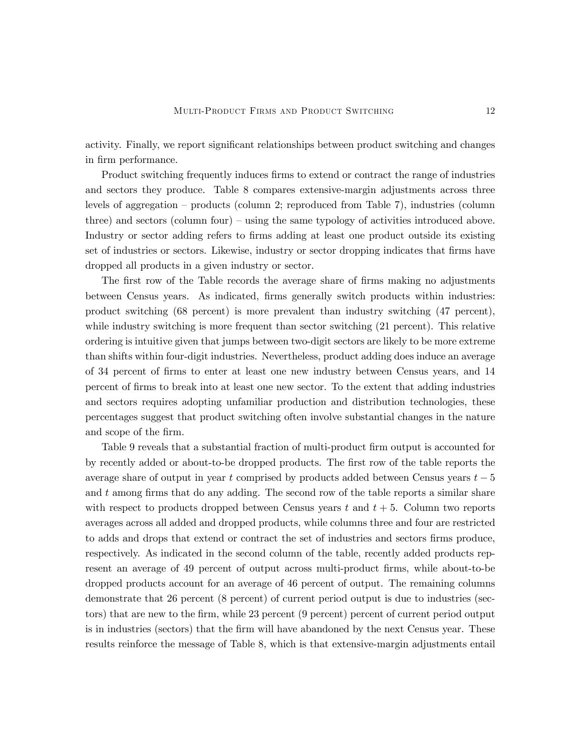activity. Finally, we report significant relationships between product switching and changes in firm performance.

Product switching frequently induces firms to extend or contract the range of industries and sectors they produce. Table 8 compares extensive-margin adjustments across three levels of aggregation – products (column 2; reproduced from Table 7), industries (column three) and sectors (column four) – using the same typology of activities introduced above. Industry or sector adding refers to firms adding at least one product outside its existing set of industries or sectors. Likewise, industry or sector dropping indicates that firms have dropped all products in a given industry or sector.

The first row of the Table records the average share of firms making no adjustments between Census years. As indicated, firms generally switch products within industries: product switching (68 percent) is more prevalent than industry switching (47 percent), while industry switching is more frequent than sector switching (21 percent). This relative ordering is intuitive given that jumps between two-digit sectors are likely to be more extreme than shifts within four-digit industries. Nevertheless, product adding does induce an average of 34 percent of firms to enter at least one new industry between Census years, and 14 percent of firms to break into at least one new sector. To the extent that adding industries and sectors requires adopting unfamiliar production and distribution technologies, these percentages suggest that product switching often involve substantial changes in the nature and scope of the firm.

Table 9 reveals that a substantial fraction of multi-product firm output is accounted for by recently added or about-to-be dropped products. The first row of the table reports the average share of output in year $t$ comprised by products added between Census years $t-5$ and $t$ among firms that do any adding. The second row of the table reports a similar share with respect to products dropped between Census years $t$ and $t+5$. Column two reports averages across all added and dropped products, while columns three and four are restricted to adds and drops that extend or contract the set of industries and sectors firms produce, respectively. As indicated in the second column of the table, recently added products represent an average of 49 percent of output across multi-product firms, while about-to-be dropped products account for an average of 46 percent of output. The remaining columns demonstrate that 26 percent (8 percent) of current period output is due to industries (sectors) that are new to the firm, while 23 percent (9 percent) percent of current period output is in industries (sectors) that the firm will have abandoned by the next Census year. These results reinforce the message of Table 8, which is that extensive-margin adjustments entail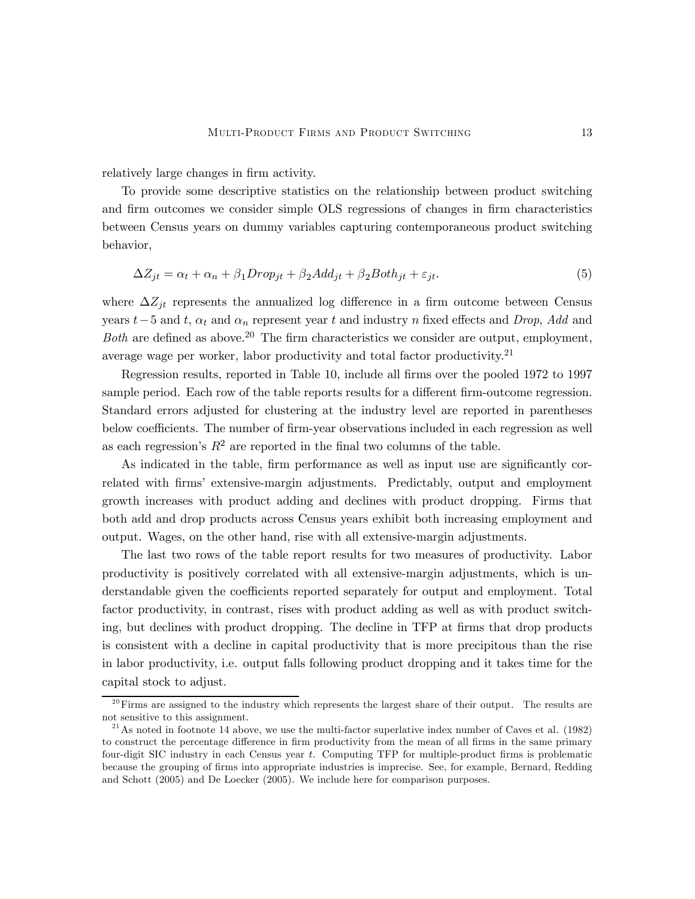relatively large changes in firm activity.

To provide some descriptive statistics on the relationship between product switching and firm outcomes we consider simple OLS regressions of changes in firm characteristics between Census years on dummy variables capturing contemporaneous product switching behavior,

$$\Delta Z_{jt} = \alpha_t + \alpha_n + \beta_1 Drop_{jt} + \beta_2 Add_{jt} + \beta_2 Both_{jt} + \varepsilon_{jt}. \tag{5}$$

where $\Delta Z_{jt}$ represents the annualized log difference in a firm outcome between Census years $t-5$ and $t$, $\alpha_t$ and $\alpha_n$ represent year $t$ and industry $n$ fixed effects and *Drop*, *Add* and *Both* are defined as above.[20] The firm characteristics we consider are output, employment, average wage per worker, labor productivity and total factor productivity.[21]

Regression results, reported in Table 10, include all firms over the pooled 1972 to 1997 sample period. Each row of the table reports results for a different firm-outcome regression. Standard errors adjusted for clustering at the industry level are reported in parentheses below coefficients. The number of firm-year observations included in each regression as well as each regression's $R^2$ are reported in the final two columns of the table.

As indicated in the table, firm performance as well as input use are significantly correlated with firms' extensive-margin adjustments. Predictably, output and employment growth increases with product adding and declines with product dropping. Firms that both add and drop products across Census years exhibit both increasing employment and output. Wages, on the other hand, rise with all extensive-margin adjustments.

The last two rows of the table report results for two measures of productivity. Labor productivity is positively correlated with all extensive-margin adjustments, which is understandable given the coefficients reported separately for output and employment. Total factor productivity, in contrast, rises with product adding as well as with product switching, but declines with product dropping. The decline in TFP at firms that drop products is consistent with a decline in capital productivity that is more precipitous than the rise in labor productivity, i.e. output falls following product dropping and it takes time for the capital stock to adjust.

[20] Firms are assigned to the industry which represents the largest share of their output. The results are not sensitive to this assignment.

[21] As noted in footnote 14 above, we use the multi-factor superlative index number of Caves et al. (1982) to construct the percentage difference in firm productivity from the mean of all firms in the same primary four-digit SIC industry in each Census year $t$. Computing TFP for multiple-product firms is problematic because the grouping of firms into appropriate industries is imprecise. See, for example, Bernard, Redding and Schott (2005) and De Loecker (2005). We include here for comparison purposes.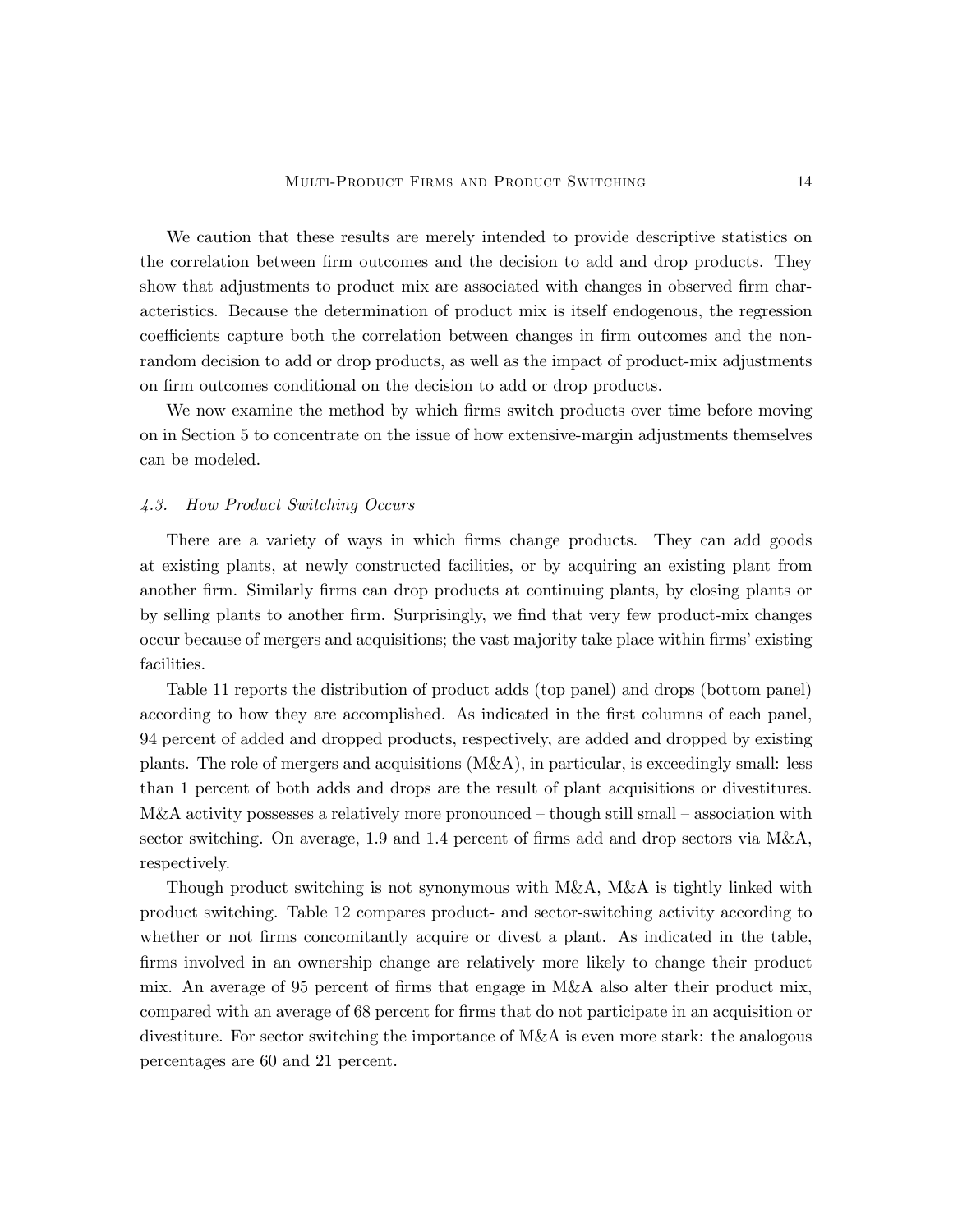We caution that these results are merely intended to provide descriptive statistics on the correlation between firm outcomes and the decision to add and drop products. They show that adjustments to product mix are associated with changes in observed firm characteristics. Because the determination of product mix is itself endogenous, the regression coefficients capture both the correlation between changes in firm outcomes and the non-random decision to add or drop products, as well as the impact of product-mix adjustments on firm outcomes conditional on the decision to add or drop products.

We now examine the method by which firms switch products over time before moving on in Section 5 to concentrate on the issue of how extensive-margin adjustments themselves can be modeled.

### *4.3. How Product Switching Occurs*

There are a variety of ways in which firms change products. They can add goods at existing plants, at newly constructed facilities, or by acquiring an existing plant from another firm. Similarly firms can drop products at continuing plants, by closing plants or by selling plants to another firm. Surprisingly, we find that very few product-mix changes occur because of mergers and acquisitions; the vast majority take place within firms' existing facilities.

Table 11 reports the distribution of product adds (top panel) and drops (bottom panel) according to how they are accomplished. As indicated in the first columns of each panel, 94 percent of added and dropped products, respectively, are added and dropped by existing plants. The role of mergers and acquisitions (M&A), in particular, is exceedingly small: less than 1 percent of both adds and drops are the result of plant acquisitions or divestitures. M&A activity possesses a relatively more pronounced – though still small – association with sector switching. On average, 1.9 and 1.4 percent of firms add and drop sectors via M&A, respectively.

Though product switching is not synonymous with M&A, M&A is tightly linked with product switching. Table 12 compares product- and sector-switching activity according to whether or not firms concomitantly acquire or divest a plant. As indicated in the table, firms involved in an ownership change are relatively more likely to change their product mix. An average of 95 percent of firms that engage in M&A also alter their product mix, compared with an average of 68 percent for firms that do not participate in an acquisition or divestiture. For sector switching the importance of M&A is even more stark: the analogous percentages are 60 and 21 percent.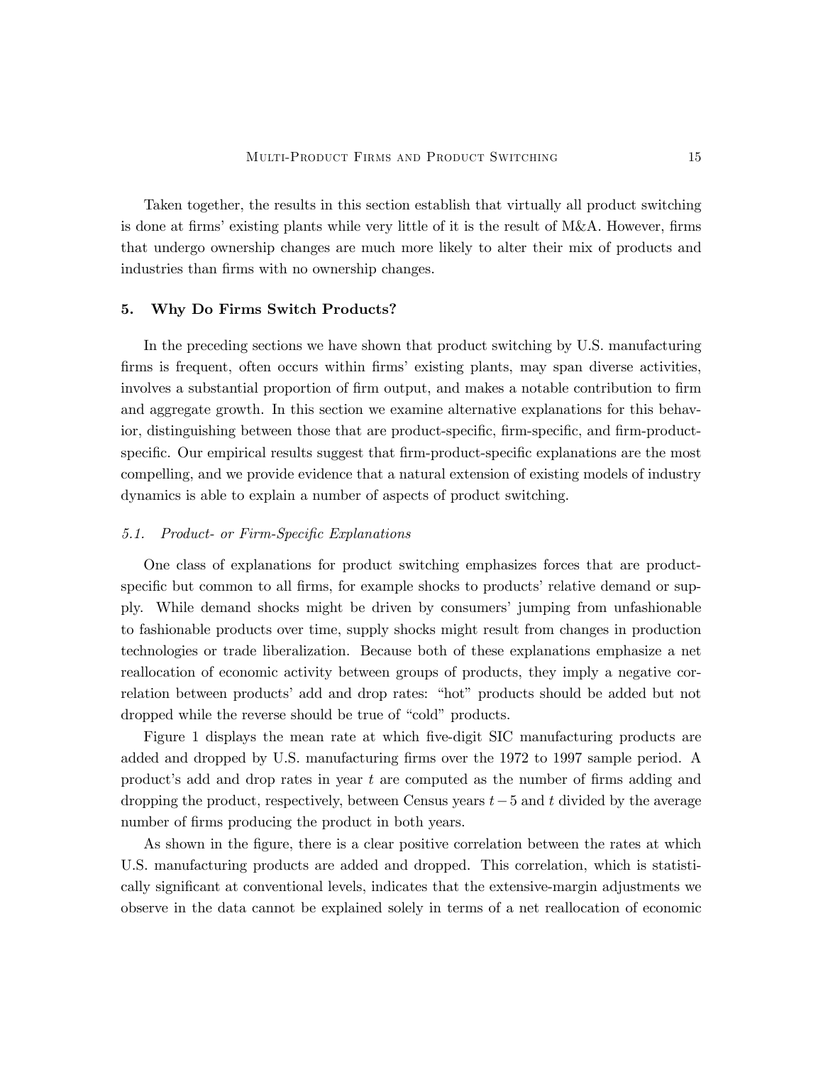Taken together, the results in this section establish that virtually all product switching is done at firms' existing plants while very little of it is the result of M&A. However, firms that undergo ownership changes are much more likely to alter their mix of products and industries than firms with no ownership changes.

## 5. Why Do Firms Switch Products?

In the preceding sections we have shown that product switching by U.S. manufacturing firms is frequent, often occurs within firms' existing plants, may span diverse activities, involves a substantial proportion of firm output, and makes a notable contribution to firm and aggregate growth. In this section we examine alternative explanations for this behavior, distinguishing between those that are product-specific, firm-specific, and firm-product-specific. Our empirical results suggest that firm-product-specific explanations are the most compelling, and we provide evidence that a natural extension of existing models of industry dynamics is able to explain a number of aspects of product switching.

### *5.1. Product- or Firm-Specific Explanations*

One class of explanations for product switching emphasizes forces that are product-specific but common to all firms, for example shocks to products' relative demand or supply. While demand shocks might be driven by consumers' jumping from unfashionable to fashionable products over time, supply shocks might result from changes in production technologies or trade liberalization. Because both of these explanations emphasize a net reallocation of economic activity between groups of products, they imply a negative correlation between products' add and drop rates: "hot" products should be added but not dropped while the reverse should be true of "cold" products.

Figure 1 displays the mean rate at which five-digit SIC manufacturing products are added and dropped by U.S. manufacturing firms over the 1972 to 1997 sample period. A product's add and drop rates in year $t$ are computed as the number of firms adding and dropping the product, respectively, between Census years $t-5$ and $t$ divided by the average number of firms producing the product in both years.

As shown in the figure, there is a clear positive correlation between the rates at which U.S. manufacturing products are added and dropped. This correlation, which is statistically significant at conventional levels, indicates that the extensive-margin adjustments we observe in the data cannot be explained solely in terms of a net reallocation of economic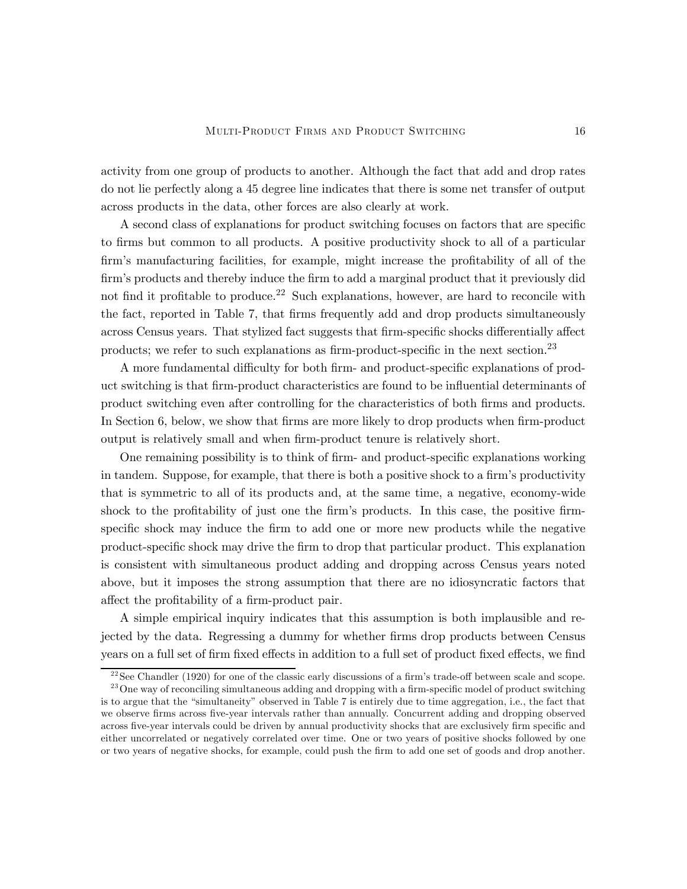activity from one group of products to another. Although the fact that add and drop rates do not lie perfectly along a 45 degree line indicates that there is some net transfer of output across products in the data, other forces are also clearly at work.

A second class of explanations for product switching focuses on factors that are specific to firms but common to all products. A positive productivity shock to all of a particular firm's manufacturing facilities, for example, might increase the profitability of all of the firm's products and thereby induce the firm to add a marginal product that it previously did not find it profitable to produce.[22] Such explanations, however, are hard to reconcile with the fact, reported in Table 7, that firms frequently add and drop products simultaneously across Census years. That stylized fact suggests that firm-specific shocks differentially affect products; we refer to such explanations as firm-product-specific in the next section.[23]

A more fundamental difficulty for both firm- and product-specific explanations of product switching is that firm-product characteristics are found to be influential determinants of product switching even after controlling for the characteristics of both firms and products. In Section 6, below, we show that firms are more likely to drop products when firm-product output is relatively small and when firm-product tenure is relatively short.

One remaining possibility is to think of firm- and product-specific explanations working in tandem. Suppose, for example, that there is both a positive shock to a firm's productivity that is symmetric to all of its products and, at the same time, a negative, economy-wide shock to the profitability of just one the firm's products. In this case, the positive firm-specific shock may induce the firm to add one or more new products while the negative product-specific shock may drive the firm to drop that particular product. This explanation is consistent with simultaneous product adding and dropping across Census years noted above, but it imposes the strong assumption that there are no idiosyncratic factors that affect the profitability of a firm-product pair.

A simple empirical inquiry indicates that this assumption is both implausible and rejected by the data. Regressing a dummy for whether firms drop products between Census years on a full set of firm fixed effects in addition to a full set of product fixed effects, we find

[22] See Chandler (1920) for one of the classic early discussions of a firm's trade-off between scale and scope.

[23] One way of reconciling simultaneous adding and dropping with a firm-specific model of product switching is to argue that the "simultaneity" observed in Table 7 is entirely due to time aggregation, i.e., the fact that we observe firms across five-year intervals rather than annually. Concurrent adding and dropping observed across five-year intervals could be driven by annual productivity shocks that are exclusively firm specific and either uncorrelated or negatively correlated over time. One or two years of positive shocks followed by one or two years of negative shocks, for example, could push the firm to add one set of goods and drop another.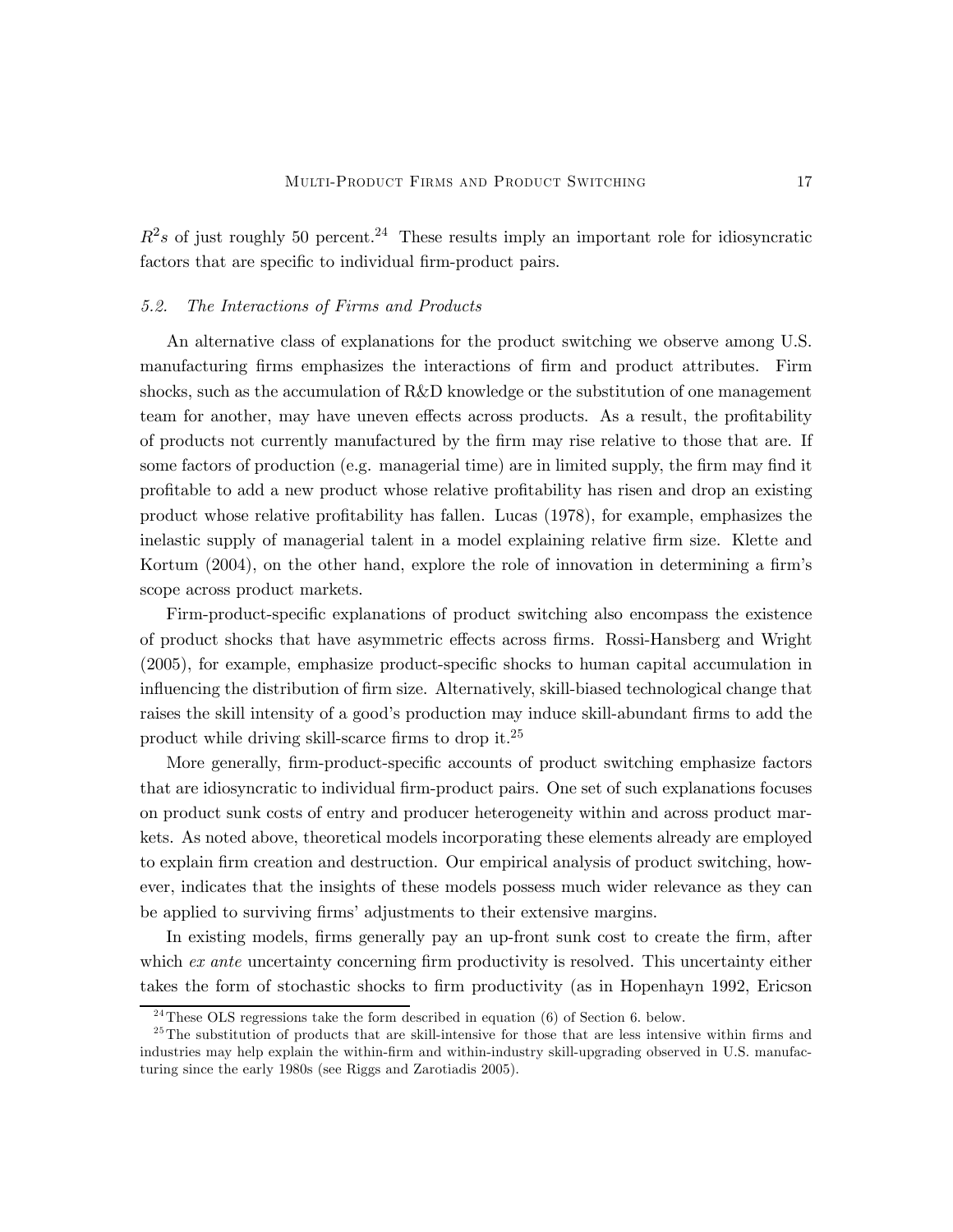$R^2s$ of just roughly 50 percent.[24] These results imply an important role for idiosyncratic factors that are specific to individual firm-product pairs.

### 5.2. *The Interactions of Firms and Products*

An alternative class of explanations for the product switching we observe among U.S. manufacturing firms emphasizes the interactions of firm and product attributes. Firm shocks, such as the accumulation of R&D knowledge or the substitution of one management team for another, may have uneven effects across products. As a result, the profitability of products not currently manufactured by the firm may rise relative to those that are. If some factors of production (e.g. managerial time) are in limited supply, the firm may find it profitable to add a new product whose relative profitability has risen and drop an existing product whose relative profitability has fallen. Lucas (1978), for example, emphasizes the inelastic supply of managerial talent in a model explaining relative firm size. Klette and Kortum (2004), on the other hand, explore the role of innovation in determining a firm's scope across product markets.

Firm-product-specific explanations of product switching also encompass the existence of product shocks that have asymmetric effects across firms. Rossi-Hansberg and Wright (2005), for example, emphasize product-specific shocks to human capital accumulation in influencing the distribution of firm size. Alternatively, skill-biased technological change that raises the skill intensity of a good's production may induce skill-abundant firms to add the product while driving skill-scarce firms to drop it.[25]

More generally, firm-product-specific accounts of product switching emphasize factors that are idiosyncratic to individual firm-product pairs. One set of such explanations focuses on product sunk costs of entry and producer heterogeneity within and across product markets. As noted above, theoretical models incorporating these elements already are employed to explain firm creation and destruction. Our empirical analysis of product switching, however, indicates that the insights of these models possess much wider relevance as they can be applied to surviving firms' adjustments to their extensive margins.

In existing models, firms generally pay an up-front sunk cost to create the firm, after which *ex ante* uncertainty concerning firm productivity is resolved. This uncertainty either takes the form of stochastic shocks to firm productivity (as in Hopenhayn 1992, Ericson

[24] These OLS regressions take the form described in equation (6) of Section 6. below.

[25] The substitution of products that are skill-intensive for those that are less intensive within firms and industries may help explain the within-firm and within-industry skill-upgrading observed in U.S. manufacturing since the early 1980s (see Riggs and Zarotiadis 2005).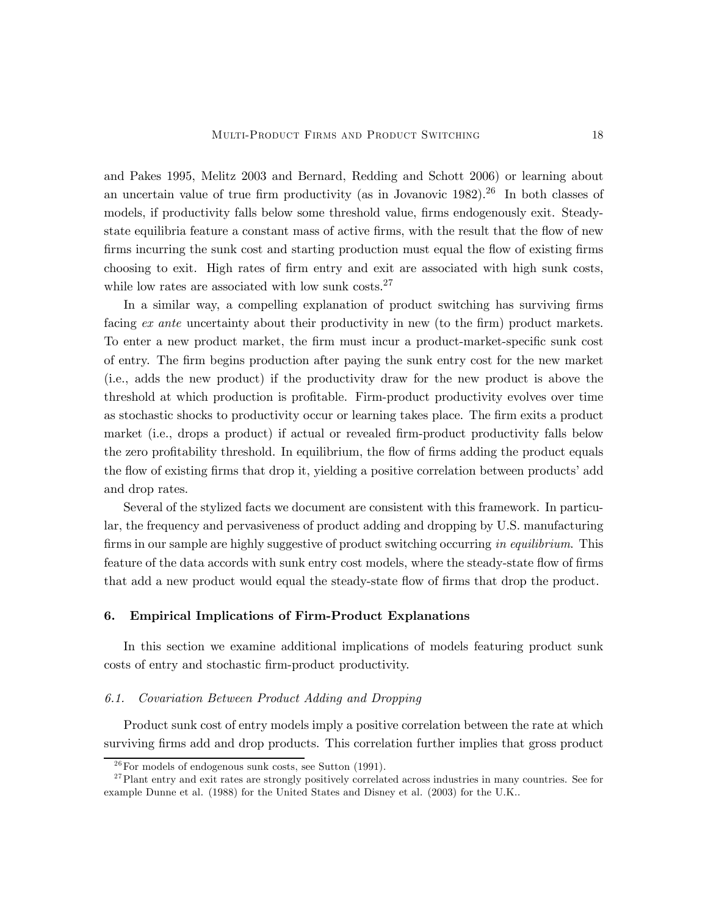and Pakes 1995, Melitz 2003 and Bernard, Redding and Schott 2006) or learning about an uncertain value of true firm productivity (as in Jovanovic 1982).[26] In both classes of models, if productivity falls below some threshold value, firms endogenously exit. Steady-state equilibria feature a constant mass of active firms, with the result that the flow of new firms incurring the sunk cost and starting production must equal the flow of existing firms choosing to exit. High rates of firm entry and exit are associated with high sunk costs, while low rates are associated with low sunk costs.[27]

In a similar way, a compelling explanation of product switching has surviving firms facing *ex ante* uncertainty about their productivity in new (to the firm) product markets. To enter a new product market, the firm must incur a product-market-specific sunk cost of entry. The firm begins production after paying the sunk entry cost for the new market (i.e., adds the new product) if the productivity draw for the new product is above the threshold at which production is profitable. Firm-product productivity evolves over time as stochastic shocks to productivity occur or learning takes place. The firm exits a product market (i.e., drops a product) if actual or revealed firm-product productivity falls below the zero profitability threshold. In equilibrium, the flow of firms adding the product equals the flow of existing firms that drop it, yielding a positive correlation between products' add and drop rates.

Several of the stylized facts we document are consistent with this framework. In particular, the frequency and pervasiveness of product adding and dropping by U.S. manufacturing firms in our sample are highly suggestive of product switching occurring *in equilibrium*. This feature of the data accords with sunk entry cost models, where the steady-state flow of firms that add a new product would equal the steady-state flow of firms that drop the product.

## 6. Empirical Implications of Firm-Product Explanations

In this section we examine additional implications of models featuring product sunk costs of entry and stochastic firm-product productivity.

### *6.1. Covariation Between Product Adding and Dropping*

Product sunk cost of entry models imply a positive correlation between the rate at which surviving firms add and drop products. This correlation further implies that gross product

[26] For models of endogenous sunk costs, see Sutton (1991).

[27] Plant entry and exit rates are strongly positively correlated across industries in many countries. See for example Dunne et al. (1988) for the United States and Disney et al. (2003) for the U.K..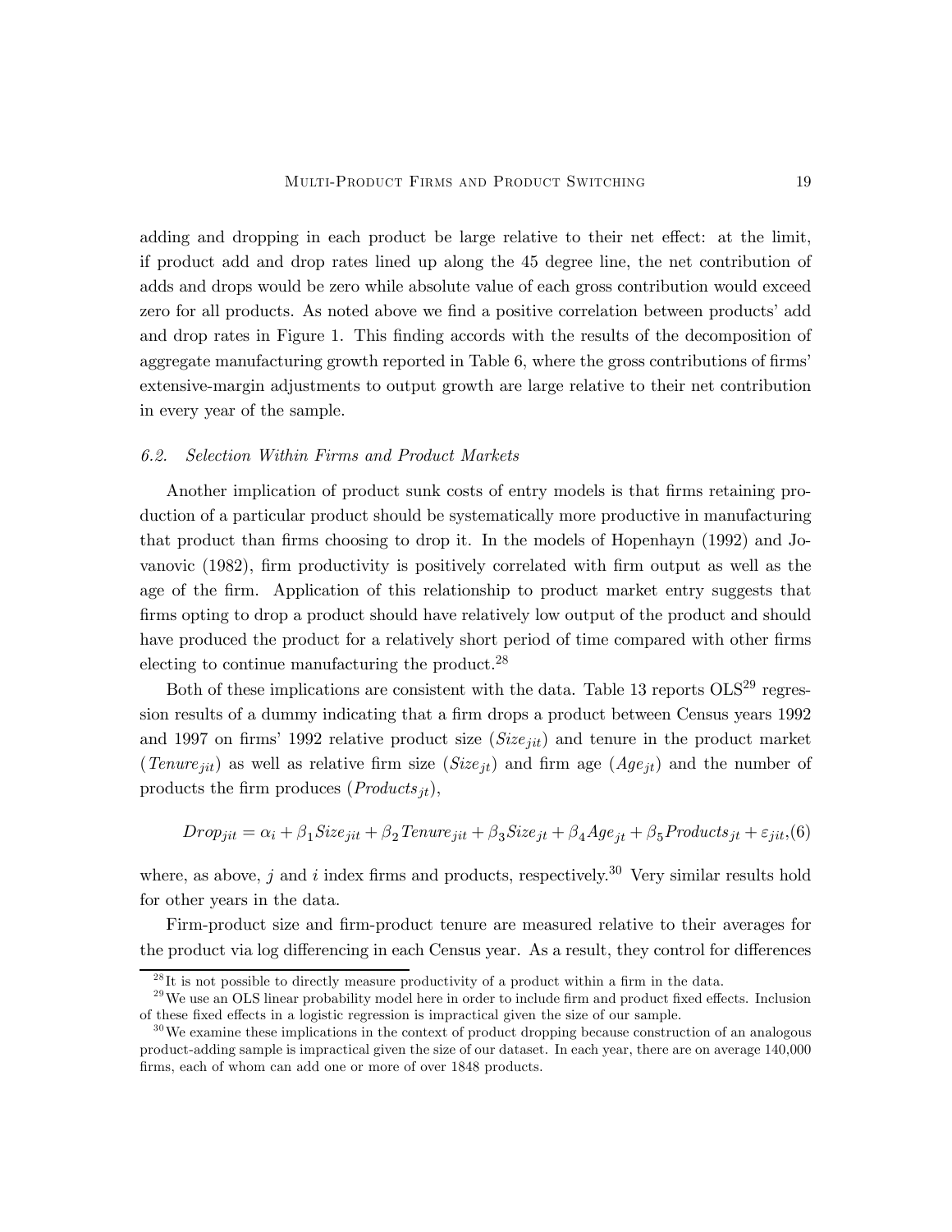adding and dropping in each product be large relative to their net effect: at the limit, if product add and drop rates lined up along the 45 degree line, the net contribution of adds and drops would be zero while absolute value of each gross contribution would exceed zero for all products. As noted above we find a positive correlation between products' add and drop rates in Figure 1. This finding accords with the results of the decomposition of aggregate manufacturing growth reported in Table 6, where the gross contributions of firms' extensive-margin adjustments to output growth are large relative to their net contribution in every year of the sample.

### 6.2. *Selection Within Firms and Product Markets*

Another implication of product sunk costs of entry models is that firms retaining production of a particular product should be systematically more productive in manufacturing that product than firms choosing to drop it. In the models of Hopenhayn (1992) and Jovanovic (1982), firm productivity is positively correlated with firm output as well as the age of the firm. Application of this relationship to product market entry suggests that firms opting to drop a product should have relatively low output of the product and should have produced the product for a relatively short period of time compared with other firms electing to continue manufacturing the product.[28]

Both of these implications are consistent with the data. Table 13 reports OLS[29] regression results of a dummy indicating that a firm drops a product between Census years 1992 and 1997 on firms' 1992 relative product size ($Size_{jit}$) and tenure in the product market ($Tenure_{jit}$) as well as relative firm size ($Size_{jt}$) and firm age ($Age_{jt}$) and the number of products the firm produces ($Products_{jt}$),

$$Drop_{jit} = \alpha_i + \beta_1 Size_{jit} + \beta_2 Tenure_{jit} + \beta_3 Size_{jt} + \beta_4 Age_{jt} + \beta_5 Products_{jt} + \varepsilon_{jit}, \quad (6)$$

where, as above, $j$ and $i$ index firms and products, respectively.[30] Very similar results hold for other years in the data.

Firm-product size and firm-product tenure are measured relative to their averages for the product via log differencing in each Census year. As a result, they control for differences

[28] It is not possible to directly measure productivity of a product within a firm in the data.

[29] We use an OLS linear probability model here in order to include firm and product fixed effects. Inclusion of these fixed effects in a logistic regression is impractical given the size of our sample.

[30] We examine these implications in the context of product dropping because construction of an analogous product-adding sample is impractical given the size of our dataset. In each year, there are on average 140,000 firms, each of whom can add one or more of over 1848 products.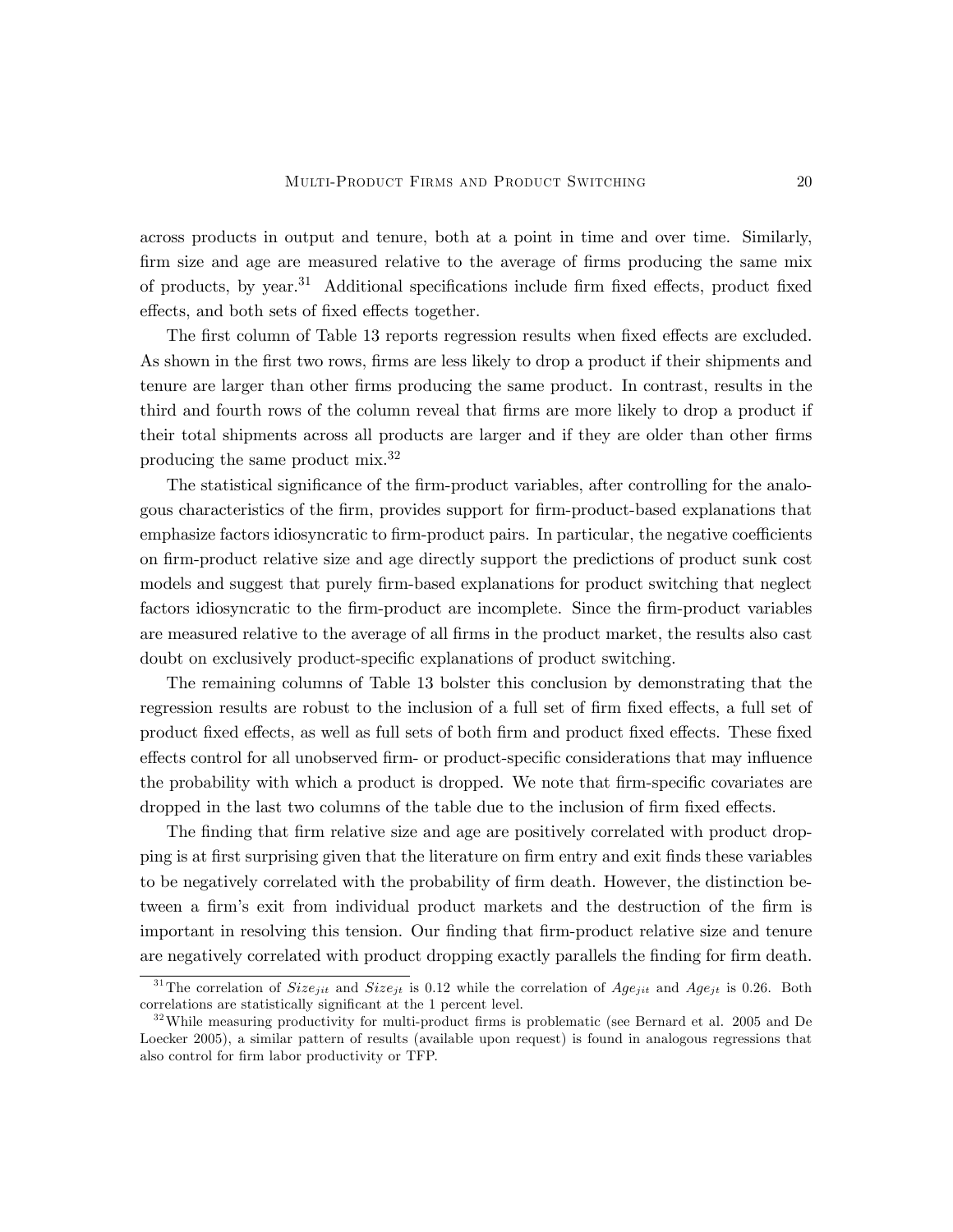across products in output and tenure, both at a point in time and over time. Similarly, firm size and age are measured relative to the average of firms producing the same mix of products, by year.[31] Additional specifications include firm fixed effects, product fixed effects, and both sets of fixed effects together.

The first column of Table 13 reports regression results when fixed effects are excluded. As shown in the first two rows, firms are less likely to drop a product if their shipments and tenure are larger than other firms producing the same product. In contrast, results in the third and fourth rows of the column reveal that firms are more likely to drop a product if their total shipments across all products are larger and if they are older than other firms producing the same product mix.[32]

The statistical significance of the firm-product variables, after controlling for the analogous characteristics of the firm, provides support for firm-product-based explanations that emphasize factors idiosyncratic to firm-product pairs. In particular, the negative coefficients on firm-product relative size and age directly support the predictions of product sunk cost models and suggest that purely firm-based explanations for product switching that neglect factors idiosyncratic to the firm-product are incomplete. Since the firm-product variables are measured relative to the average of all firms in the product market, the results also cast doubt on exclusively product-specific explanations of product switching.

The remaining columns of Table 13 bolster this conclusion by demonstrating that the regression results are robust to the inclusion of a full set of firm fixed effects, a full set of product fixed effects, as well as full sets of both firm and product fixed effects. These fixed effects control for all unobserved firm- or product-specific considerations that may influence the probability with which a product is dropped. We note that firm-specific covariates are dropped in the last two columns of the table due to the inclusion of firm fixed effects.

The finding that firm relative size and age are positively correlated with product dropping is at first surprising given that the literature on firm entry and exit finds these variables to be negatively correlated with the probability of firm death. However, the distinction between a firm's exit from individual product markets and the destruction of the firm is important in resolving this tension. Our finding that firm-product relative size and tenure are negatively correlated with product dropping exactly parallels the finding for firm death.

[31] The correlation of $Size_{jit}$ and $Size_{jt}$ is 0.12 while the correlation of $Age_{jit}$ and $Age_{jt}$ is 0.26. Both correlations are statistically significant at the 1 percent level.

[32] While measuring productivity for multi-product firms is problematic (see Bernard et al. 2005 and De Loecker 2005), a similar pattern of results (available upon request) is found in analogous regressions that also control for firm labor productivity or TFP.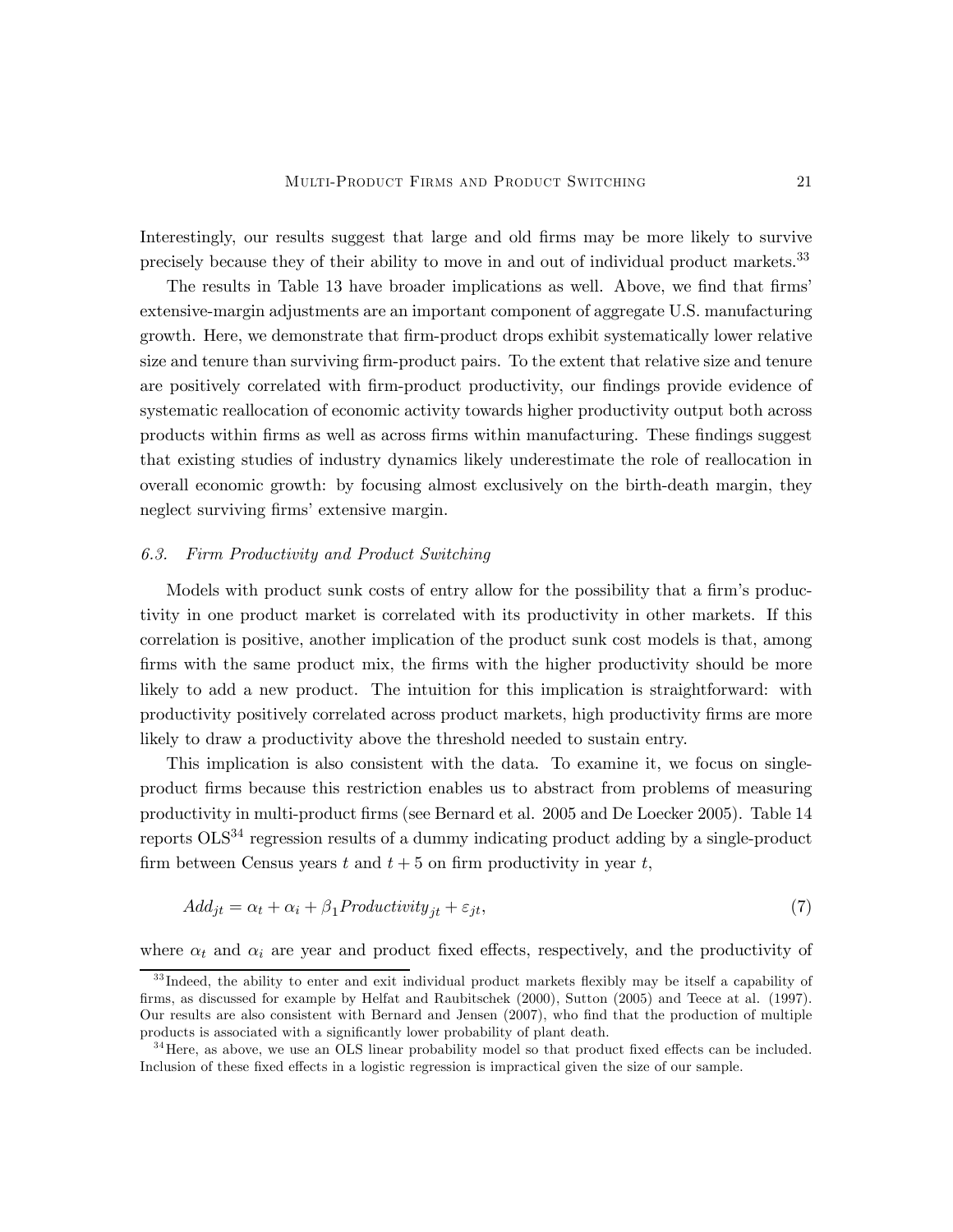Interestingly, our results suggest that large and old firms may be more likely to survive precisely because they of their ability to move in and out of individual product markets.[33]

The results in Table 13 have broader implications as well. Above, we find that firms' extensive-margin adjustments are an important component of aggregate U.S. manufacturing growth. Here, we demonstrate that firm-product drops exhibit systematically lower relative size and tenure than surviving firm-product pairs. To the extent that relative size and tenure are positively correlated with firm-product productivity, our findings provide evidence of systematic reallocation of economic activity towards higher productivity output both across products within firms as well as across firms within manufacturing. These findings suggest that existing studies of industry dynamics likely underestimate the role of reallocation in overall economic growth: by focusing almost exclusively on the birth-death margin, they neglect surviving firms' extensive margin.

### *6.3. Firm Productivity and Product Switching*

Models with product sunk costs of entry allow for the possibility that a firm's productivity in one product market is correlated with its productivity in other markets. If this correlation is positive, another implication of the product sunk cost models is that, among firms with the same product mix, the firms with the higher productivity should be more likely to add a new product. The intuition for this implication is straightforward: with productivity positively correlated across product markets, high productivity firms are more likely to draw a productivity above the threshold needed to sustain entry.

This implication is also consistent with the data. To examine it, we focus on single-product firms because this restriction enables us to abstract from problems of measuring productivity in multi-product firms (see Bernard et al. 2005 and De Loecker 2005). Table 14 reports OLS[34] regression results of a dummy indicating product adding by a single-product firm between Census years $t$ and $t+5$ on firm productivity in year $t$,

$$Add_{jt} = \alpha_t + \alpha_i + \beta_1 Productivity_{jt} + \varepsilon_{jt}, \tag{7}$$

where $\alpha_t$ and $\alpha_i$ are year and product fixed effects, respectively, and the productivity of

---

[33] Indeed, the ability to enter and exit individual product markets flexibly may be itself a capability of firms, as discussed for example by Helfat and Raubitschek (2000), Sutton (2005) and Teece at al. (1997). Our results are also consistent with Bernard and Jensen (2007), who find that the production of multiple products is associated with a significantly lower probability of plant death.

[34] Here, as above, we use an OLS linear probability model so that product fixed effects can be included. Inclusion of these fixed effects in a logistic regression is impractical given the size of our sample.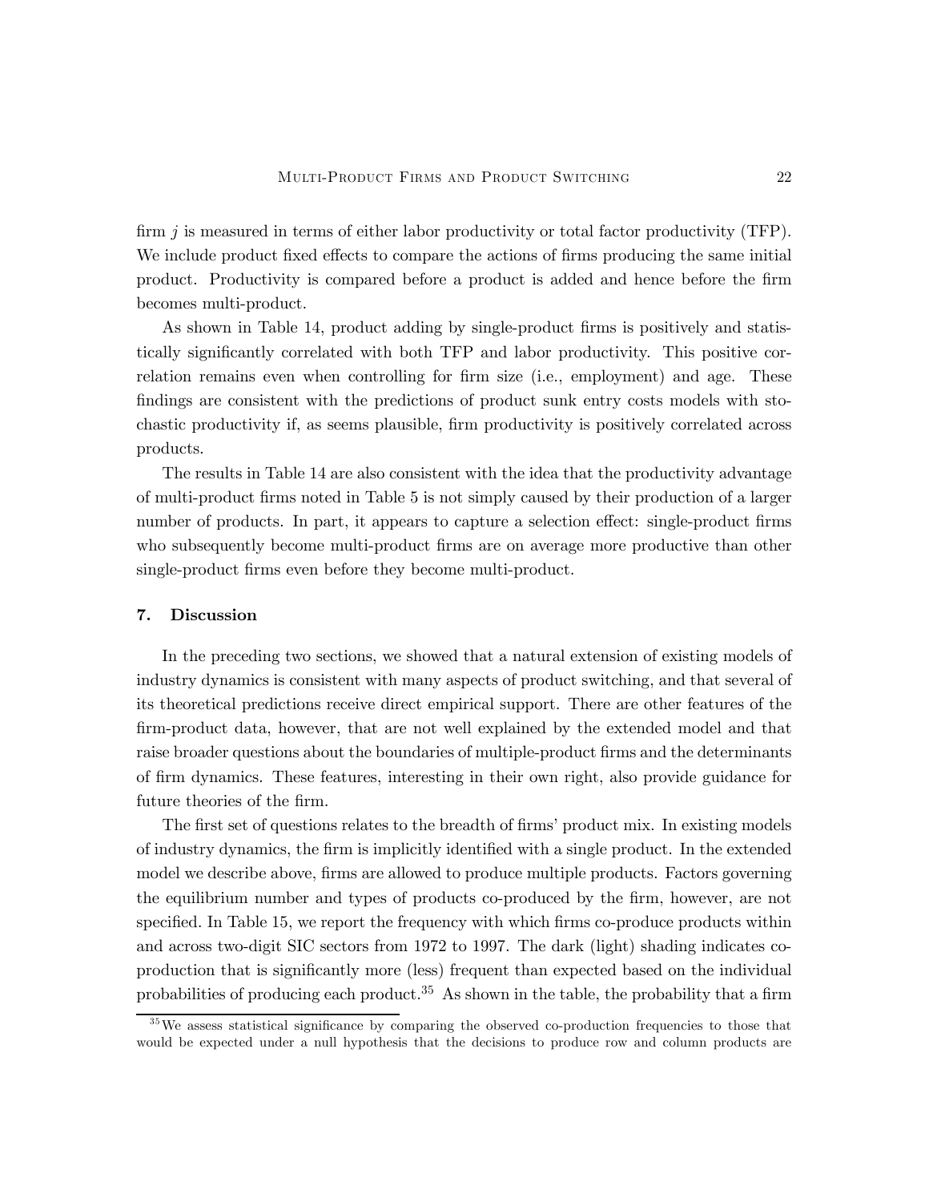firm $j$ is measured in terms of either labor productivity or total factor productivity (TFP). We include product fixed effects to compare the actions of firms producing the same initial product. Productivity is compared before a product is added and hence before the firm becomes multi-product.

As shown in Table 14, product adding by single-product firms is positively and statistically significantly correlated with both TFP and labor productivity. This positive correlation remains even when controlling for firm size (i.e., employment) and age. These findings are consistent with the predictions of product sunk entry costs models with stochastic productivity if, as seems plausible, firm productivity is positively correlated across products.

The results in Table 14 are also consistent with the idea that the productivity advantage of multi-product firms noted in Table 5 is not simply caused by their production of a larger number of products. In part, it appears to capture a selection effect: single-product firms who subsequently become multi-product firms are on average more productive than other single-product firms even before they become multi-product.

## 7. Discussion

In the preceding two sections, we showed that a natural extension of existing models of industry dynamics is consistent with many aspects of product switching, and that several of its theoretical predictions receive direct empirical support. There are other features of the firm-product data, however, that are not well explained by the extended model and that raise broader questions about the boundaries of multiple-product firms and the determinants of firm dynamics. These features, interesting in their own right, also provide guidance for future theories of the firm.

The first set of questions relates to the breadth of firms' product mix. In existing models of industry dynamics, the firm is implicitly identified with a single product. In the extended model we describe above, firms are allowed to produce multiple products. Factors governing the equilibrium number and types of products co-produced by the firm, however, are not specified. In Table 15, we report the frequency with which firms co-produce products within and across two-digit SIC sectors from 1972 to 1997. The dark (light) shading indicates co-production that is significantly more (less) frequent than expected based on the individual probabilities of producing each product.[35] As shown in the table, the probability that a firm

[35] We assess statistical significance by comparing the observed co-production frequencies to those that would be expected under a null hypothesis that the decisions to produce row and column products are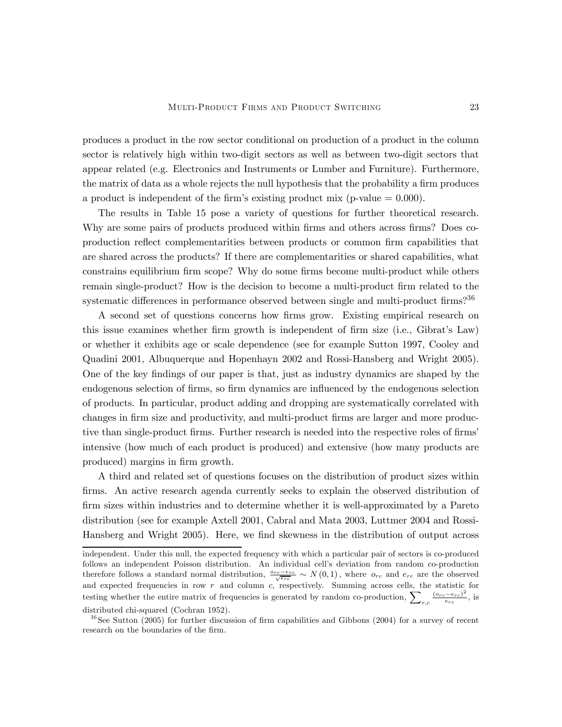produces a product in the row sector conditional on production of a product in the column sector is relatively high within two-digit sectors as well as between two-digit sectors that appear related (e.g. Electronics and Instruments or Lumber and Furniture). Furthermore, the matrix of data as a whole rejects the null hypothesis that the probability a firm produces a product is independent of the firm's existing product mix (p-value = 0.000).

The results in Table 15 pose a variety of questions for further theoretical research. Why are some pairs of products produced within firms and others across firms? Does co-production reflect complementarities between products or common firm capabilities that are shared across the products? If there are complementarities or shared capabilities, what constrains equilibrium firm scope? Why do some firms become multi-product while others remain single-product? How is the decision to become a multi-product firm related to the systematic differences in performance observed between single and multi-product firms?[36]

A second set of questions concerns how firms grow. Existing empirical research on this issue examines whether firm growth is independent of firm size (i.e., Gibrat's Law) or whether it exhibits age or scale dependence (see for example Sutton 1997, Cooley and Quadini 2001, Albuquerque and Hopenhayn 2002 and Rossi-Hansberg and Wright 2005). One of the key findings of our paper is that, just as industry dynamics are shaped by the endogenous selection of firms, so firm dynamics are influenced by the endogenous selection of products. In particular, product adding and dropping are systematically correlated with changes in firm size and productivity, and multi-product firms are larger and more productive than single-product firms. Further research is needed into the respective roles of firms' intensive (how much of each product is produced) and extensive (how many products are produced) margins in firm growth.

A third and related set of questions focuses on the distribution of product sizes within firms. An active research agenda currently seeks to explain the observed distribution of firm sizes within industries and to determine whether it is well-approximated by a Pareto distribution (see for example Axtell 2001, Cabral and Mata 2003, Luttmer 2004 and Rossi-Hansberg and Wright 2005). Here, we find skewness in the distribution of output across

---

independent. Under this null, the expected frequency with which a particular pair of sectors is co-produced follows an independent Poisson distribution. An individual cell's deviation from random co-production therefore follows a standard normal distribution, $\frac{o_{rc}-e_{rc}}{\sqrt{e_{rc}}} \sim N(0,1)$, where $o_{rc}$ and $e_{rc}$ are the observed and expected frequencies in row $r$ and column $c$, respectively. Summing across cells, the statistic for testing whether the entire matrix of frequencies is generated by random co-production, $\sum_{r,c} \frac{(o_{rc}-e_{rc})^2}{e_{rc}}$, is distributed chi-squared (Cochran 1952).

[36] See Sutton (2005) for further discussion of firm capabilities and Gibbons (2004) for a survey of recent research on the boundaries of the firm.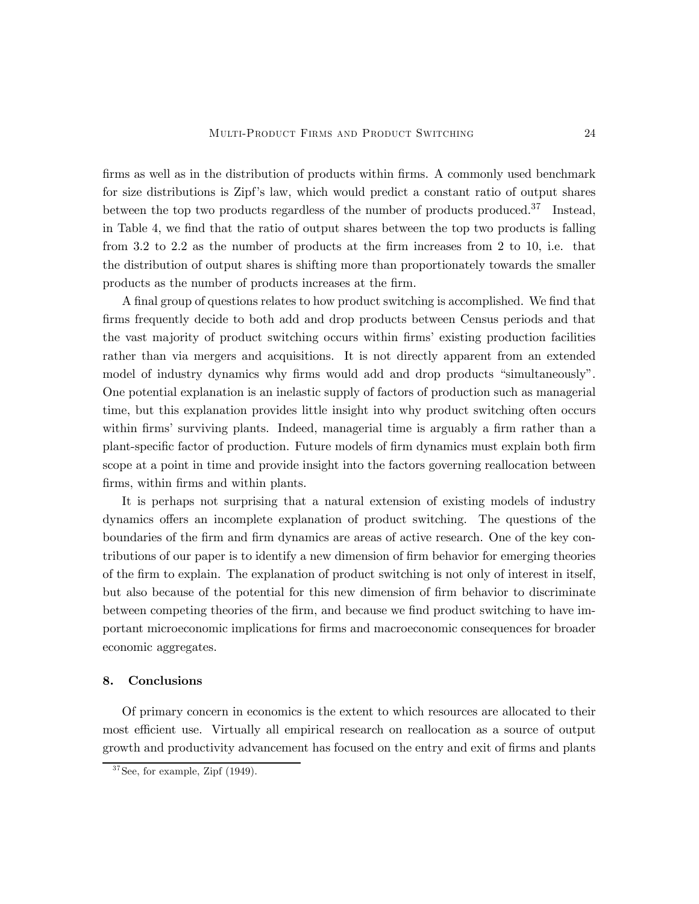firms as well as in the distribution of products within firms. A commonly used benchmark for size distributions is Zipf's law, which would predict a constant ratio of output shares between the top two products regardless of the number of products produced.[37] Instead, in Table 4, we find that the ratio of output shares between the top two products is falling from 3.2 to 2.2 as the number of products at the firm increases from 2 to 10, i.e. that the distribution of output shares is shifting more than proportionately towards the smaller products as the number of products increases at the firm.

A final group of questions relates to how product switching is accomplished. We find that firms frequently decide to both add and drop products between Census periods and that the vast majority of product switching occurs within firms' existing production facilities rather than via mergers and acquisitions. It is not directly apparent from an extended model of industry dynamics why firms would add and drop products "simultaneously". One potential explanation is an inelastic supply of factors of production such as managerial time, but this explanation provides little insight into why product switching often occurs within firms' surviving plants. Indeed, managerial time is arguably a firm rather than a plant-specific factor of production. Future models of firm dynamics must explain both firm scope at a point in time and provide insight into the factors governing reallocation between firms, within firms and within plants.

It is perhaps not surprising that a natural extension of existing models of industry dynamics offers an incomplete explanation of product switching. The questions of the boundaries of the firm and firm dynamics are areas of active research. One of the key contributions of our paper is to identify a new dimension of firm behavior for emerging theories of the firm to explain. The explanation of product switching is not only of interest in itself, but also because of the potential for this new dimension of firm behavior to discriminate between competing theories of the firm, and because we find product switching to have important microeconomic implications for firms and macroeconomic consequences for broader economic aggregates.

## 8. Conclusions

Of primary concern in economics is the extent to which resources are allocated to their most efficient use. Virtually all empirical research on reallocation as a source of output growth and productivity advancement has focused on the entry and exit of firms and plants

[37] See, for example, Zipf (1949).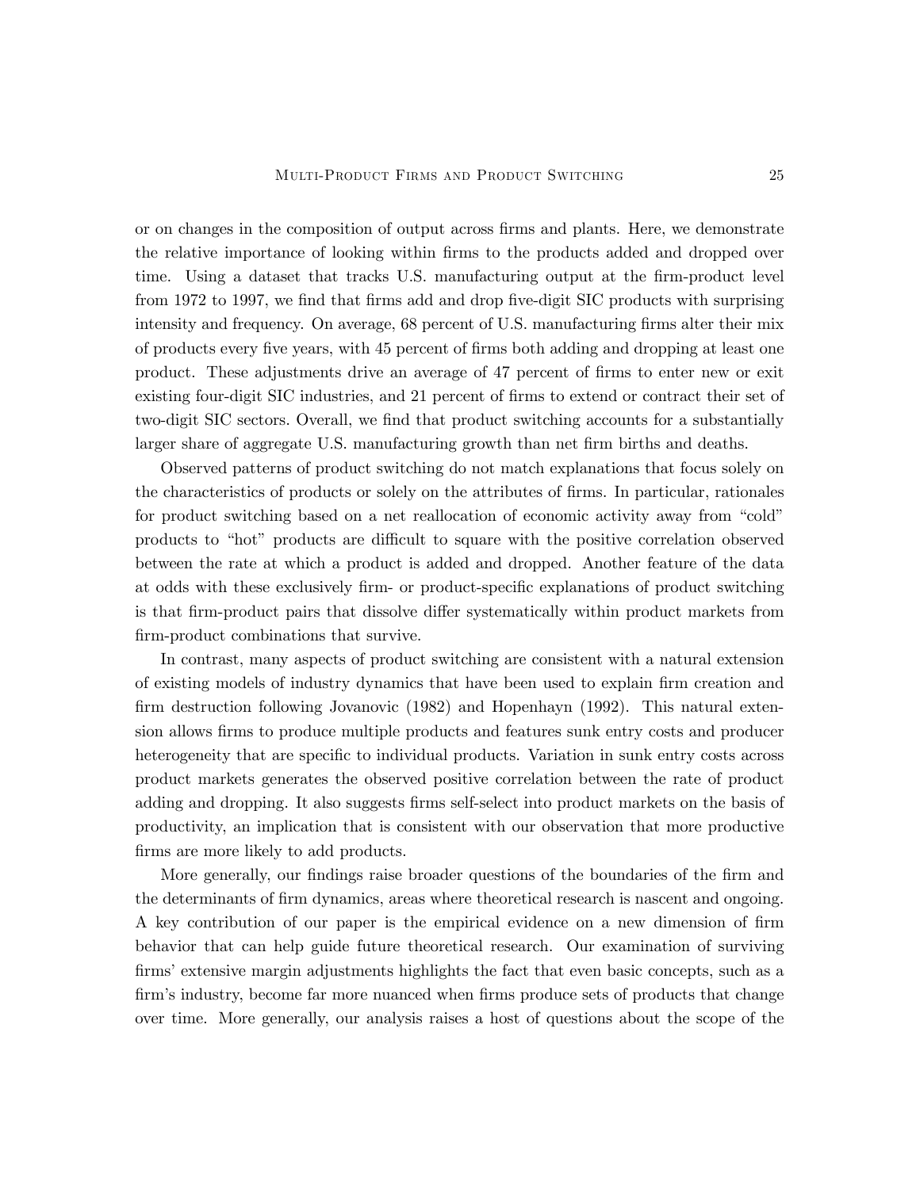or on changes in the composition of output across firms and plants. Here, we demonstrate the relative importance of looking within firms to the products added and dropped over time. Using a dataset that tracks U.S. manufacturing output at the firm-product level from 1972 to 1997, we find that firms add and drop five-digit SIC products with surprising intensity and frequency. On average, 68 percent of U.S. manufacturing firms alter their mix of products every five years, with 45 percent of firms both adding and dropping at least one product. These adjustments drive an average of 47 percent of firms to enter new or exit existing four-digit SIC industries, and 21 percent of firms to extend or contract their set of two-digit SIC sectors. Overall, we find that product switching accounts for a substantially larger share of aggregate U.S. manufacturing growth than net firm births and deaths.

Observed patterns of product switching do not match explanations that focus solely on the characteristics of products or solely on the attributes of firms. In particular, rationales for product switching based on a net reallocation of economic activity away from "cold" products to "hot" products are difficult to square with the positive correlation observed between the rate at which a product is added and dropped. Another feature of the data at odds with these exclusively firm- or product-specific explanations of product switching is that firm-product pairs that dissolve differ systematically within product markets from firm-product combinations that survive.

In contrast, many aspects of product switching are consistent with a natural extension of existing models of industry dynamics that have been used to explain firm creation and firm destruction following Jovanovic (1982) and Hopenhayn (1992). This natural extension allows firms to produce multiple products and features sunk entry costs and producer heterogeneity that are specific to individual products. Variation in sunk entry costs across product markets generates the observed positive correlation between the rate of product adding and dropping. It also suggests firms self-select into product markets on the basis of productivity, an implication that is consistent with our observation that more productive firms are more likely to add products.

More generally, our findings raise broader questions of the boundaries of the firm and the determinants of firm dynamics, areas where theoretical research is nascent and ongoing. A key contribution of our paper is the empirical evidence on a new dimension of firm behavior that can help guide future theoretical research. Our examination of surviving firms' extensive margin adjustments highlights the fact that even basic concepts, such as a firm's industry, become far more nuanced when firms produce sets of products that change over time. More generally, our analysis raises a host of questions about the scope of the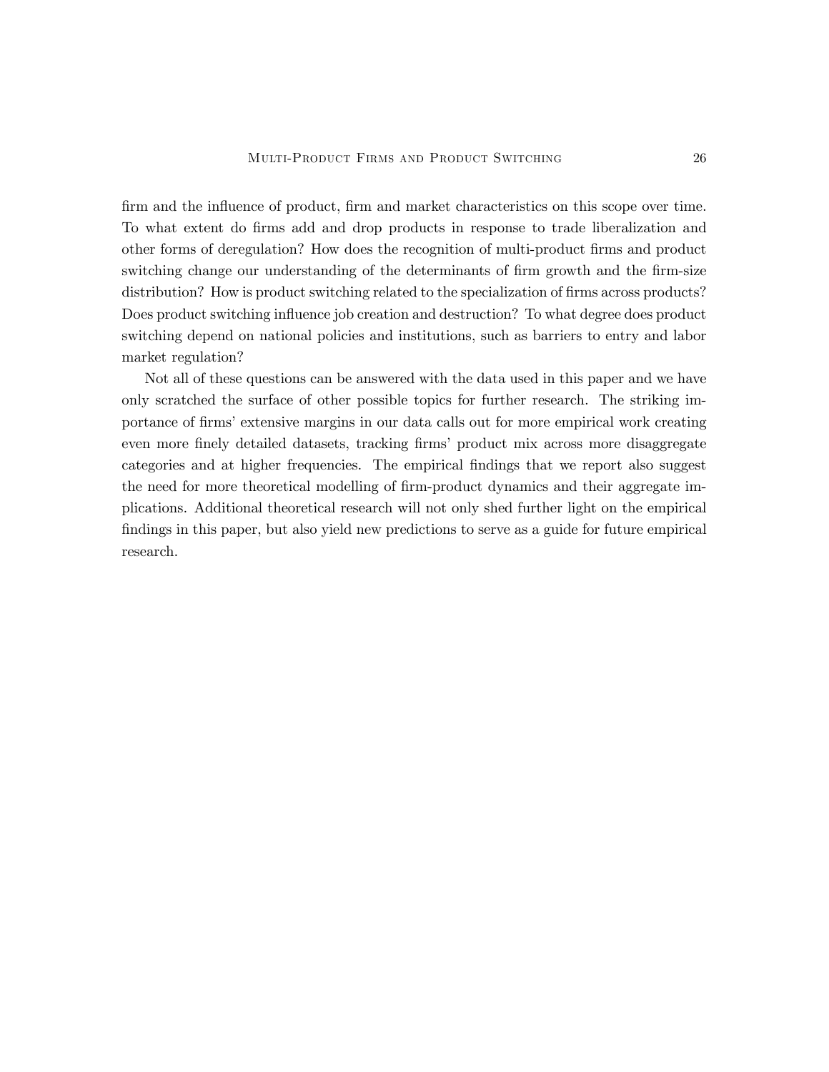firm and the influence of product, firm and market characteristics on this scope over time. To what extent do firms add and drop products in response to trade liberalization and other forms of deregulation? How does the recognition of multi-product firms and product switching change our understanding of the determinants of firm growth and the firm-size distribution? How is product switching related to the specialization of firms across products? Does product switching influence job creation and destruction? To what degree does product switching depend on national policies and institutions, such as barriers to entry and labor market regulation?

Not all of these questions can be answered with the data used in this paper and we have only scratched the surface of other possible topics for further research. The striking importance of firms' extensive margins in our data calls out for more empirical work creating even more finely detailed datasets, tracking firms' product mix across more disaggregate categories and at higher frequencies. The empirical findings that we report also suggest the need for more theoretical modelling of firm-product dynamics and their aggregate implications. Additional theoretical research will not only shed further light on the empirical findings in this paper, but also yield new predictions to serve as a guide for future empirical research.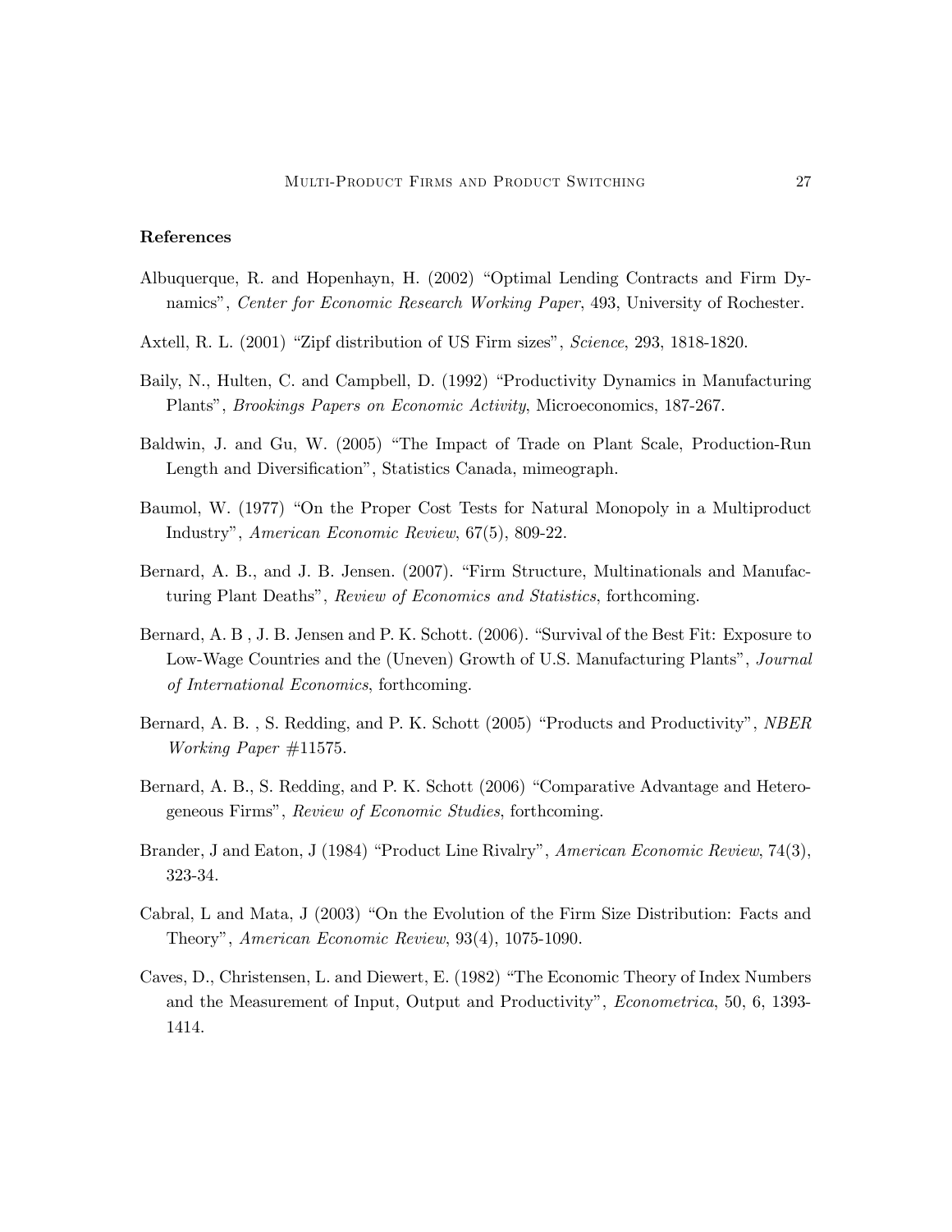### References

Albuquerque, R. and Hopenhayn, H. (2002) "Optimal Lending Contracts and Firm Dynamics", *Center for Economic Research Working Paper*, 493, University of Rochester.

Axtell, R. L. (2001) "Zipf distribution of US Firm sizes", *Science*, 293, 1818-1820.

Baily, N., Hulten, C. and Campbell, D. (1992) "Productivity Dynamics in Manufacturing Plants", *Brookings Papers on Economic Activity*, Microeconomics, 187-267.

Baldwin, J. and Gu, W. (2005) "The Impact of Trade on Plant Scale, Production-Run Length and Diversification", Statistics Canada, mimeograph.

Baumol, W. (1977) "On the Proper Cost Tests for Natural Monopoly in a Multiproduct Industry", *American Economic Review*, 67(5), 809-22.

Bernard, A. B., and J. B. Jensen. (2007). "Firm Structure, Multinationals and Manufacturing Plant Deaths", *Review of Economics and Statistics*, forthcoming.

Bernard, A. B , J. B. Jensen and P. K. Schott. (2006). "Survival of the Best Fit: Exposure to Low-Wage Countries and the (Uneven) Growth of U.S. Manufacturing Plants", *Journal of International Economics*, forthcoming.

Bernard, A. B. , S. Redding, and P. K. Schott (2005) "Products and Productivity", *NBER Working Paper* #11575.

Bernard, A. B., S. Redding, and P. K. Schott (2006) "Comparative Advantage and Heterogeneous Firms", *Review of Economic Studies*, forthcoming.

Brander, J and Eaton, J (1984) "Product Line Rivalry", *American Economic Review*, 74(3), 323-34.

Cabral, L and Mata, J (2003) "On the Evolution of the Firm Size Distribution: Facts and Theory", *American Economic Review*, 93(4), 1075-1090.

Caves, D., Christensen, L. and Diewert, E. (1982) "The Economic Theory of Index Numbers and the Measurement of Input, Output and Productivity", *Econometrica*, 50, 6, 1393-1414.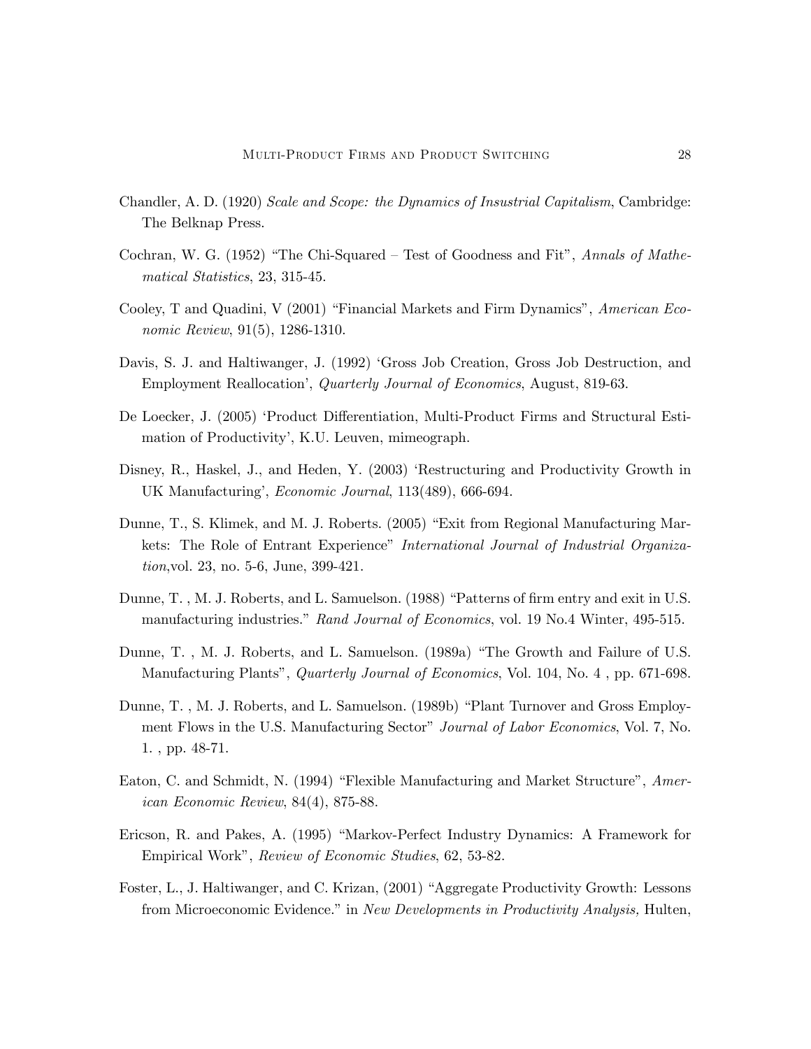Chandler, A. D. (1920) *Scale and Scope: the Dynamics of Insustrial Capitalism*, Cambridge: The Belknap Press.

Cochran, W. G. (1952) "The Chi-Squared – Test of Goodness and Fit", *Annals of Mathematical Statistics*, 23, 315-45.

Cooley, T and Quadini, V (2001) "Financial Markets and Firm Dynamics", *American Economic Review*, 91(5), 1286-1310.

Davis, S. J. and Haltiwanger, J. (1992) 'Gross Job Creation, Gross Job Destruction, and Employment Reallocation', *Quarterly Journal of Economics*, August, 819-63.

De Loecker, J. (2005) 'Product Differentiation, Multi-Product Firms and Structural Estimation of Productivity', K.U. Leuven, mimeograph.

Disney, R., Haskel, J., and Heden, Y. (2003) 'Restructuring and Productivity Growth in UK Manufacturing', *Economic Journal*, 113(489), 666-694.

Dunne, T., S. Klimek, and M. J. Roberts. (2005) "Exit from Regional Manufacturing Markets: The Role of Entrant Experience" *International Journal of Industrial Organization*,vol. 23, no. 5-6, June, 399-421.

Dunne, T. , M. J. Roberts, and L. Samuelson. (1988) "Patterns of firm entry and exit in U.S. manufacturing industries." *Rand Journal of Economics*, vol. 19 No.4 Winter, 495-515.

Dunne, T. , M. J. Roberts, and L. Samuelson. (1989a) "The Growth and Failure of U.S. Manufacturing Plants", *Quarterly Journal of Economics*, Vol. 104, No. 4 , pp. 671-698.

Dunne, T. , M. J. Roberts, and L. Samuelson. (1989b) "Plant Turnover and Gross Employment Flows in the U.S. Manufacturing Sector" *Journal of Labor Economics*, Vol. 7, No. 1. , pp. 48-71.

Eaton, C. and Schmidt, N. (1994) "Flexible Manufacturing and Market Structure", *American Economic Review*, 84(4), 875-88.

Ericson, R. and Pakes, A. (1995) "Markov-Perfect Industry Dynamics: A Framework for Empirical Work", *Review of Economic Studies*, 62, 53-82.

Foster, L., J. Haltiwanger, and C. Krizan, (2001) "Aggregate Productivity Growth: Lessons from Microeconomic Evidence." in *New Developments in Productivity Analysis,* Hulten,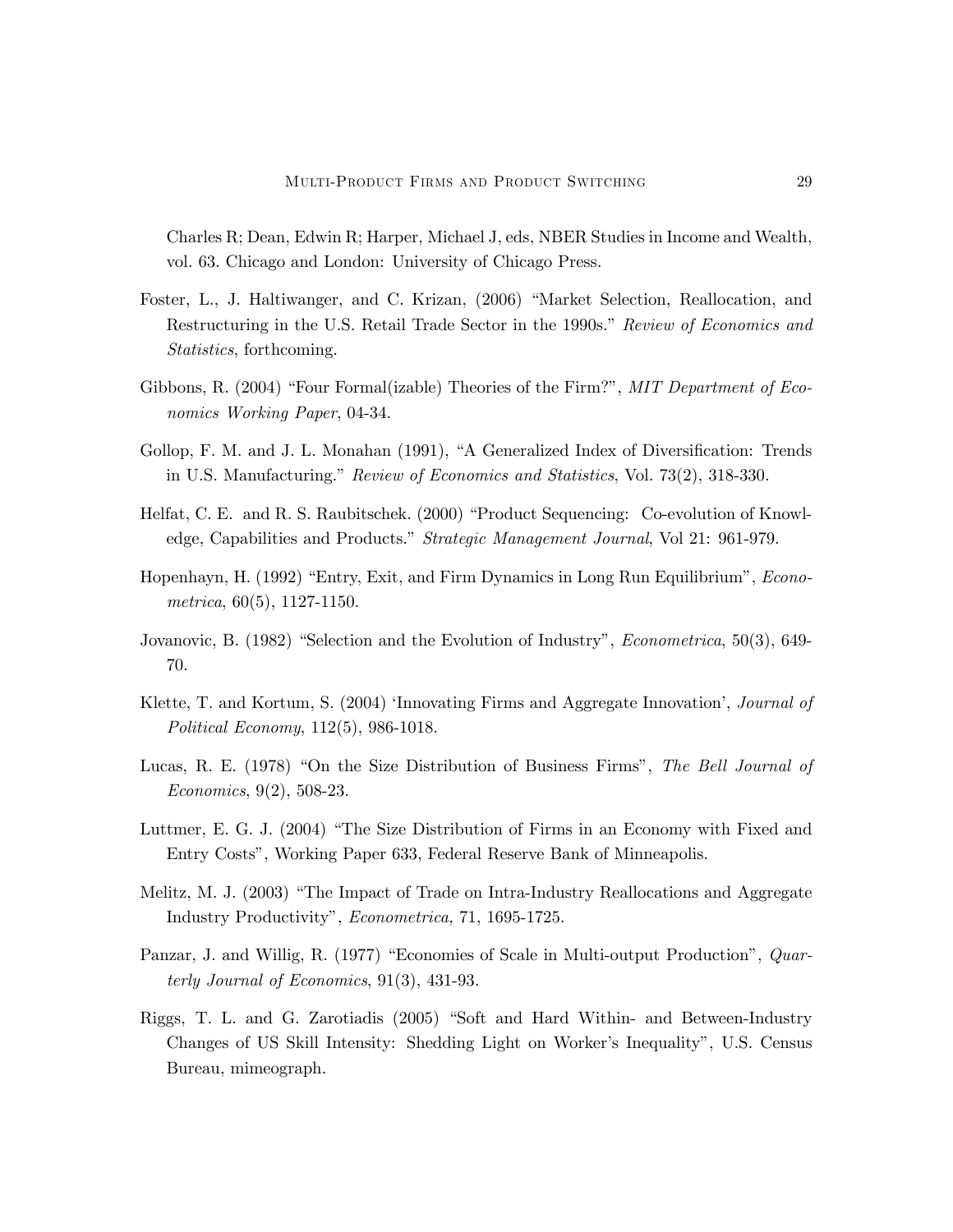Charles R; Dean, Edwin R; Harper, Michael J, eds, NBER Studies in Income and Wealth, vol. 63. Chicago and London: University of Chicago Press.

Foster, L., J. Haltiwanger, and C. Krizan, (2006) "Market Selection, Reallocation, and Restructuring in the U.S. Retail Trade Sector in the 1990s." *Review of Economics and Statistics*, forthcoming.

Gibbons, R. (2004) "Four Formal(izable) Theories of the Firm?", *MIT Department of Economics Working Paper*, 04-34.

Gollop, F. M. and J. L. Monahan (1991), "A Generalized Index of Diversification: Trends in U.S. Manufacturing." *Review of Economics and Statistics*, Vol. 73(2), 318-330.

Helfat, C. E. and R. S. Raubitschek. (2000) "Product Sequencing: Co-evolution of Knowledge, Capabilities and Products." *Strategic Management Journal*, Vol 21: 961-979.

Hopenhayn, H. (1992) "Entry, Exit, and Firm Dynamics in Long Run Equilibrium", *Econometrica*, 60(5), 1127-1150.

Jovanovic, B. (1982) "Selection and the Evolution of Industry", *Econometrica*, 50(3), 649-70.

Klette, T. and Kortum, S. (2004) 'Innovating Firms and Aggregate Innovation', *Journal of Political Economy*, 112(5), 986-1018.

Lucas, R. E. (1978) "On the Size Distribution of Business Firms", *The Bell Journal of Economics*, 9(2), 508-23.

Luttmer, E. G. J. (2004) "The Size Distribution of Firms in an Economy with Fixed and Entry Costs", Working Paper 633, Federal Reserve Bank of Minneapolis.

Melitz, M. J. (2003) "The Impact of Trade on Intra-Industry Reallocations and Aggregate Industry Productivity", *Econometrica,* 71, 1695-1725.

Panzar, J. and Willig, R. (1977) "Economies of Scale in Multi-output Production", *Quarterly Journal of Economics*, 91(3), 431-93.

Riggs, T. L. and G. Zarotiadis (2005) "Soft and Hard Within- and Between-Industry Changes of US Skill Intensity: Shedding Light on Worker's Inequality", U.S. Census Bureau, mimeograph.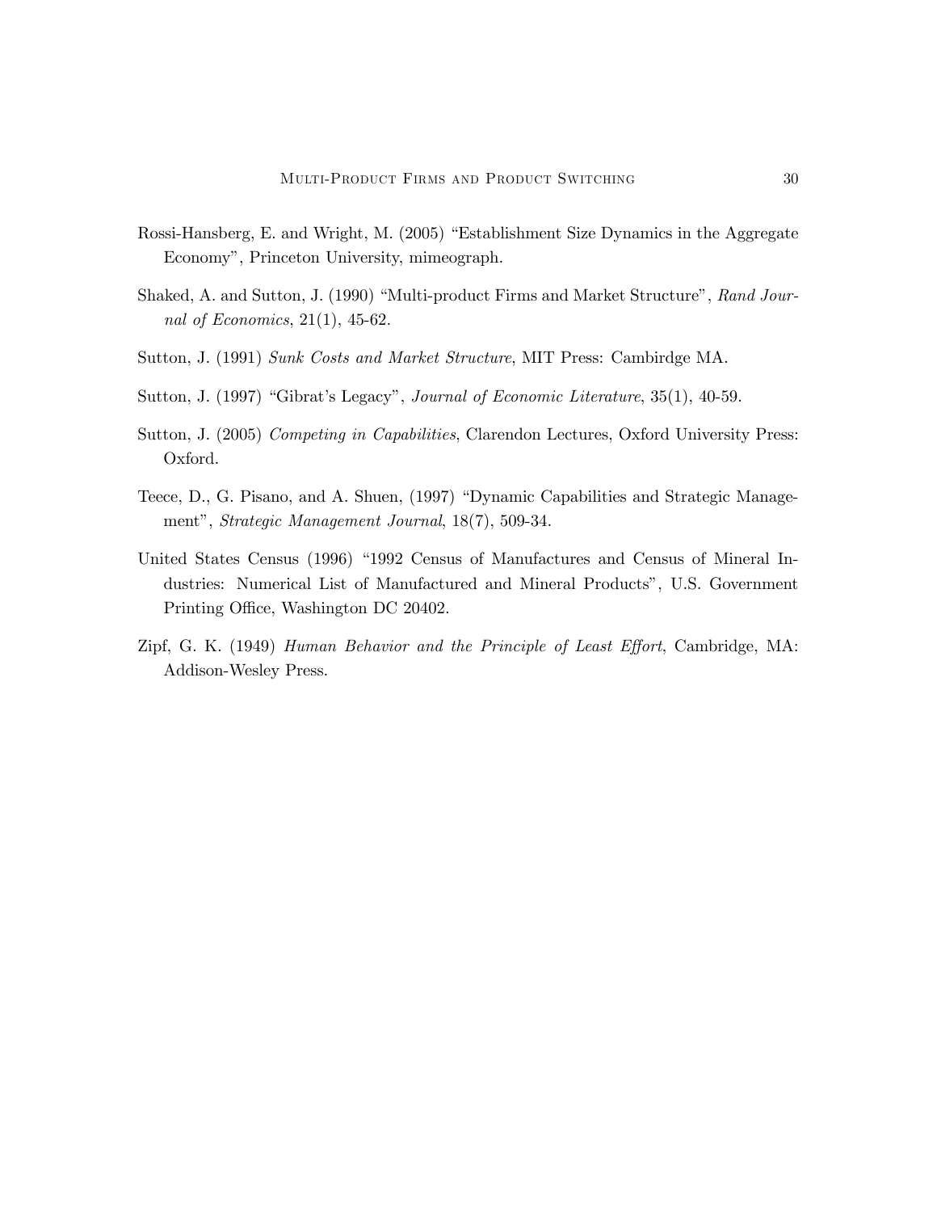Rossi-Hansberg, E. and Wright, M. (2005) "Establishment Size Dynamics in the Aggregate Economy", Princeton University, mimeograph.

Shaked, A. and Sutton, J. (1990) "Multi-product Firms and Market Structure", *Rand Journal of Economics*, 21(1), 45-62.

Sutton, J. (1991) *Sunk Costs and Market Structure*, MIT Press: Cambirdge MA.

Sutton, J. (1997) "Gibrat's Legacy", *Journal of Economic Literature*, 35(1), 40-59.

Sutton, J. (2005) *Competing in Capabilities*, Clarendon Lectures, Oxford University Press: Oxford.

Teece, D., G. Pisano, and A. Shuen, (1997) "Dynamic Capabilities and Strategic Management", *Strategic Management Journal*, 18(7), 509-34.

United States Census (1996) "1992 Census of Manufactures and Census of Mineral Industries: Numerical List of Manufactured and Mineral Products", U.S. Government Printing Office, Washington DC 20402.

Zipf, G. K. (1949) *Human Behavior and the Principle of Least Effort*, Cambridge, MA: Addison-Wesley Press.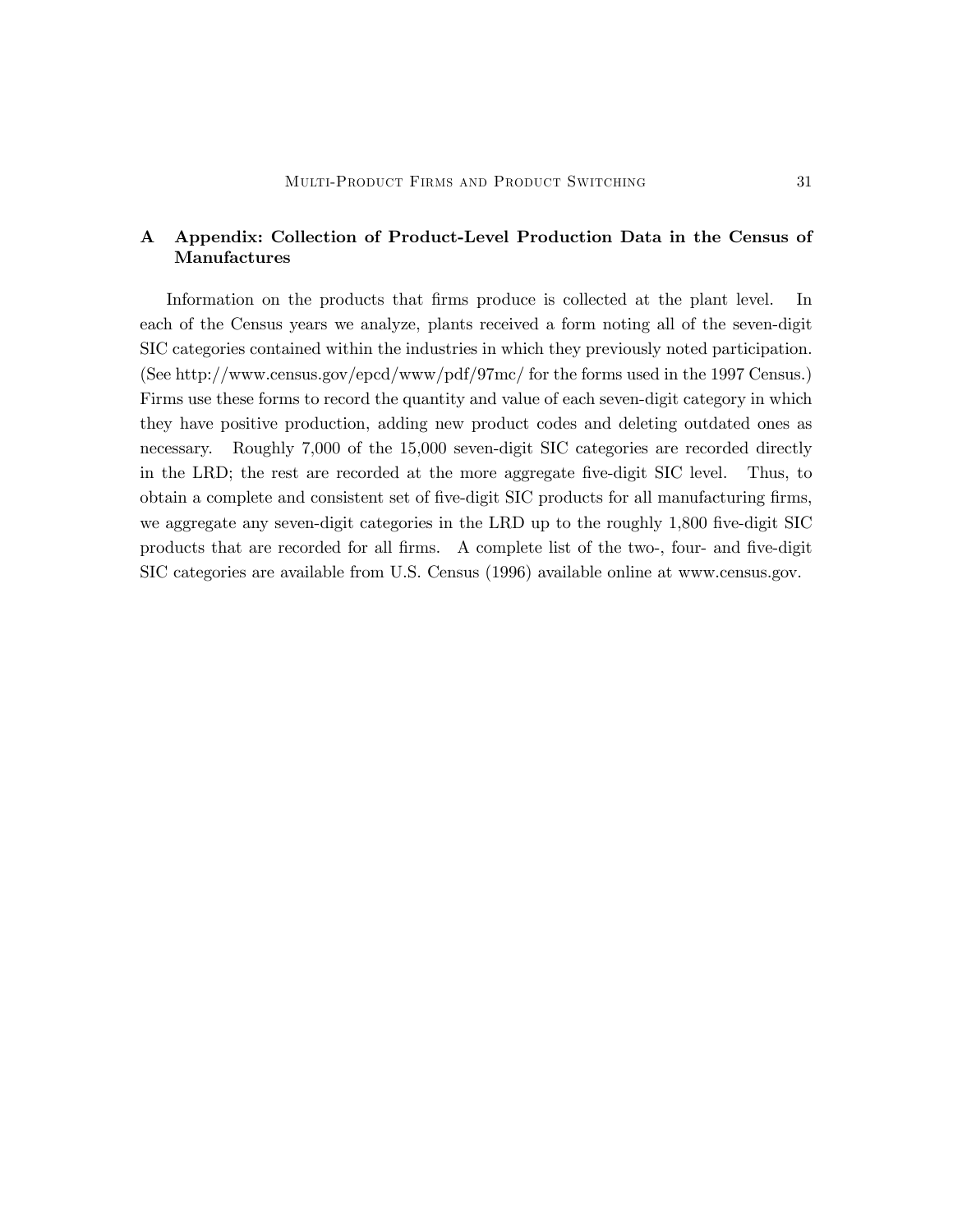## A Appendix: Collection of Product-Level Production Data in the Census of Manufactures

Information on the products that firms produce is collected at the plant level. In each of the Census years we analyze, plants received a form noting all of the seven-digit SIC categories contained within the industries in which they previously noted participation. (See http://www.census.gov/epcd/www/pdf/97mc/ for the forms used in the 1997 Census.) Firms use these forms to record the quantity and value of each seven-digit category in which they have positive production, adding new product codes and deleting outdated ones as necessary. Roughly 7,000 of the 15,000 seven-digit SIC categories are recorded directly in the LRD; the rest are recorded at the more aggregate five-digit SIC level. Thus, to obtain a complete and consistent set of five-digit SIC products for all manufacturing firms, we aggregate any seven-digit categories in the LRD up to the roughly 1,800 five-digit SIC products that are recorded for all firms. A complete list of the two-, four- and five-digit SIC categories are available from U.S. Census (1996) available online at www.census.gov.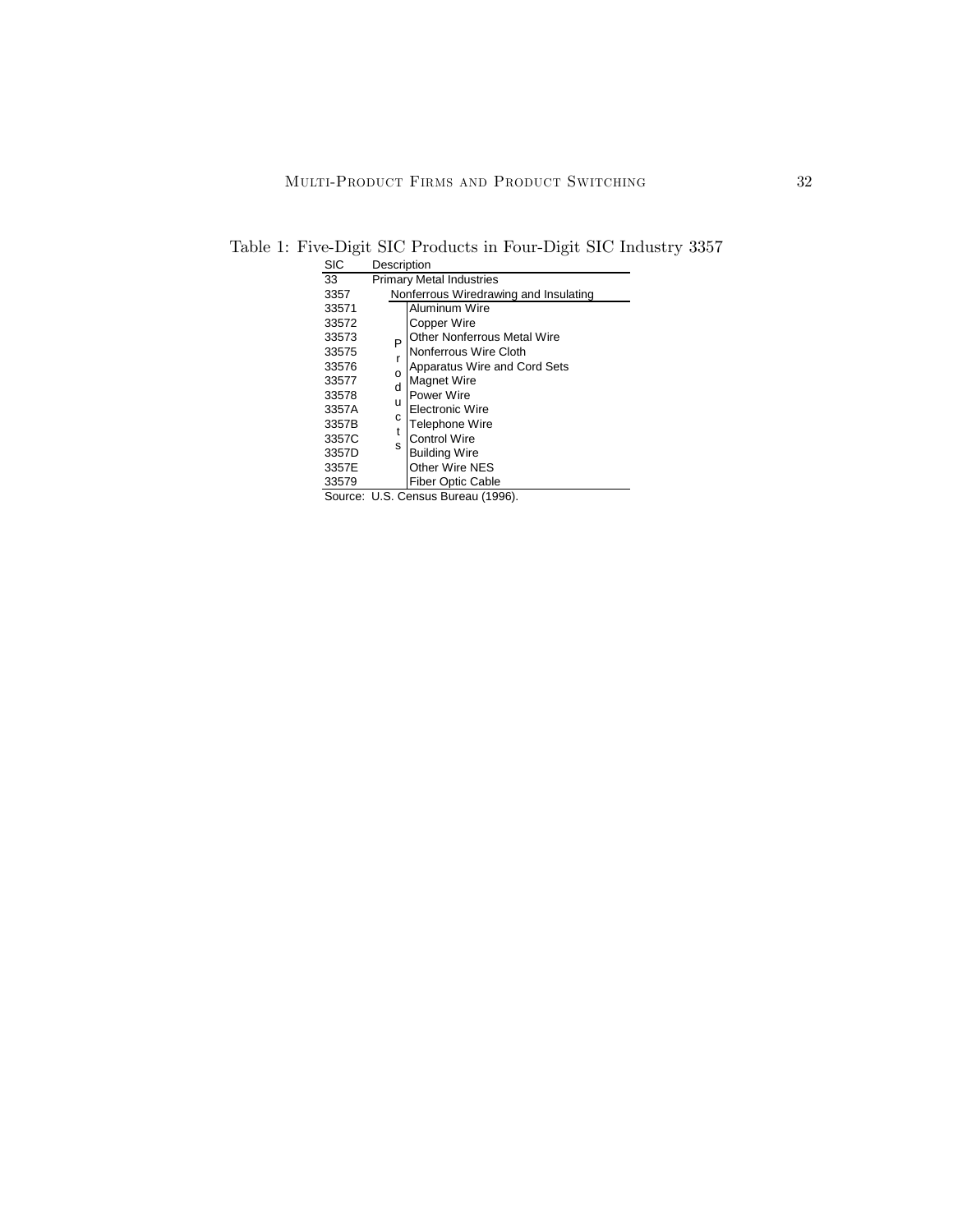Table 1: Five-Digit SIC Products in Four-Digit SIC Industry 3357

| SIC | | Description |
|---|---|---|
| 33 | Primary Metal Industries | |
| 3357 | Nonferrous Wiredrawing and Insulating | |
| 33571 | Products | Aluminum Wire |
| 33572 | | Copper Wire |
| 33573 | | Other Nonferrous Metal Wire |
| 33575 | | Nonferrous Wire Cloth |
| 33576 | | Apparatus Wire and Cord Sets |
| 33577 | | Magnet Wire |
| 33578 | | Power Wire |
| 3357A | | Electronic Wire |
| 3357B | | Telephone Wire |
| 3357C | | Control Wire |
| 3357D | | Building Wire |
| 3357E | | Other Wire NES |
| 33579 | | Fiber Optic Cable |

Source: U.S. Census Bureau (1996).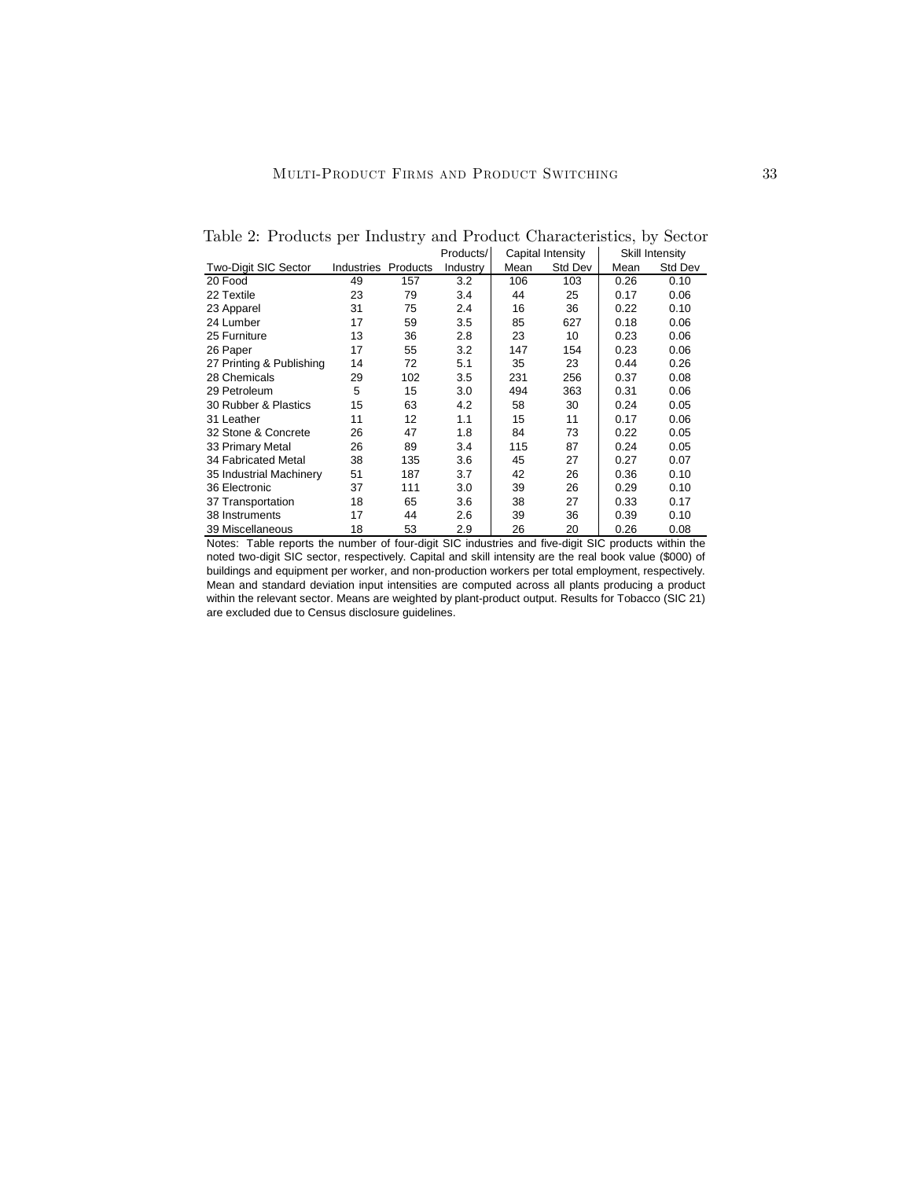Table 2: Products per Industry and Product Characteristics, by Sector

| Two-Digit SIC Sector | Industries | Products | Products/ Industry | Capital Intensity | | Skill Intensity | |
|---|---|---|---|---|---|---|---|
| | | | | Mean | Std Dev | Mean | Std Dev |
| 20 Food | 49 | 157 | 3.2 | 106 | 103 | 0.26 | 0.10 |
| 22 Textile | 23 | 79 | 3.4 | 44 | 25 | 0.17 | 0.06 |
| 23 Apparel | 31 | 75 | 2.4 | 16 | 36 | 0.22 | 0.10 |
| 24 Lumber | 17 | 59 | 3.5 | 85 | 627 | 0.18 | 0.06 |
| 25 Furniture | 13 | 36 | 2.8 | 23 | 10 | 0.23 | 0.06 |
| 26 Paper | 17 | 55 | 3.2 | 147 | 154 | 0.23 | 0.06 |
| 27 Printing & Publishing | 14 | 72 | 5.1 | 35 | 23 | 0.44 | 0.26 |
| 28 Chemicals | 29 | 102 | 3.5 | 231 | 256 | 0.37 | 0.08 |
| 29 Petroleum | 5 | 15 | 3.0 | 494 | 363 | 0.31 | 0.06 |
| 30 Rubber & Plastics | 15 | 63 | 4.2 | 58 | 30 | 0.24 | 0.05 |
| 31 Leather | 11 | 12 | 1.1 | 15 | 11 | 0.17 | 0.06 |
| 32 Stone & Concrete | 26 | 47 | 1.8 | 84 | 73 | 0.22 | 0.05 |
| 33 Primary Metal | 26 | 89 | 3.4 | 115 | 87 | 0.24 | 0.05 |
| 34 Fabricated Metal | 38 | 135 | 3.6 | 45 | 27 | 0.27 | 0.07 |
| 35 Industrial Machinery | 51 | 187 | 3.7 | 42 | 26 | 0.36 | 0.10 |
| 36 Electronic | 37 | 111 | 3.0 | 39 | 26 | 0.29 | 0.10 |
| 37 Transportation | 18 | 65 | 3.6 | 38 | 27 | 0.33 | 0.17 |
| 38 Instruments | 17 | 44 | 2.6 | 39 | 36 | 0.39 | 0.10 |
| 39 Miscellaneous | 18 | 53 | 2.9 | 26 | 20 | 0.26 | 0.08 |

Notes: Table reports the number of four-digit SIC industries and five-digit SIC products within the noted two-digit SIC sector, respectively. Capital and skill intensity are the real book value ($000) of buildings and equipment per worker, and non-production workers per total employment, respectively. Mean and standard deviation input intensities are computed across all plants producing a product within the relevant sector. Means are weighted by plant-product output. Results for Tobacco (SIC 21) are excluded due to Census disclosure guidelines.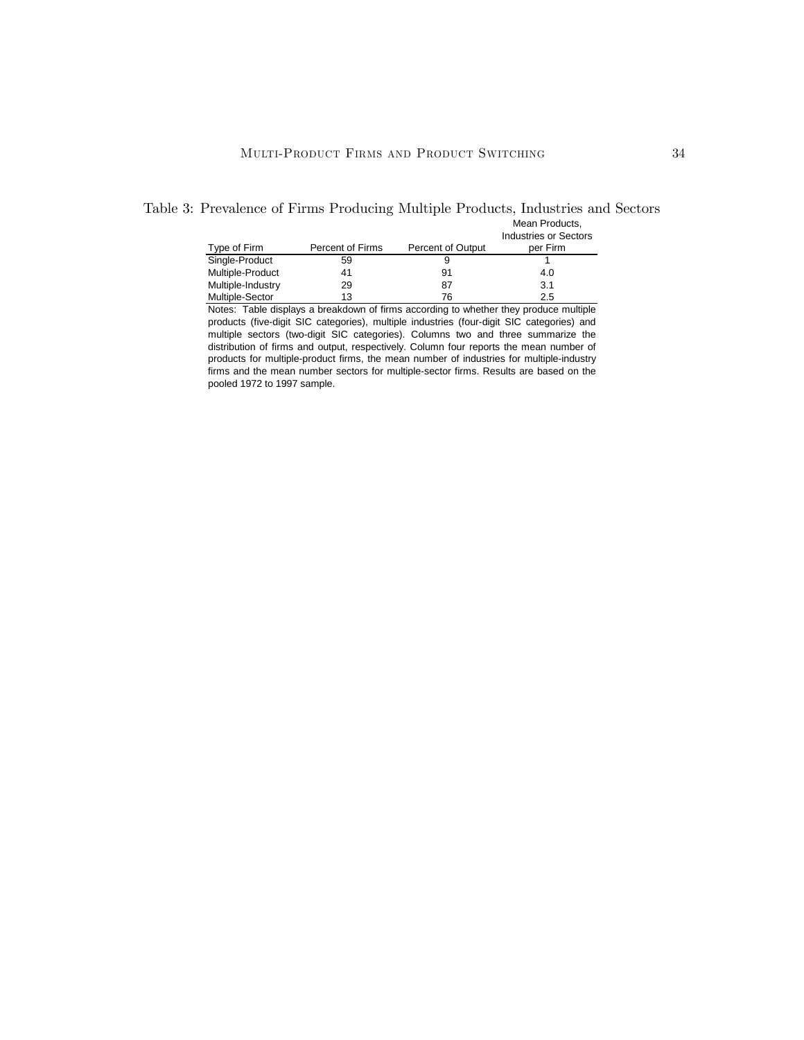Table 3: Prevalence of Firms Producing Multiple Products, Industries and Sectors

| Type of Firm | Percent of Firms | Percent of Output | Mean Products, Industries or Sectors per Firm |
|---|---|---|---|
| Single-Product | 59 | 9 | 1 |
| Multiple-Product | 41 | 91 | 4.0 |
| Multiple-Industry | 29 | 87 | 3.1 |
| Multiple-Sector | 13 | 76 | 2.5 |

Notes: Table displays a breakdown of firms according to whether they produce multiple products (five-digit SIC categories), multiple industries (four-digit SIC categories) and multiple sectors (two-digit SIC categories). Columns two and three summarize the distribution of firms and output, respectively. Column four reports the mean number of products for multiple-product firms, the mean number of industries for multiple-industry firms and the mean number sectors for multiple-sector firms. Results are based on the pooled 1972 to 1997 sample.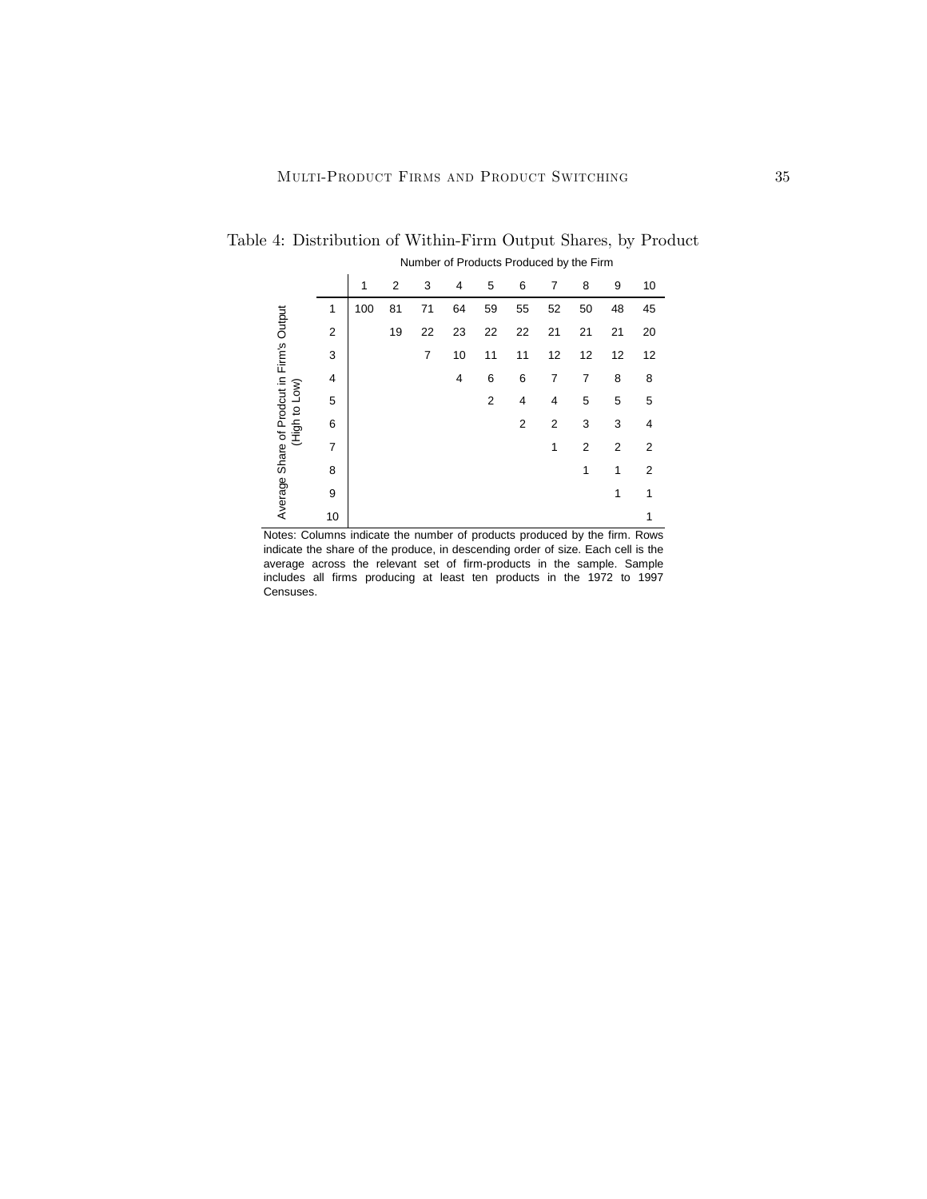Table 4: Distribution of Within-Firm Output Shares, by Product

| Average Share of Prodcut in Firm's Output (High to Low) | Number of Products Produced by the Firm: 1 | 2 | 3 | 4 | 5 | 6 | 7 | 8 | 9 | 10 |
|---|---|---|---|---|---|---|---|---|---|---|
| 1 | 100 | 81 | 71 | 64 | 59 | 55 | 52 | 50 | 48 | 45 |
| 2 | | 19 | 22 | 23 | 22 | 22 | 21 | 21 | 21 | 20 |
| 3 | | | 7 | 10 | 11 | 11 | 12 | 12 | 12 | 12 |
| 4 | | | | 4 | 6 | 6 | 7 | 7 | 8 | 8 |
| 5 | | | | | 2 | 4 | 4 | 5 | 5 | 5 |
| 6 | | | | | | 2 | 2 | 3 | 3 | 4 |
| 7 | | | | | | | 1 | 2 | 2 | 2 |
| 8 | | | | | | | | 1 | 1 | 2 |
| 9 | | | | | | | | | 1 | 1 |
| 10 | | | | | | | | | | 1 |

Notes: Columns indicate the number of products produced by the firm. Rows indicate the share of the produce, in descending order of size. Each cell is the average across the relevant set of firm-products in the sample. Sample includes all firms producing at least ten products in the 1972 to 1997 Censuses.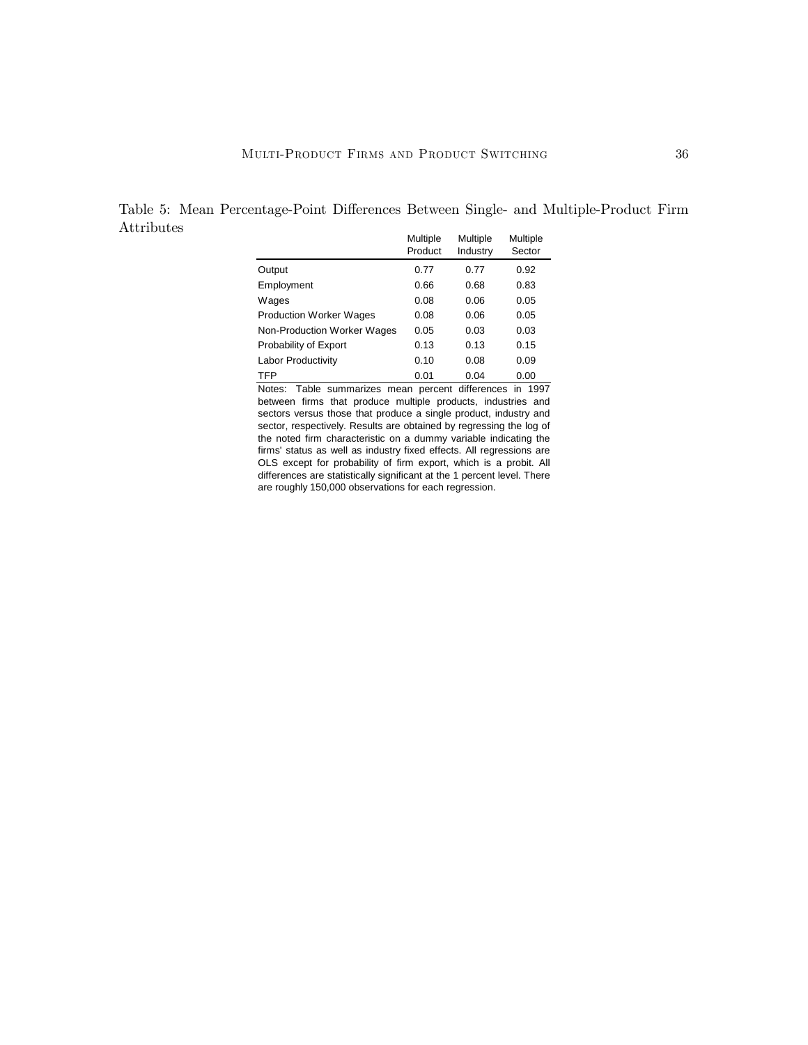Table 5: Mean Percentage-Point Differences Between Single- and Multiple-Product Firm Attributes

| | Multiple Product | Multiple Industry | Multiple Sector |
|---|---|---|---|
| Output | 0.77 | 0.77 | 0.92 |
| Employment | 0.66 | 0.68 | 0.83 |
| Wages | 0.08 | 0.06 | 0.05 |
| Production Worker Wages | 0.08 | 0.06 | 0.05 |
| Non-Production Worker Wages | 0.05 | 0.03 | 0.03 |
| Probability of Export | 0.13 | 0.13 | 0.15 |
| Labor Productivity | 0.10 | 0.08 | 0.09 |
| TFP | 0.01 | 0.04 | 0.00 |

Notes: Table summarizes mean percent differences in 1997 between firms that produce multiple products, industries and sectors versus those that produce a single product, industry and sector, respectively. Results are obtained by regressing the log of the noted firm characteristic on a dummy variable indicating the firms' status as well as industry fixed effects. All regressions are OLS except for probability of firm export, which is a probit. All differences are statistically significant at the 1 percent level. There are roughly 150,000 observations for each regression.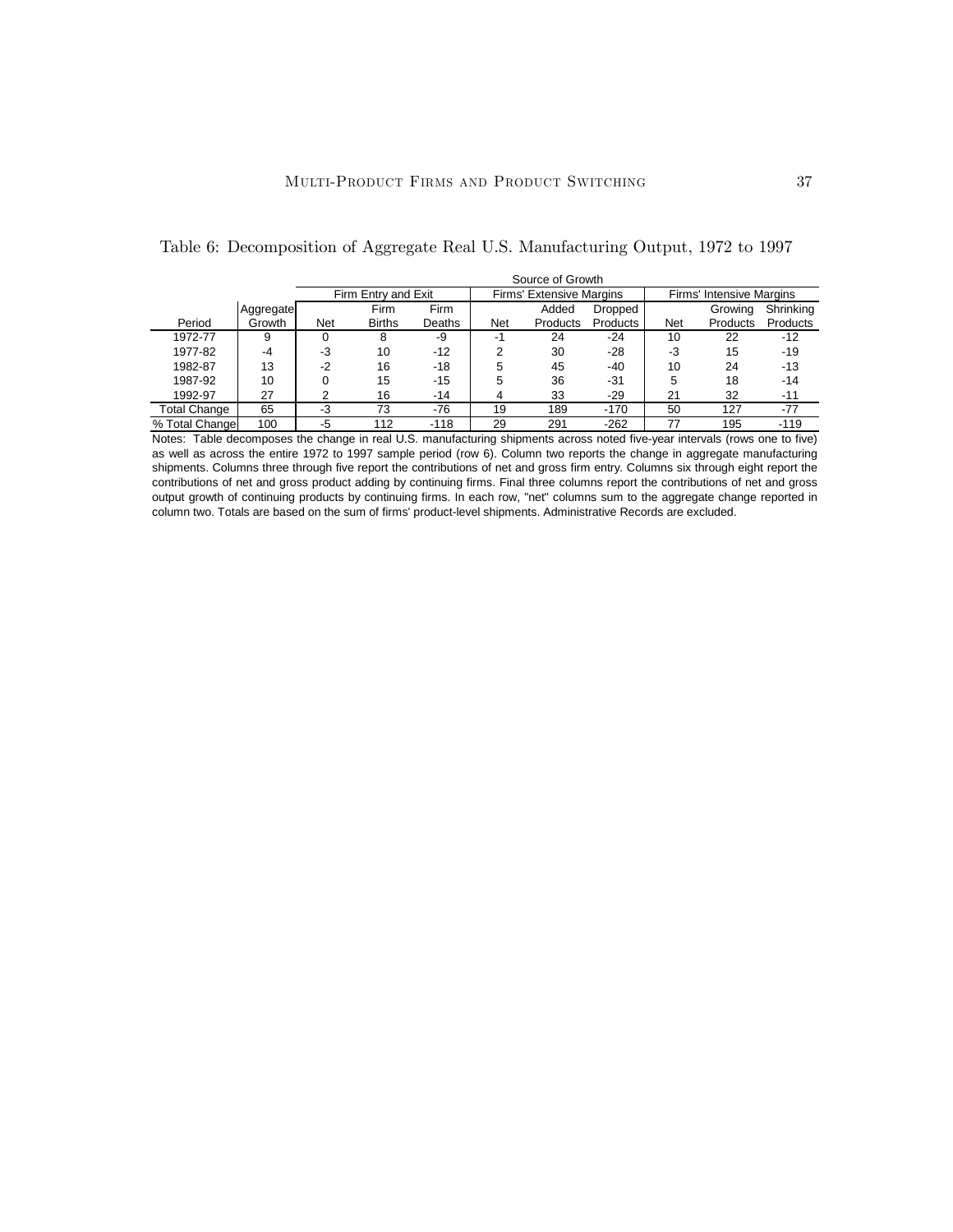Table 6: Decomposition of Aggregate Real U.S. Manufacturing Output, 1972 to 1997

| | | Source of Growth | | | | | | | | |
|---|---|---|---|---|---|---|---|---|---|---|
| | | Firm Entry and Exit | | | Firms' Extensive Margins | | | Firms' Intensive Margins | | |
| Period | Aggregate Growth | Net | Firm Births | Firm Deaths | Net | Added Products | Dropped Products | Net | Growing Products | Shrinking Products |
| 1972-77 | 9 | 0 | 8 | -9 | -1 | 24 | -24 | 10 | 22 | -12 |
| 1977-82 | -4 | -3 | 10 | -12 | 2 | 30 | -28 | -3 | 15 | -19 |
| 1982-87 | 13 | -2 | 16 | -18 | 5 | 45 | -40 | 10 | 24 | -13 |
| 1987-92 | 10 | 0 | 15 | -15 | 5 | 36 | -31 | 5 | 18 | -14 |
| 1992-97 | 27 | 2 | 16 | -14 | 4 | 33 | -29 | 21 | 32 | -11 |
| Total Change | 65 | -3 | 73 | -76 | 19 | 189 | -170 | 50 | 127 | -77 |
| % Total Change | 100 | -5 | 112 | -118 | 29 | 291 | -262 | 77 | 195 | -119 |

Notes: Table decomposes the change in real U.S. manufacturing shipments across noted five-year intervals (rows one to five) as well as across the entire 1972 to 1997 sample period (row 6). Column two reports the change in aggregate manufacturing shipments. Columns three through five report the contributions of net and gross firm entry. Columns six through eight report the contributions of net and gross product adding by continuing firms. Final three columns report the contributions of net and gross output growth of continuing products by continuing firms. In each row, "net" columns sum to the aggregate change reported in column two. Totals are based on the sum of firms' product-level shipments. Administrative Records are excluded.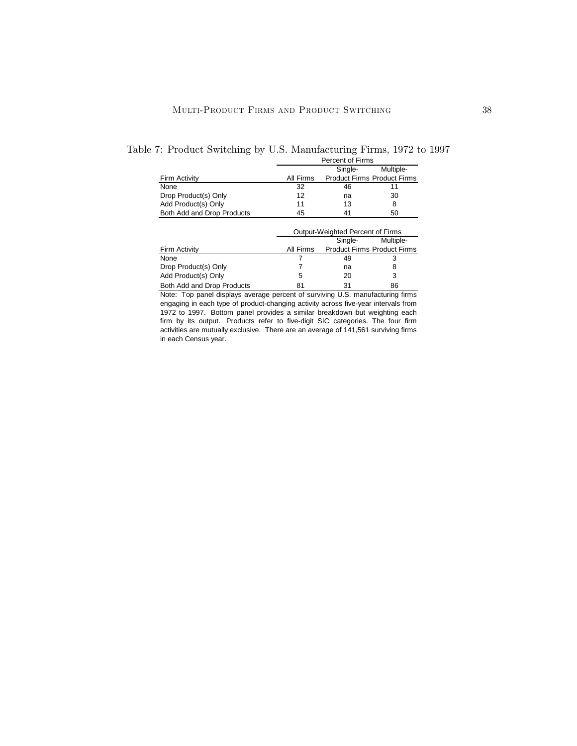Table 7: Product Switching by U.S. Manufacturing Firms, 1972 to 1997

| | Percent of Firms | | |
|---|---|---|---|
| Firm Activity | All Firms | Single-Product Firms | Multiple-Product Firms |
| None | 32 | 46 | 11 |
| Drop Product(s) Only | 12 | na | 30 |
| Add Product(s) Only | 11 | 13 | 8 |
| Both Add and Drop Products | 45 | 41 | 50 |

| | Output-Weighted Percent of Firms | | |
|---|---|---|---|
| Firm Activity | All Firms | Single-Product Firms | Multiple-Product Firms |
| None | 7 | 49 | 3 |
| Drop Product(s) Only | 7 | na | 8 |
| Add Product(s) Only | 5 | 20 | 3 |
| Both Add and Drop Products | 81 | 31 | 86 |

Note: Top panel displays average percent of surviving U.S. manufacturing firms engaging in each type of product-changing activity across five-year intervals from 1972 to 1997. Bottom panel provides a similar breakdown but weighting each firm by its output. Products refer to five-digit SIC categories. The four firm activities are mutually exclusive. There are an average of 141,561 surviving firms in each Census year.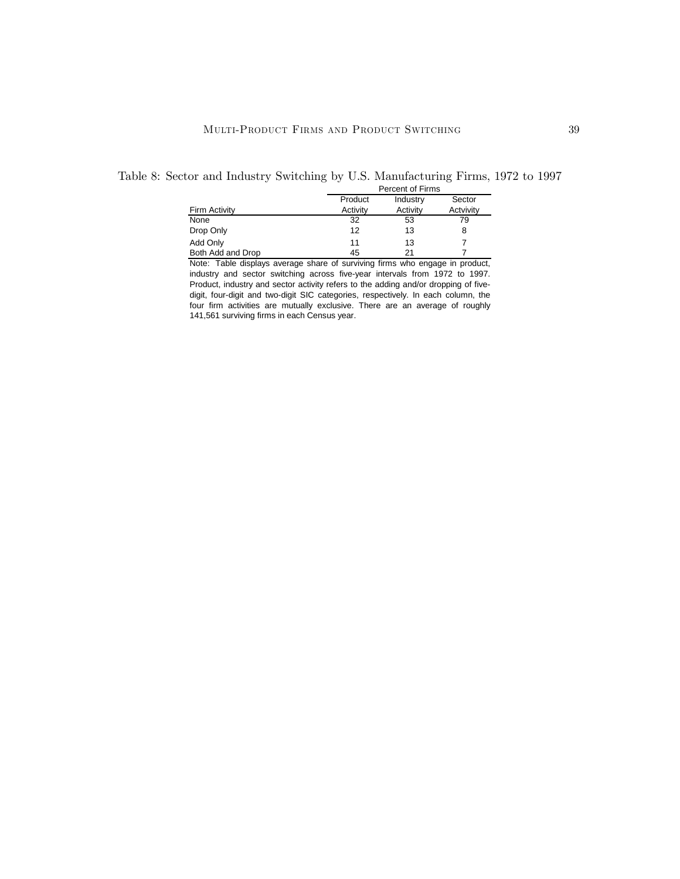Table 8: Sector and Industry Switching by U.S. Manufacturing Firms, 1972 to 1997

| | Percent of Firms | | |
|---|---|---|---|
| Firm Activity | Product Activity | Industry Activity | Sector Actvity |
| None | 32 | 53 | 79 |
| Drop Only | 12 | 13 | 8 |
| Add Only | 11 | 13 | 7 |
| Both Add and Drop | 45 | 21 | 7 |

Note: Table displays average share of surviving firms who engage in product, industry and sector switching across five-year intervals from 1972 to 1997. Product, industry and sector activity refers to the adding and/or dropping of five-digit, four-digit and two-digit SIC categories, respectively. In each column, the four firm activities are mutually exclusive. There are an average of roughly 141,561 surviving firms in each Census year.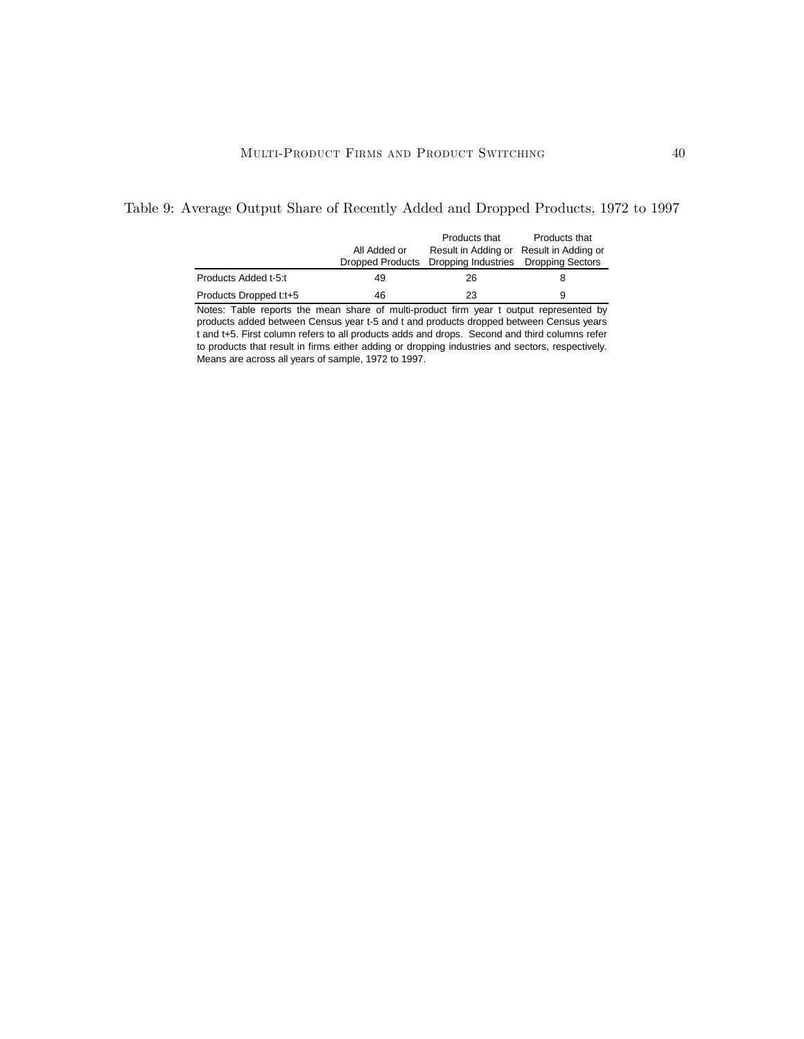Table 9: Average Output Share of Recently Added and Dropped Products, 1972 to 1997

| | All Added or Dropped Products | Products that Result in Adding or Dropping Industries | Products that Result in Adding or Dropping Sectors |
|---|---|---|---|
| Products Added t-5:t | 49 | 26 | 8 |
| Products Dropped t:t+5 | 46 | 23 | 9 |

Notes: Table reports the mean share of multi-product firm year t output represented by products added between Census year t-5 and t and products dropped between Census years t and t+5. First column refers to all products adds and drops. Second and third columns refer to products that result in firms either adding or dropping industries and sectors, respectively. Means are across all years of sample, 1972 to 1997.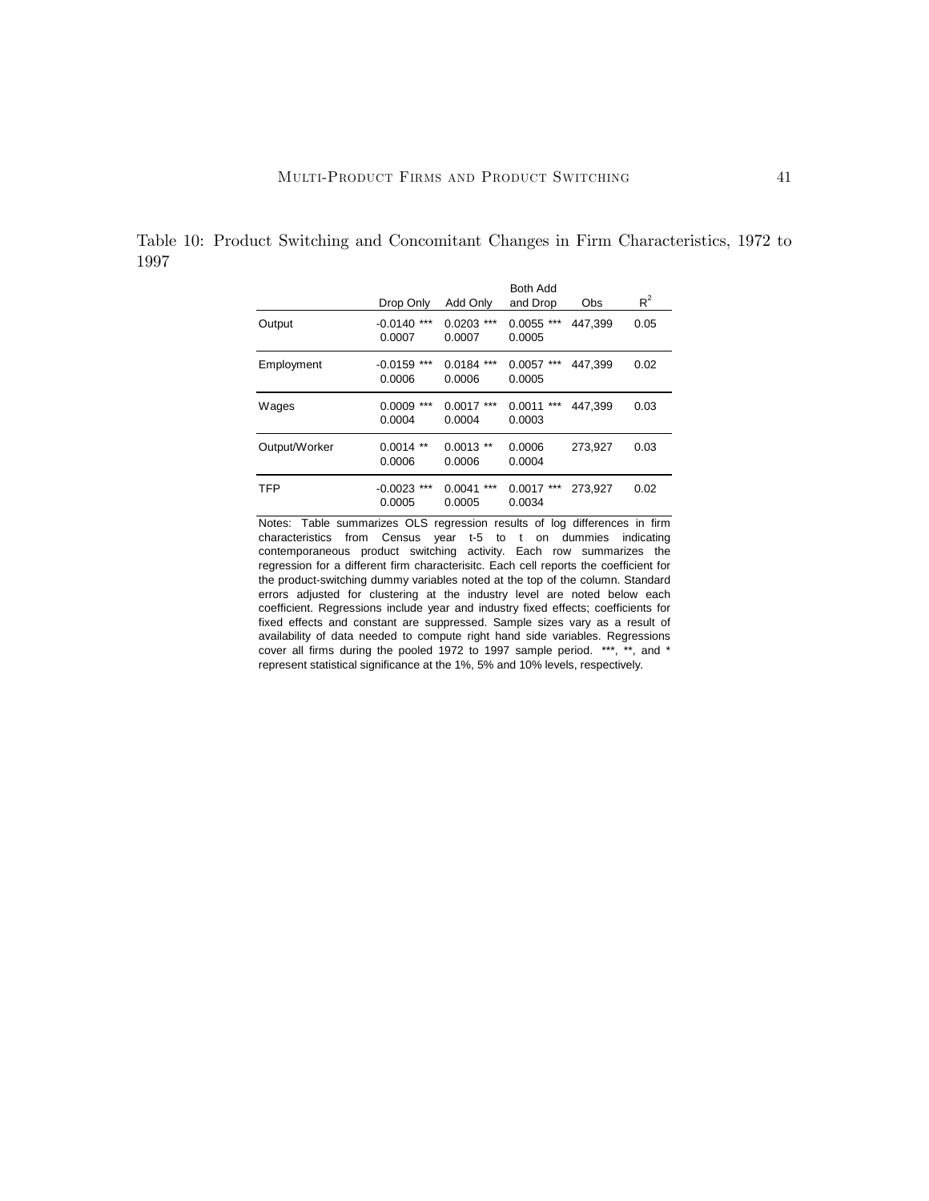Table 10: Product Switching and Concomitant Changes in Firm Characteristics, 1972 to 1997

| | Drop Only | Add Only | Both Add and Drop | Obs | $R^2$ |
|---|---|---|---|---|---|
| Output | -0.0140 *** | 0.0203 *** | 0.0055 *** | 447,399 | 0.05 |
| | 0.0007 | 0.0007 | 0.0005 | | |
| Employment | -0.0159 *** | 0.0184 *** | 0.0057 *** | 447,399 | 0.02 |
| | 0.0006 | 0.0006 | 0.0005 | | |
| Wages | 0.0009 *** | 0.0017 *** | 0.0011 *** | 447,399 | 0.03 |
| | 0.0004 | 0.0004 | 0.0003 | | |
| Output/Worker | 0.0014 ** | 0.0013 ** | 0.0006 | 273,927 | 0.03 |
| | 0.0006 | 0.0006 | 0.0004 | | |
| TFP | -0.0023 *** | 0.0041 *** | 0.0017 *** | 273,927 | 0.02 |
| | 0.0005 | 0.0005 | 0.0034 | | |

Notes: Table summarizes OLS regression results of log differences in firm characteristics from Census year t-5 to t on dummies indicating contemporaneous product switching activity. Each row summarizes the regression for a different firm characterisitc. Each cell reports the coefficient for the product-switching dummy variables noted at the top of the column. Standard errors adjusted for clustering at the industry level are noted below each coefficient. Regressions include year and industry fixed effects; coefficients for fixed effects and constant are suppressed. Sample sizes vary as a result of availability of data needed to compute right hand side variables. Regressions cover all firms during the pooled 1972 to 1997 sample period. ***, **, and * represent statistical significance at the 1%, 5% and 10% levels, respectively.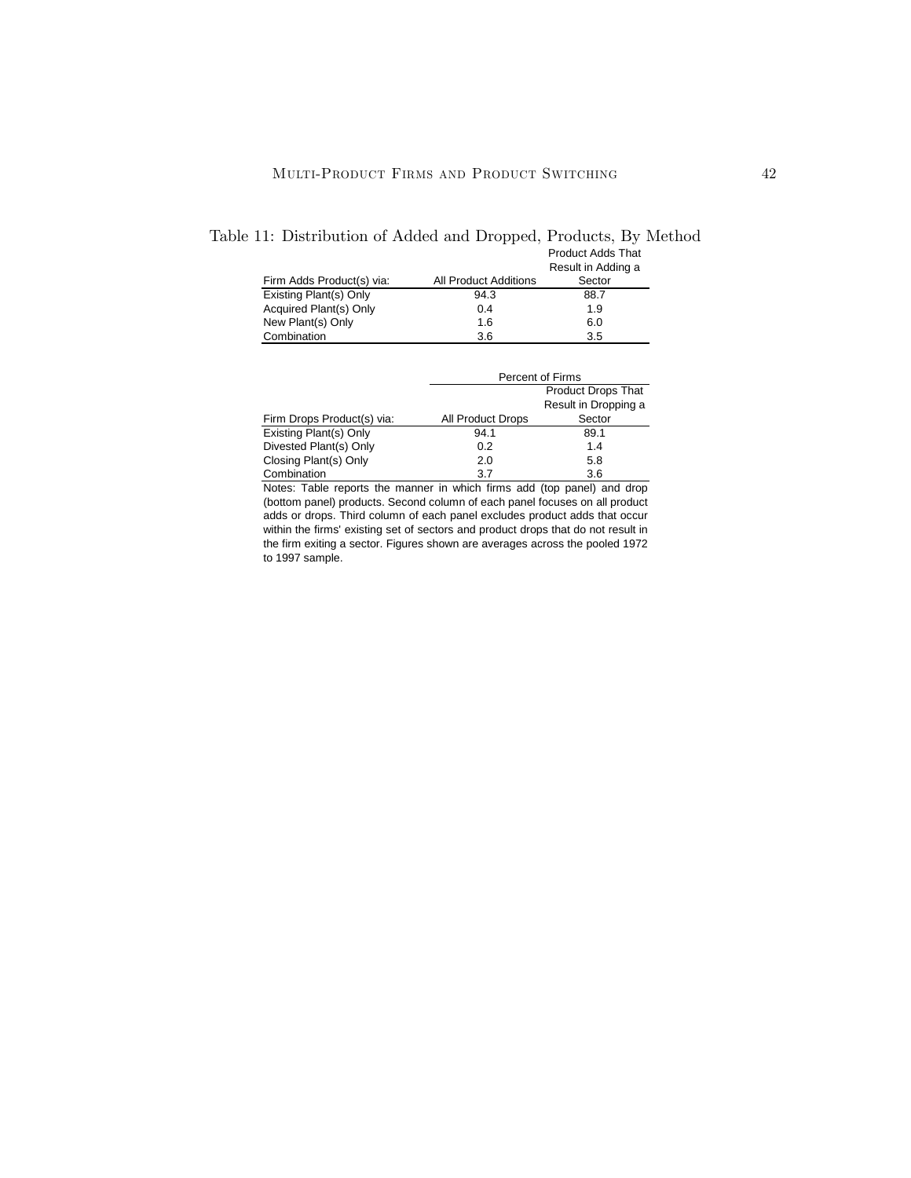Table 11: Distribution of Added and Dropped, Products, By Method

| Firm Adds Product(s) via: | All Product Additions | Product Adds That Result in Adding a Sector |
|---|---|---|
| Existing Plant(s) Only | 94.3 | 88.7 |
| Acquired Plant(s) Only | 0.4 | 1.9 |
| New Plant(s) Only | 1.6 | 6.0 |
| Combination | 3.6 | 3.5 |

| | Percent of Firms | |
|---|---|---|
| Firm Drops Product(s) via: | All Product Drops | Product Drops That Result in Dropping a Sector |
| Existing Plant(s) Only | 94.1 | 89.1 |
| Divested Plant(s) Only | 0.2 | 1.4 |
| Closing Plant(s) Only | 2.0 | 5.8 |
| Combination | 3.7 | 3.6 |

Notes: Table reports the manner in which firms add (top panel) and drop (bottom panel) products. Second column of each panel focuses on all product adds or drops. Third column of each panel excludes product adds that occur within the firms' existing set of sectors and product drops that do not result in the firm exiting a sector. Figures shown are averages across the pooled 1972 to 1997 sample.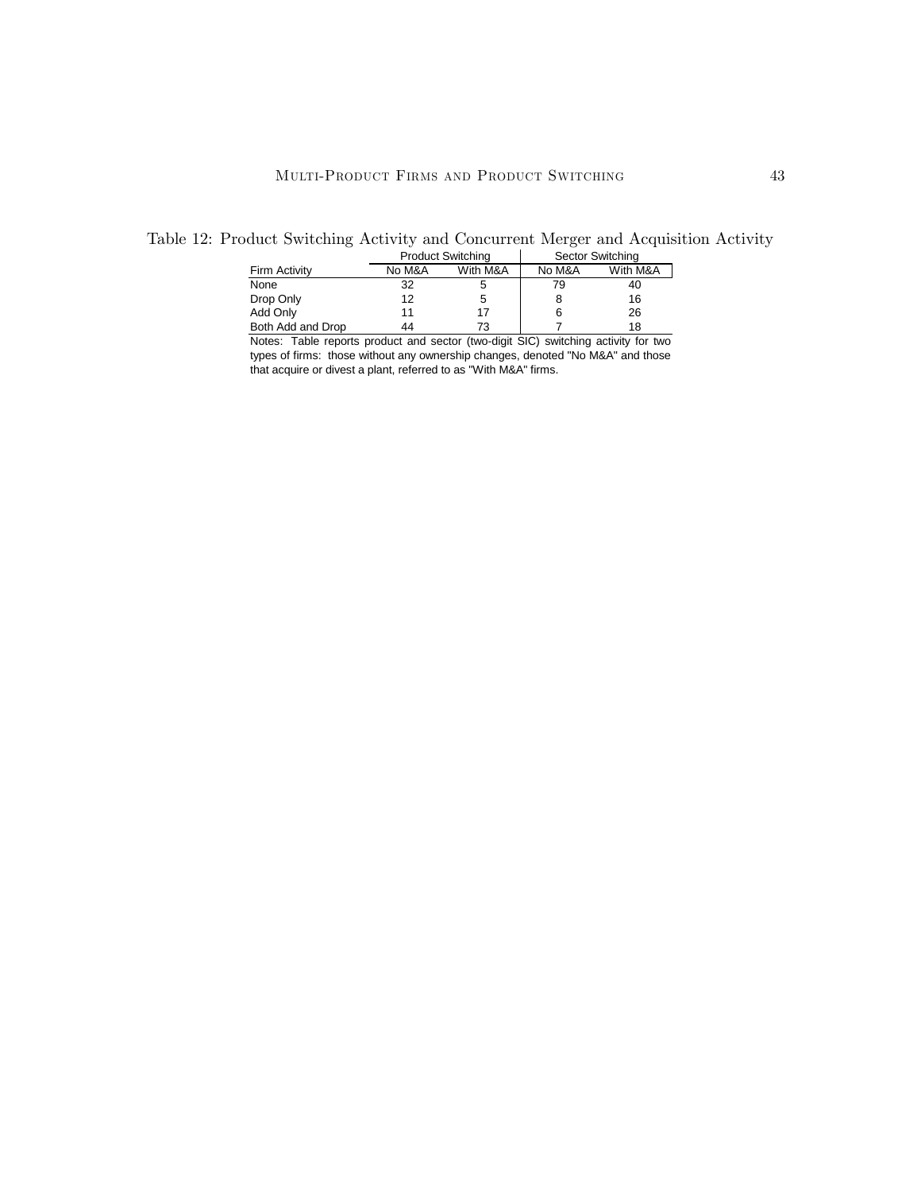Table 12: Product Switching Activity and Concurrent Merger and Acquisition Activity

| | Product Switching | | Sector Switching | |
|---|---|---|---|---|
| Firm Activity | No M&A | With M&A | No M&A | With M&A |
| None | 32 | 5 | 79 | 40 |
| Drop Only | 12 | 5 | 8 | 16 |
| Add Only | 11 | 17 | 6 | 26 |
| Both Add and Drop | 44 | 73 | 7 | 18 |

Notes: Table reports product and sector (two-digit SIC) switching activity for two types of firms: those without any ownership changes, denoted "No M&A" and those that acquire or divest a plant, referred to as "With M&A" firms.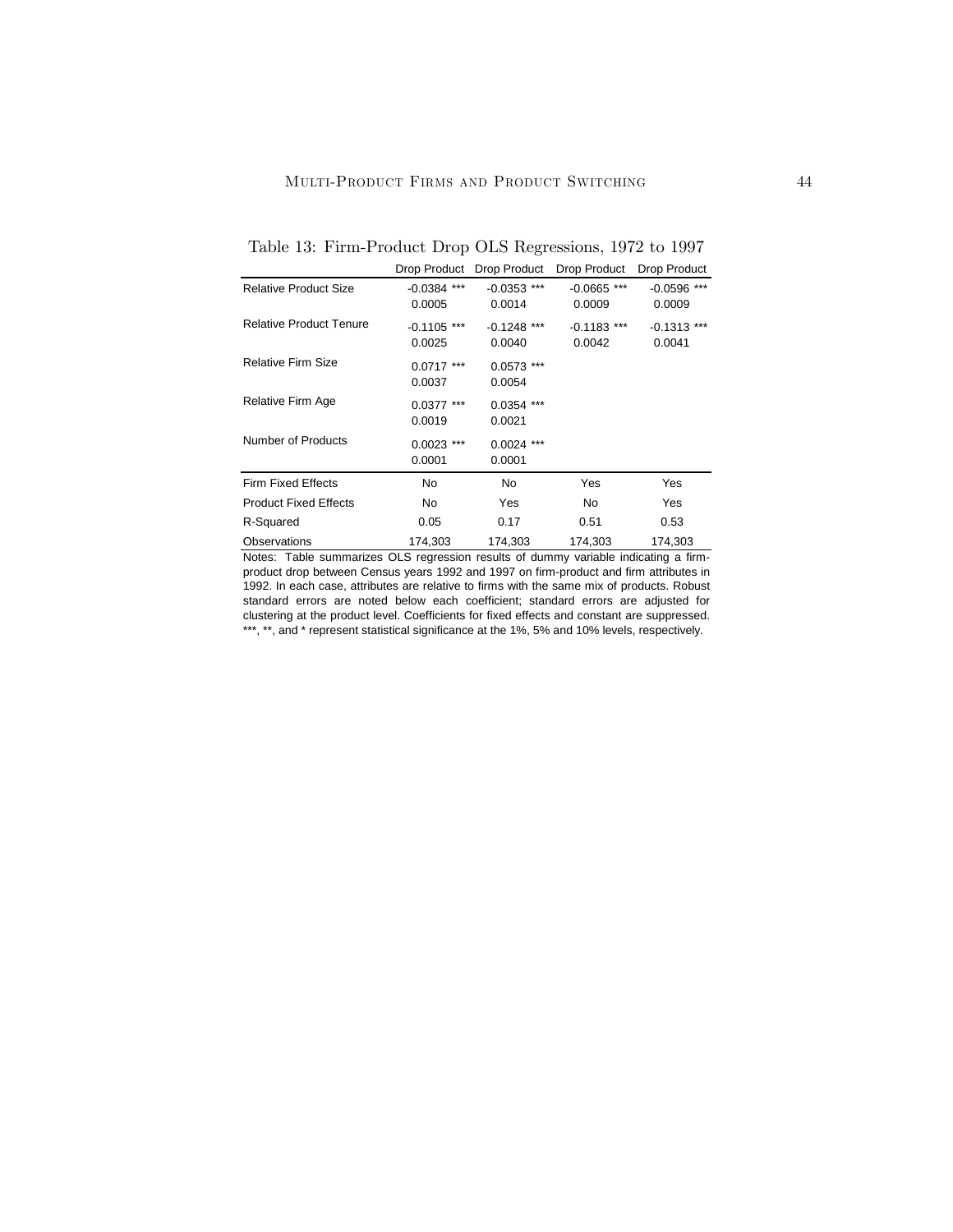Table 13: Firm-Product Drop OLS Regressions, 1972 to 1997

| | Drop Product | Drop Product | Drop Product | Drop Product |
|---|---|---|---|---|
| Relative Product Size | -0.0384 *** | -0.0353 *** | -0.0665 *** | -0.0596 *** |
| | 0.0005 | 0.0014 | 0.0009 | 0.0009 |
| Relative Product Tenure | -0.1105 *** | -0.1248 *** | -0.1183 *** | -0.1313 *** |
| | 0.0025 | 0.0040 | 0.0042 | 0.0041 |
| Relative Firm Size | 0.0717 *** | 0.0573 *** | | |
| | 0.0037 | 0.0054 | | |
| Relative Firm Age | 0.0377 *** | 0.0354 *** | | |
| | 0.0019 | 0.0021 | | |
| Number of Products | 0.0023 *** | 0.0024 *** | | |
| | 0.0001 | 0.0001 | | |
| Firm Fixed Effects | No | No | Yes | Yes |
| Product Fixed Effects | No | Yes | No | Yes |
| R-Squared | 0.05 | 0.17 | 0.51 | 0.53 |
| Observations | 174,303 | 174,303 | 174,303 | 174,303 |

Notes: Table summarizes OLS regression results of dummy variable indicating a firm-product drop between Census years 1992 and 1997 on firm-product and firm attributes in 1992. In each case, attributes are relative to firms with the same mix of products. Robust standard errors are noted below each coefficient; standard errors are adjusted for clustering at the product level. Coefficients for fixed effects and constant are suppressed. ***, **, and * represent statistical significance at the 1%, 5% and 10% levels, respectively.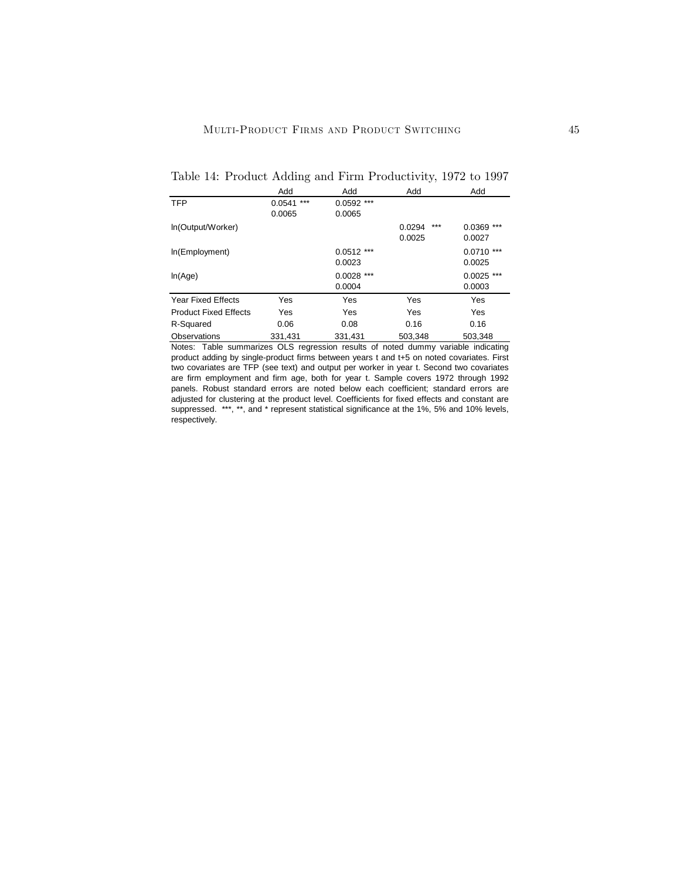Table 14: Product Adding and Firm Productivity, 1972 to 1997

| | Add | Add | Add | Add |
|---|---|---|---|---|
| TFP | 0.0541 *** | 0.0592 *** | | |
| | 0.0065 | 0.0065 | | |
| ln(Output/Worker) | | | 0.0294 *** | 0.0369 *** |
| | | | 0.0025 | 0.0027 |
| ln(Employment) | | 0.0512 *** | | 0.0710 *** |
| | | 0.0023 | | 0.0025 |
| ln(Age) | | 0.0028 *** | | 0.0025 *** |
| | | 0.0004 | | 0.0003 |
| Year Fixed Effects | Yes | Yes | Yes | Yes |
| Product Fixed Effects | Yes | Yes | Yes | Yes |
| R-Squared | 0.06 | 0.08 | 0.16 | 0.16 |
| Observations | 331,431 | 331,431 | 503,348 | 503,348 |

Notes: Table summarizes OLS regression results of noted dummy variable indicating product adding by single-product firms between years t and t+5 on noted covariates. First two covariates are TFP (see text) and output per worker in year t. Second two covariates are firm employment and firm age, both for year t. Sample covers 1972 through 1992 panels. Robust standard errors are noted below each coefficient; standard errors are adjusted for clustering at the product level. Coefficients for fixed effects and constant are suppressed. ***, **, and * represent statistical significance at the 1%, 5% and 10% levels, respectively.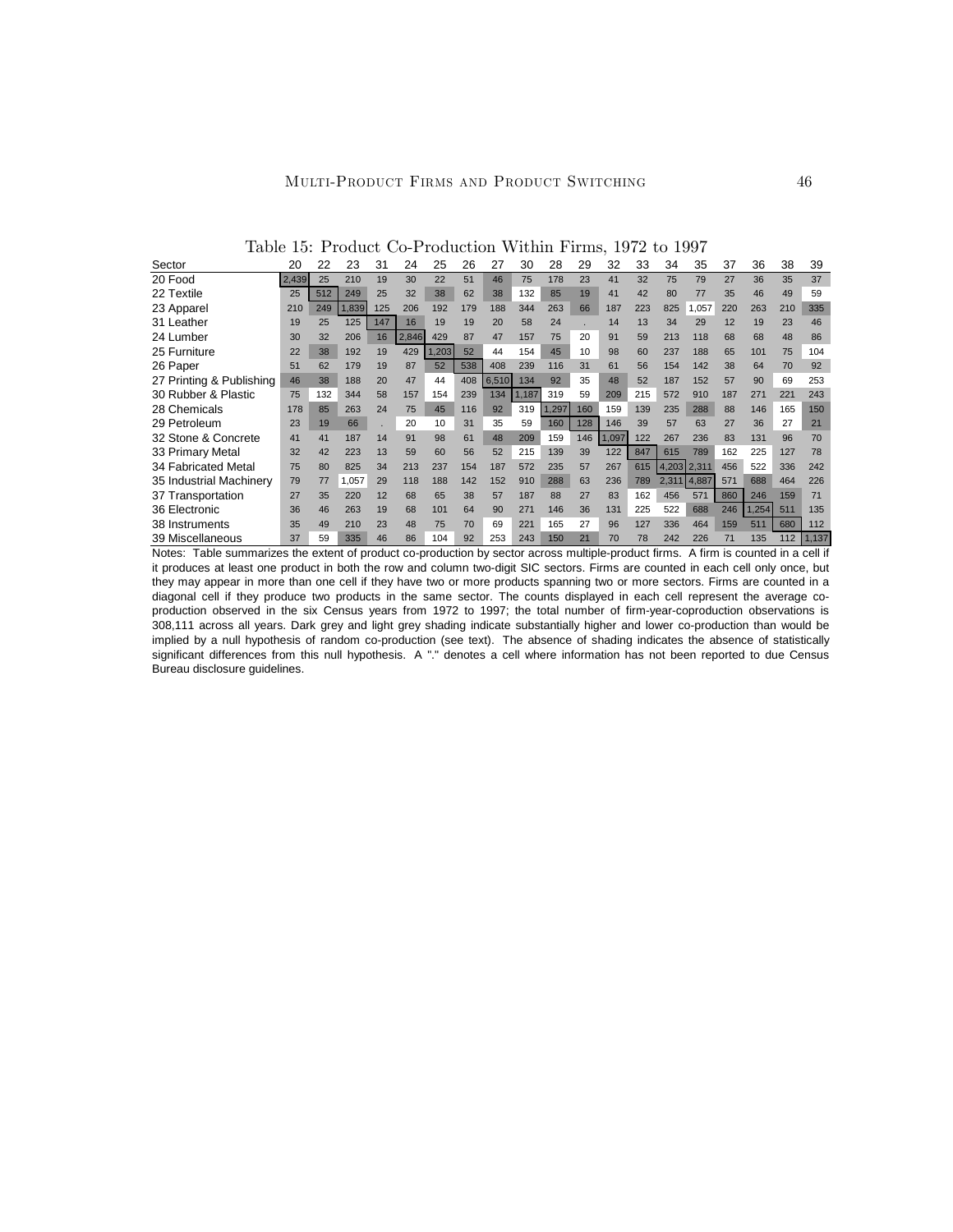Table 15: Product Co-Production Within Firms, 1972 to 1997

| Sector | 20 | 22 | 23 | 31 | 24 | 25 | 26 | 27 | 30 | 28 | 29 | 32 | 33 | 34 | 35 | 37 | 36 | 38 | 39 |
|---|---|---|---|---|---|---|---|---|---|---|---|---|---|---|---|---|---|---|---|
| 20 Food | 2,439 | 25 | 210 | 19 | 30 | 22 | 51 | 46 | 75 | 178 | 23 | 41 | 32 | 75 | 79 | 27 | 36 | 35 | 37 |
| 22 Textile | 25 | 512 | 249 | 25 | 32 | 38 | 62 | 38 | 132 | 85 | 19 | 41 | 42 | 80 | 77 | 35 | 46 | 49 | 59 |
| 23 Apparel | 210 | 249 | 1,839 | 125 | 206 | 192 | 179 | 188 | 344 | 263 | 66 | 187 | 223 | 825 | 1,057 | 220 | 263 | 210 | 335 |
| 31 Leather | 19 | 25 | 125 | 147 | 16 | 19 | 19 | 20 | 58 | 24 | . | 14 | 13 | 34 | 29 | 12 | 19 | 23 | 46 |
| 24 Lumber | 30 | 32 | 206 | 16 | 2,846 | 429 | 87 | 47 | 157 | 75 | 20 | 91 | 59 | 213 | 118 | 68 | 68 | 48 | 86 |
| 25 Furniture | 22 | 38 | 192 | 19 | 429 | 1,203 | 52 | 44 | 154 | 45 | 10 | 98 | 60 | 237 | 188 | 65 | 101 | 75 | 104 |
| 26 Paper | 51 | 62 | 179 | 19 | 87 | 52 | 538 | 408 | 239 | 116 | 31 | 61 | 56 | 154 | 142 | 38 | 64 | 70 | 92 |
| 27 Printing & Publishing | 46 | 38 | 188 | 20 | 47 | 44 | 408 | 6,510 | 134 | 92 | 35 | 48 | 52 | 187 | 152 | 57 | 90 | 69 | 253 |
| 30 Rubber & Plastic | 75 | 132 | 344 | 58 | 157 | 154 | 239 | 134 | 1,187 | 319 | 59 | 209 | 215 | 572 | 910 | 187 | 271 | 221 | 243 |
| 28 Chemicals | 178 | 85 | 263 | 24 | 75 | 45 | 116 | 92 | 319 | 1,297 | 160 | 159 | 139 | 235 | 288 | 88 | 146 | 165 | 150 |
| 29 Petroleum | 23 | 19 | 66 | . | 20 | 10 | 31 | 35 | 59 | 160 | 128 | 146 | 39 | 57 | 63 | 27 | 36 | 27 | 21 |
| 32 Stone & Concrete | 41 | 41 | 187 | 14 | 91 | 98 | 61 | 48 | 209 | 159 | 146 | 1,097 | 122 | 267 | 236 | 83 | 131 | 96 | 70 |
| 33 Primary Metal | 32 | 42 | 223 | 13 | 59 | 60 | 56 | 52 | 215 | 139 | 39 | 122 | 847 | 615 | 789 | 162 | 225 | 127 | 78 |
| 34 Fabricated Metal | 75 | 80 | 825 | 34 | 213 | 237 | 154 | 187 | 572 | 235 | 57 | 267 | 615 | 4,203 | 2,311 | 456 | 522 | 336 | 242 |
| 35 Industrial Machinery | 79 | 77 | 1,057 | 29 | 118 | 188 | 142 | 152 | 910 | 288 | 63 | 236 | 789 | 2,311 | 4,887 | 571 | 688 | 464 | 226 |
| 37 Transportation | 27 | 35 | 220 | 12 | 68 | 65 | 38 | 57 | 187 | 88 | 27 | 83 | 162 | 456 | 571 | 860 | 246 | 159 | 71 |
| 36 Electronic | 36 | 46 | 263 | 19 | 68 | 101 | 64 | 90 | 271 | 146 | 36 | 131 | 225 | 522 | 688 | 246 | 1,254 | 511 | 135 |
| 38 Instruments | 35 | 49 | 210 | 23 | 48 | 75 | 70 | 69 | 221 | 165 | 27 | 96 | 127 | 336 | 464 | 159 | 511 | 680 | 112 |
| 39 Miscellaneous | 37 | 59 | 335 | 46 | 86 | 104 | 92 | 253 | 243 | 150 | 21 | 70 | 78 | 242 | 226 | 71 | 135 | 112 | 1,137 |

Notes: Table summarizes the extent of product co-production by sector across multiple-product firms. A firm is counted in a cell if it produces at least one product in both the row and column two-digit SIC sectors. Firms are counted in each cell only once, but they may appear in more than one cell if they have two or more products spanning two or more sectors. Firms are counted in a diagonal cell if they produce two products in the same sector. The counts displayed in each cell represent the average co-production observed in the six Census years from 1972 to 1997; the total number of firm-year-coproduction observations is 308,111 across all years. Dark grey and light grey shading indicate substantially higher and lower co-production than would be implied by a null hypothesis of random co-production (see text). The absence of shading indicates the absence of statistically significant differences from this null hypothesis. A "." denotes a cell where information has not been reported to due Census Bureau disclosure guidelines.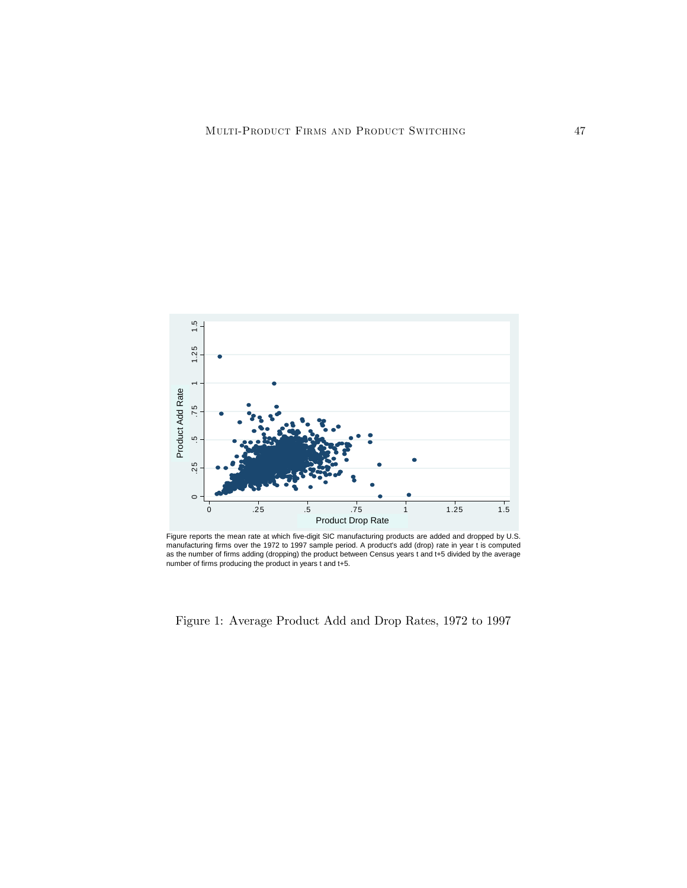Product Add Rate

0
.25
.5
.75
1
1.25
1.5

0
.25
.5
.75
1
1.25
1.5

Product Drop Rate

Figure reports the mean rate at which five-digit SIC manufacturing products are added and dropped by U.S. manufacturing firms over the 1972 to 1997 sample period. A product's add (drop) rate in year t is computed as the number of firms adding (dropping) the product between Census years t and t+5 divided by the average number of firms producing the product in years t and t+5.

Figure 1: Average Product Add and Drop Rates, 1972 to 1997